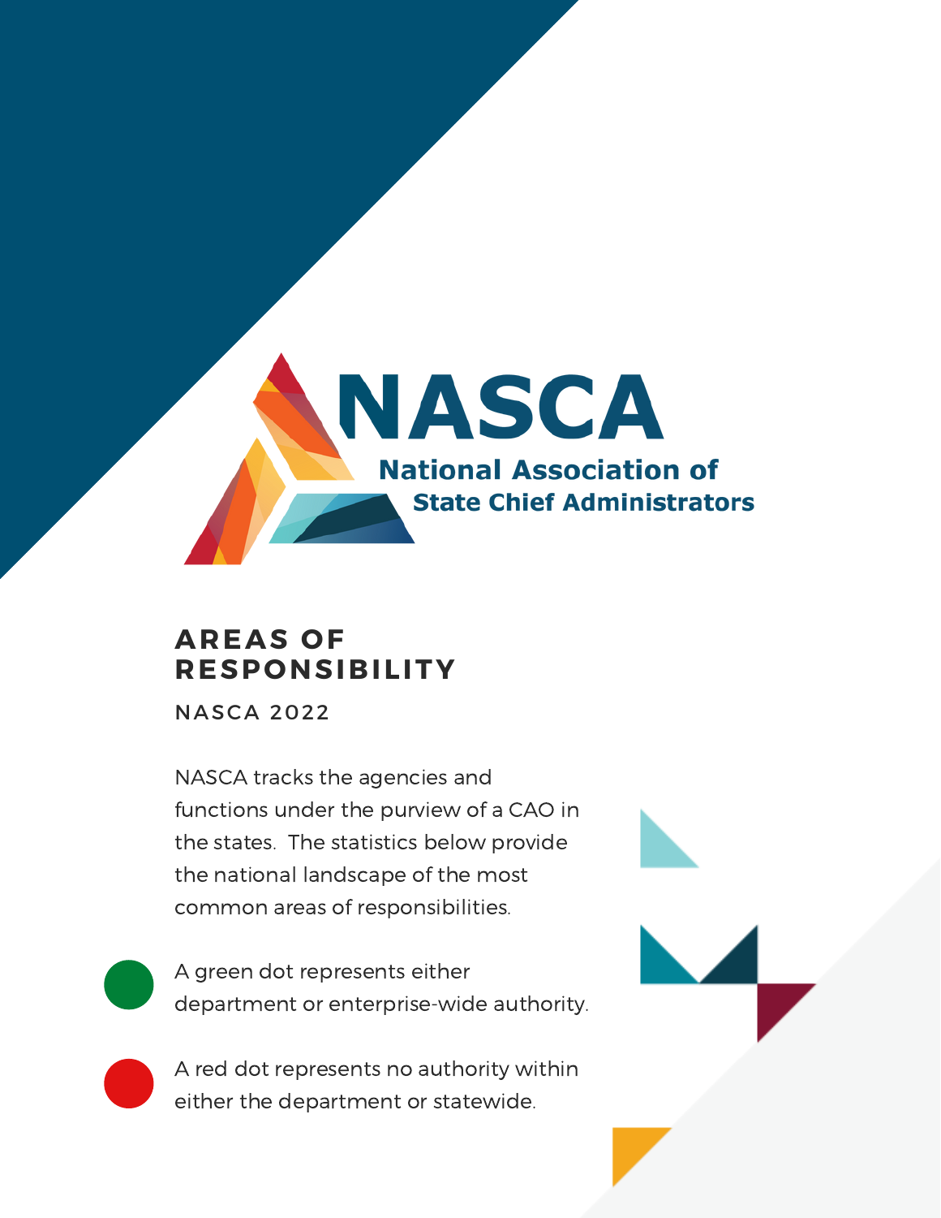# NASCA

**National Association of State Chief Administrators**

## AREAS OF RESPONSIBILITY

NASCA 2022

NASCA tracks the agencies and functions under the purview of a CAO in the states. The statistics below provide the national landscape of the most common areas of responsibilities.

A green dot represents either department or enterprise-wide authority.

A red dot represents no authority within either the department or statewide.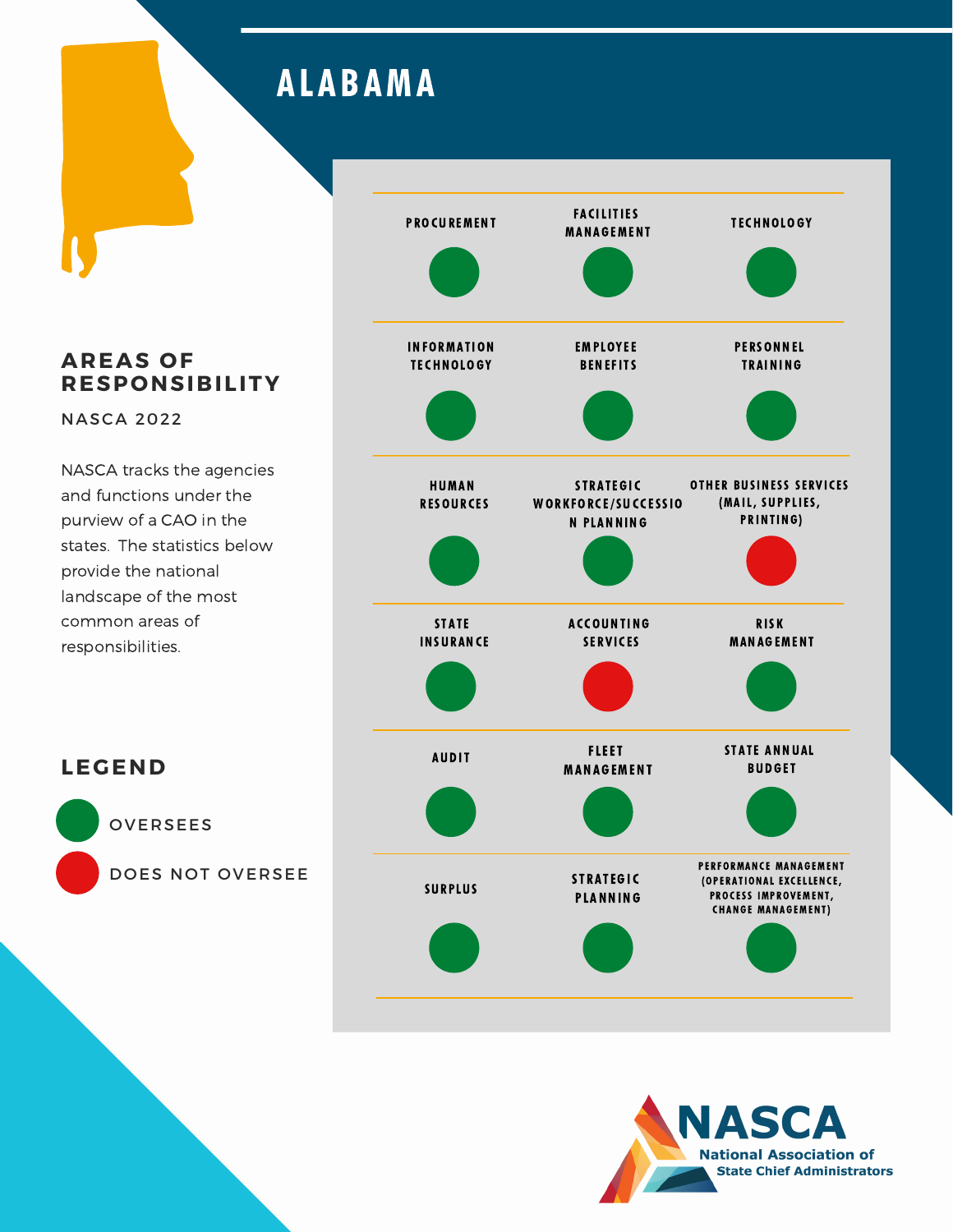# ALABAMA

## AREAS OF RESPONSIBILITY

NASCA 2022

NASCA tracks the agencies and functions under the purview of a CAO in the states. The statistics below provide the national landscape of the most common areas of responsibilities.

## LEGEND

- Green: OVERSEES
- Red: DOES NOT OVERSEE

| Area | Status |
|---|---|
| PROCUREMENT | Oversees |
| FACILITIES MANAGEMENT | Oversees |
| TECHNOLOGY | Oversees |
| INFORMATION TECHNOLOGY | Oversees |
| EMPLOYEE BENEFITS | Oversees |
| PERSONNEL TRAINING | Oversees |
| HUMAN RESOURCES | Oversees |
| STRATEGIC WORKFORCE/SUCCESSION PLANNING | Oversees |
| OTHER BUSINESS SERVICES (MAIL, SUPPLIES, PRINTING) | Does not oversee |
| STATE INSURANCE | Oversees |
| ACCOUNTING SERVICES | Does not oversee |
| RISK MANAGEMENT | Oversees |
| AUDIT | Oversees |
| FLEET MANAGEMENT | Oversees |
| STATE ANNUAL BUDGET | Oversees |
| SURPLUS | Oversees |
| STRATEGIC PLANNING | Oversees |
| PERFORMANCE MANAGEMENT (OPERATIONAL EXCELLENCE, PROCESS IMPROVEMENT, CHANGE MANAGEMENT) | Oversees |

NASCA National Association of State Chief Administrators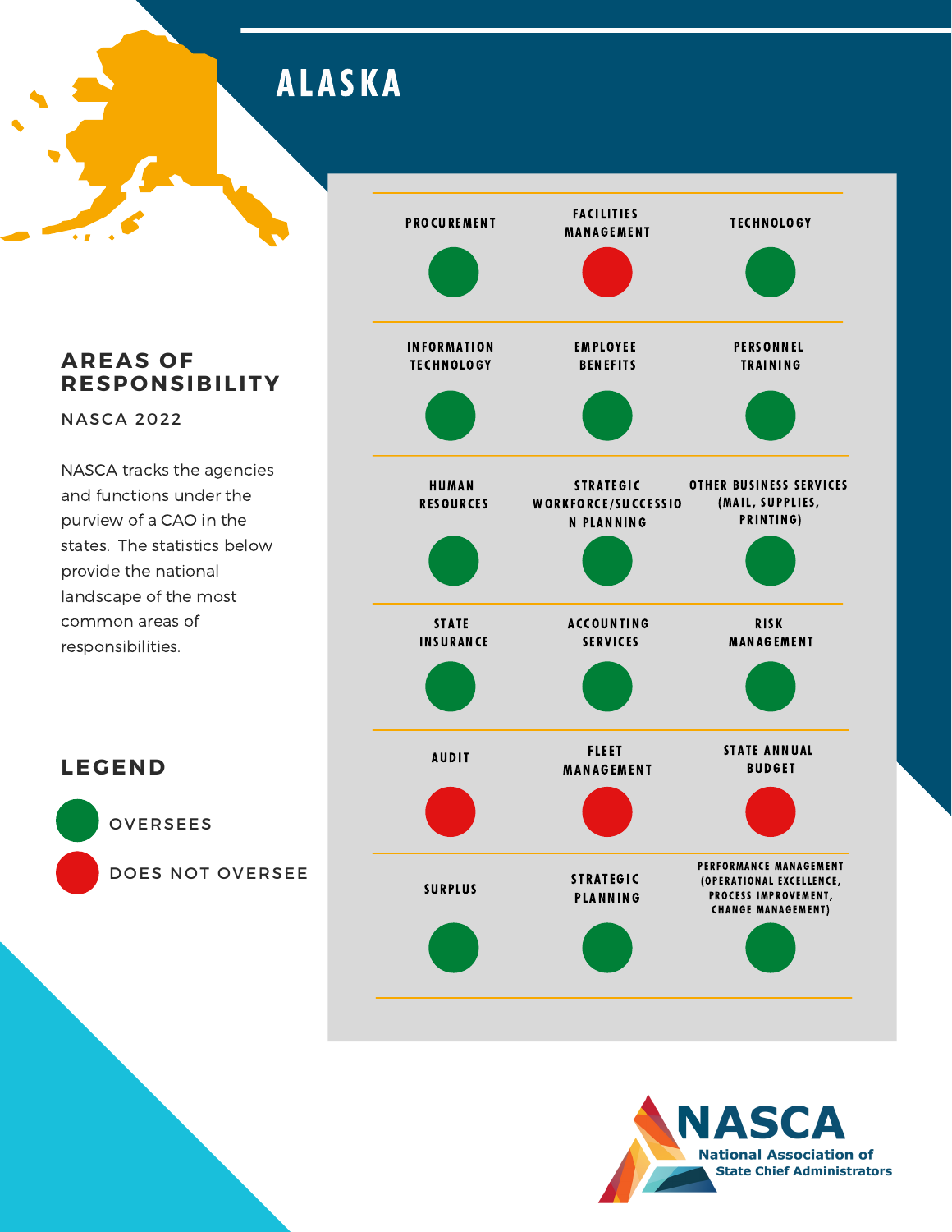# ALASKA

## AREAS OF RESPONSIBILITY

NASCA 2022

NASCA tracks the agencies and functions under the purview of a CAO in the states. The statistics below provide the national landscape of the most common areas of responsibilities.

| Area | Status |
| --- | --- |
| PROCUREMENT | Oversees |
| FACILITIES MANAGEMENT | Does Not Oversee |
| TECHNOLOGY | Oversees |
| INFORMATION TECHNOLOGY | Oversees |
| EMPLOYEE BENEFITS | Oversees |
| PERSONNEL TRAINING | Oversees |
| HUMAN RESOURCES | Oversees |
| STRATEGIC WORKFORCE/SUCCESSION PLANNING | Oversees |
| OTHER BUSINESS SERVICES (MAIL, SUPPLIES, PRINTING) | Oversees |
| STATE INSURANCE | Oversees |
| ACCOUNTING SERVICES | Oversees |
| RISK MANAGEMENT | Oversees |
| AUDIT | Does Not Oversee |
| FLEET MANAGEMENT | Does Not Oversee |
| STATE ANNUAL BUDGET | Does Not Oversee |
| SURPLUS | Oversees |
| STRATEGIC PLANNING | Oversees |
| PERFORMANCE MANAGEMENT (OPERATIONAL EXCELLENCE, PROCESS IMPROVEMENT, CHANGE MANAGEMENT) | Oversees |

## LEGEND

- OVERSEES (green)
- DOES NOT OVERSEE (red)

NASCA
National Association of State Chief Administrators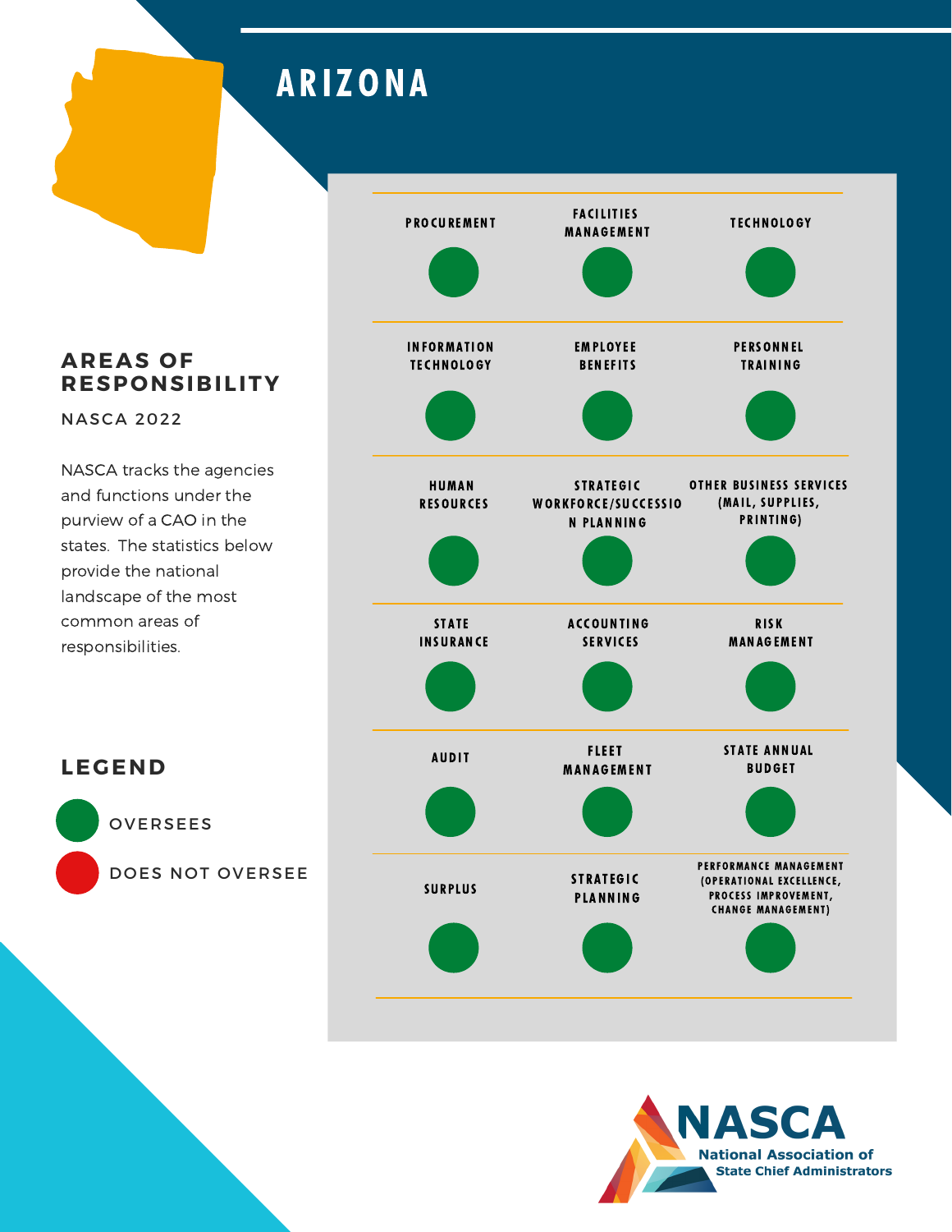# ARIZONA

## AREAS OF RESPONSIBILITY

NASCA 2022

NASCA tracks the agencies and functions under the purview of a CAO in the states. The statistics below provide the national landscape of the most common areas of responsibilities.

| Area | Status | Area | Status | Area | Status |
|---|---|---|---|---|---|
| PROCUREMENT | Oversees | FACILITIES MANAGEMENT | Oversees | TECHNOLOGY | Oversees |
| INFORMATION TECHNOLOGY | Oversees | EMPLOYEE BENEFITS | Oversees | PERSONNEL TRAINING | Oversees |
| HUMAN RESOURCES | Oversees | STRATEGIC WORKFORCE/SUCCESSION PLANNING | Oversees | OTHER BUSINESS SERVICES (MAIL, SUPPLIES, PRINTING) | Oversees |
| STATE INSURANCE | Oversees | ACCOUNTING SERVICES | Oversees | RISK MANAGEMENT | Oversees |
| AUDIT | Oversees | FLEET MANAGEMENT | Oversees | STATE ANNUAL BUDGET | Oversees |
| SURPLUS | Oversees | STRATEGIC PLANNING | Oversees | PERFORMANCE MANAGEMENT (OPERATIONAL EXCELLENCE, PROCESS IMPROVEMENT, CHANGE MANAGEMENT) | Oversees |

## LEGEND

- OVERSEES (green)
- DOES NOT OVERSEE (red)

NASCA
National Association of State Chief Administrators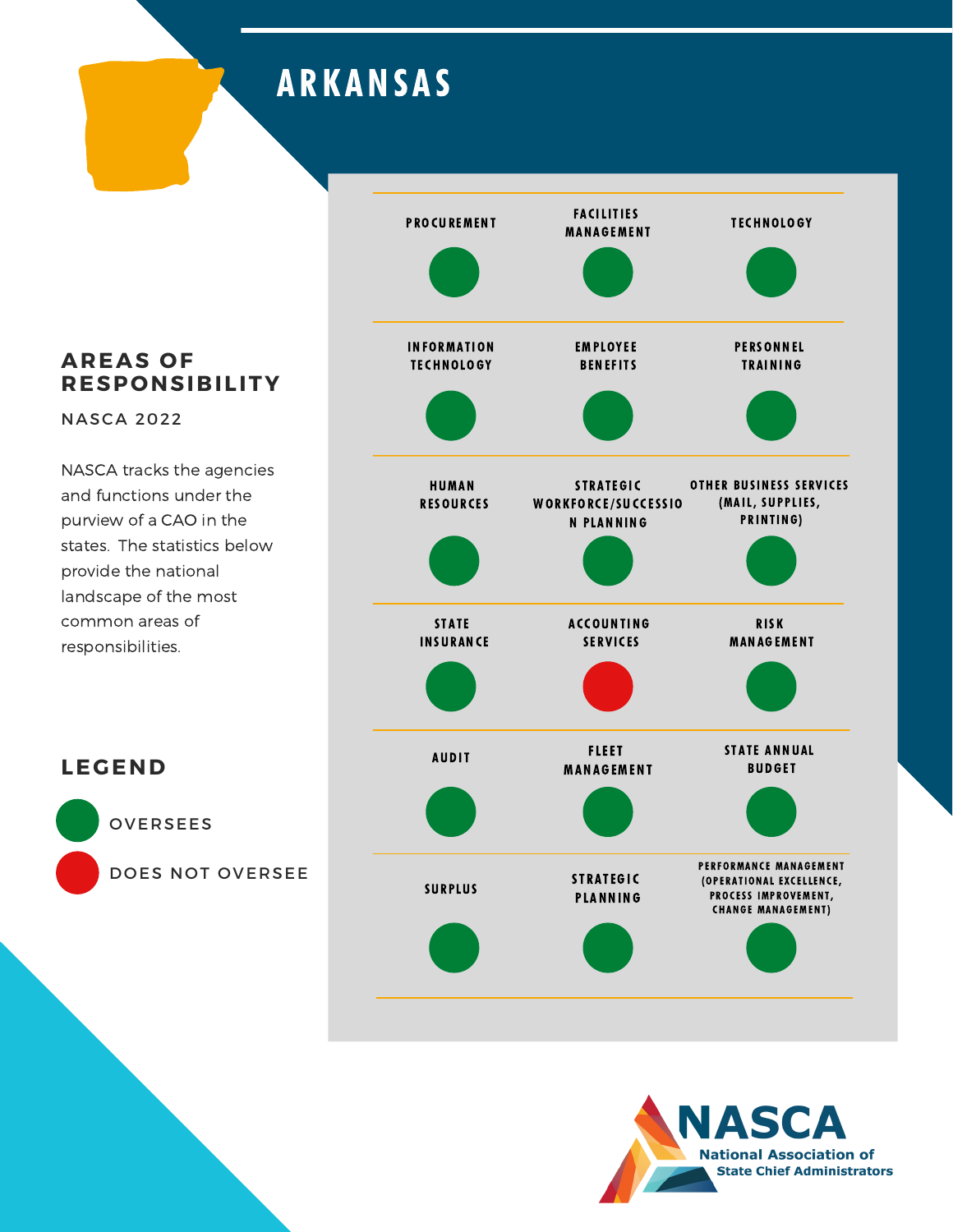# ARKANSAS

## AREAS OF RESPONSIBILITY

NASCA 2022

NASCA tracks the agencies and functions under the purview of a CAO in the states. The statistics below provide the national landscape of the most common areas of responsibilities.

| Area | Status |
|---|---|
| Procurement | Oversees |
| Facilities Management | Oversees |
| Technology | Oversees |
| Information Technology | Oversees |
| Employee Benefits | Oversees |
| Personnel Training | Oversees |
| Human Resources | Oversees |
| Strategic Workforce/Succession Planning | Oversees |
| Other Business Services (Mail, Supplies, Printing) | Oversees |
| State Insurance | Oversees |
| Accounting Services | Does Not Oversee |
| Risk Management | Oversees |
| Audit | Oversees |
| Fleet Management | Oversees |
| State Annual Budget | Oversees |
| Surplus | Oversees |
| Strategic Planning | Oversees |
| Performance Management (Operational Excellence, Process Improvement, Change Management) | Oversees |

## LEGEND

- OVERSEES (green)
- DOES NOT OVERSEE (red)

NASCA National Association of State Chief Administrators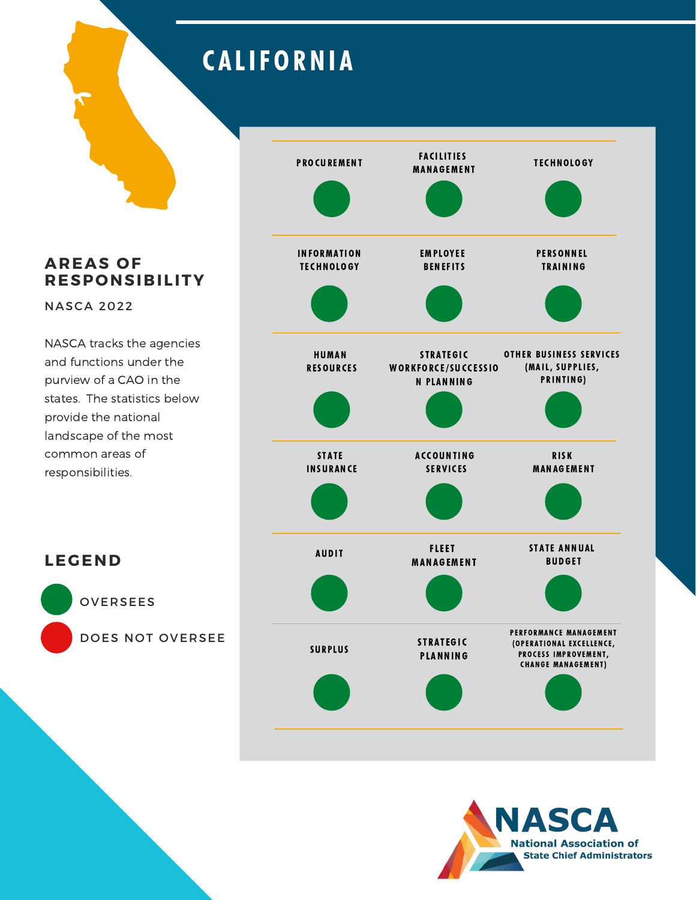# CALIFORNIA

## AREAS OF RESPONSIBILITY

NASCA 2022

NASCA tracks the agencies and functions under the purview of a CAO in the states. The statistics below provide the national landscape of the most common areas of responsibilities.

| Area | Status |
|---|---|
| PROCUREMENT | Oversees |
| FACILITIES MANAGEMENT | Oversees |
| TECHNOLOGY | Oversees |
| INFORMATION TECHNOLOGY | Oversees |
| EMPLOYEE BENEFITS | Oversees |
| PERSONNEL TRAINING | Oversees |
| HUMAN RESOURCES | Oversees |
| STRATEGIC WORKFORCE/SUCCESSION PLANNING | Oversees |
| OTHER BUSINESS SERVICES (MAIL, SUPPLIES, PRINTING) | Oversees |
| STATE INSURANCE | Oversees |
| ACCOUNTING SERVICES | Oversees |
| RISK MANAGEMENT | Oversees |
| AUDIT | Oversees |
| FLEET MANAGEMENT | Oversees |
| STATE ANNUAL BUDGET | Oversees |
| SURPLUS | Oversees |
| STRATEGIC PLANNING | Oversees |
| PERFORMANCE MANAGEMENT (OPERATIONAL EXCELLENCE, PROCESS IMPROVEMENT, CHANGE MANAGEMENT) | Oversees |

## LEGEND

- OVERSEES (green)
- DOES NOT OVERSEE (red)

NASCA
National Association of State Chief Administrators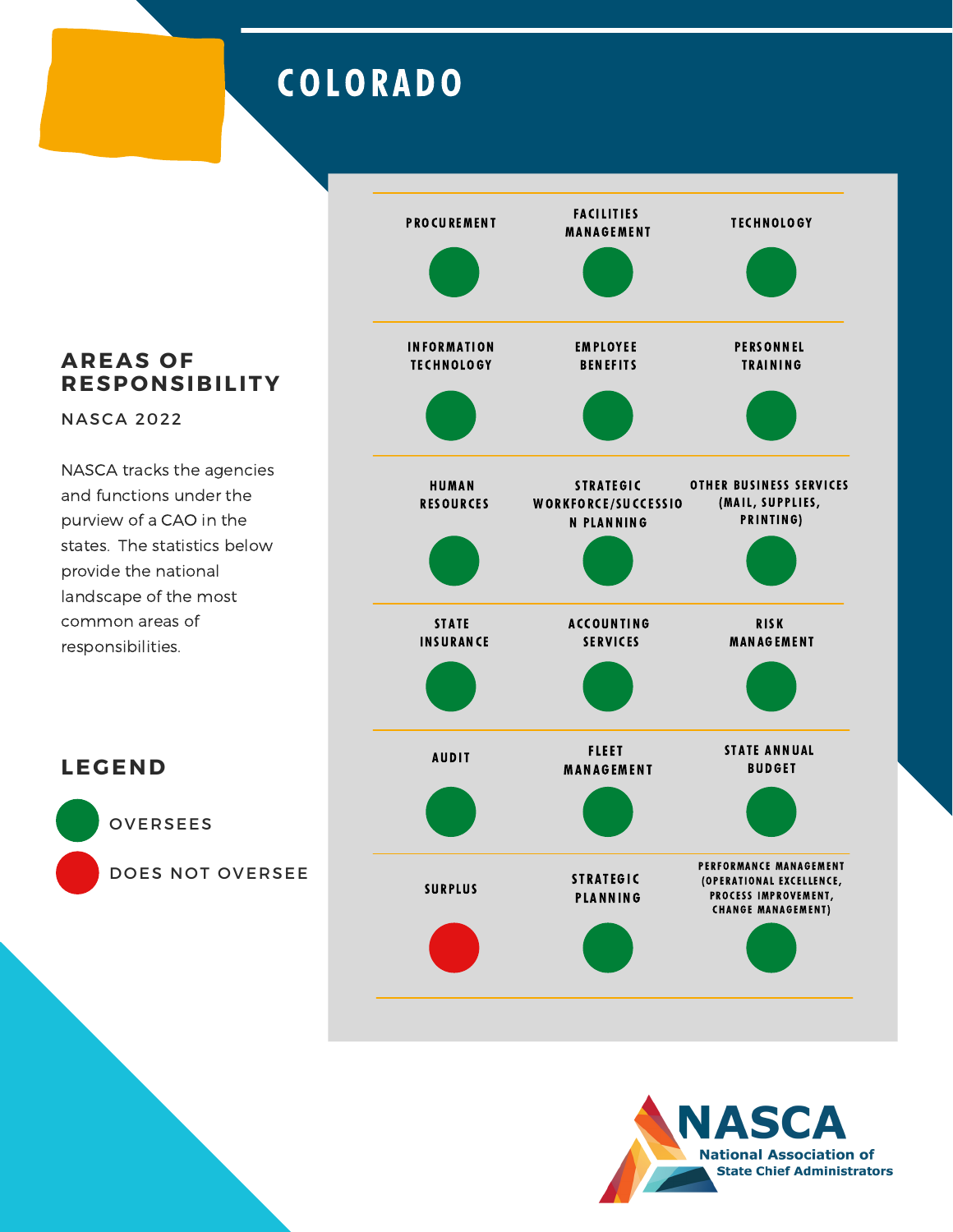# COLORADO

## AREAS OF RESPONSIBILITY

NASCA 2022

NASCA tracks the agencies and functions under the purview of a CAO in the states. The statistics below provide the national landscape of the most common areas of responsibilities.

| Area | Status | Area | Status | Area | Status |
|---|---|---|---|---|---|
| PROCUREMENT | Oversees | FACILITIES MANAGEMENT | Oversees | TECHNOLOGY | Oversees |
| INFORMATION TECHNOLOGY | Oversees | EMPLOYEE BENEFITS | Oversees | PERSONNEL TRAINING | Oversees |
| HUMAN RESOURCES | Oversees | STRATEGIC WORKFORCE/SUCCESSION PLANNING | Oversees | OTHER BUSINESS SERVICES (MAIL, SUPPLIES, PRINTING) | Oversees |
| STATE INSURANCE | Oversees | ACCOUNTING SERVICES | Oversees | RISK MANAGEMENT | Oversees |
| AUDIT | Oversees | FLEET MANAGEMENT | Oversees | STATE ANNUAL BUDGET | Oversees |
| SURPLUS | Does Not Oversee | STRATEGIC PLANNING | Oversees | PERFORMANCE MANAGEMENT (OPERATIONAL EXCELLENCE, PROCESS IMPROVEMENT, CHANGE MANAGEMENT) | Oversees |

## LEGEND

- OVERSEES (green)
- DOES NOT OVERSEE (red)

NASCA National Association of State Chief Administrators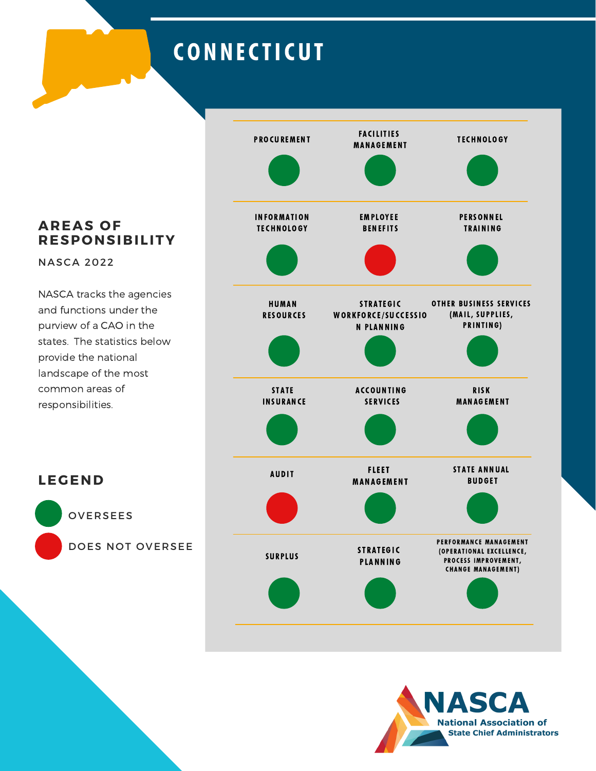# CONNECTICUT

## AREAS OF RESPONSIBILITY

NASCA 2022

NASCA tracks the agencies and functions under the purview of a CAO in the states. The statistics below provide the national landscape of the most common areas of responsibilities.

| Area | Status | Area | Status | Area | Status |
|---|---|---|---|---|---|
| PROCUREMENT | Oversees | FACILITIES MANAGEMENT | Oversees | TECHNOLOGY | Oversees |
| INFORMATION TECHNOLOGY | Oversees | EMPLOYEE BENEFITS | Does not oversee | PERSONNEL TRAINING | Oversees |
| HUMAN RESOURCES | Oversees | STRATEGIC WORKFORCE/SUCCESSION PLANNING | Oversees | OTHER BUSINESS SERVICES (MAIL, SUPPLIES, PRINTING) | Oversees |
| STATE INSURANCE | Oversees | ACCOUNTING SERVICES | Oversees | RISK MANAGEMENT | Oversees |
| AUDIT | Does not oversee | FLEET MANAGEMENT | Oversees | STATE ANNUAL BUDGET | Oversees |
| SURPLUS | Oversees | STRATEGIC PLANNING | Oversees | PERFORMANCE MANAGEMENT (OPERATIONAL EXCELLENCE, PROCESS IMPROVEMENT, CHANGE MANAGEMENT) | Oversees |

## LEGEND

- Green: OVERSEES
- Red: DOES NOT OVERSEE

NASCA
National Association of State Chief Administrators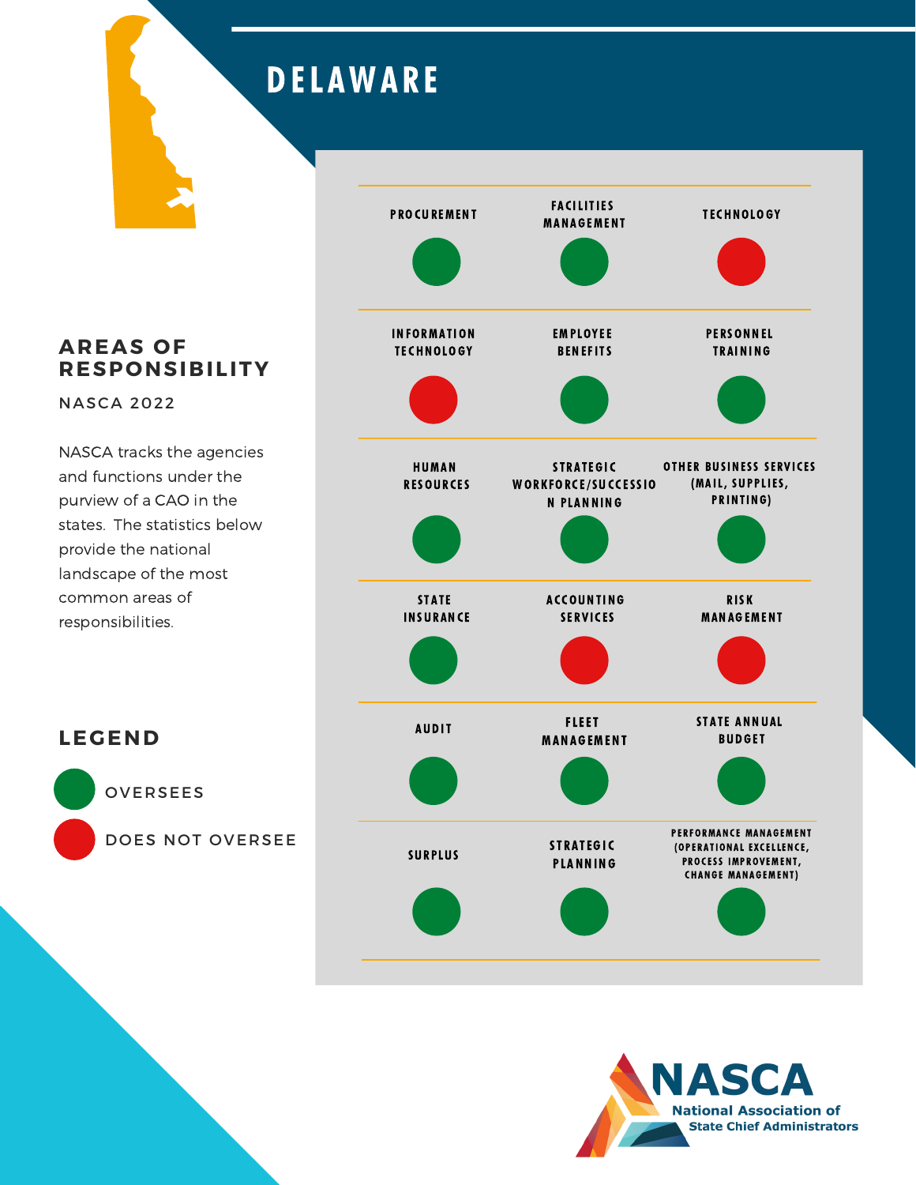# DELAWARE

## AREAS OF RESPONSIBILITY

NASCA 2022

NASCA tracks the agencies and functions under the purview of a CAO in the states. The statistics below provide the national landscape of the most common areas of responsibilities.

| Area | Status |
|---|---|
| PROCUREMENT | Oversees |
| FACILITIES MANAGEMENT | Oversees |
| TECHNOLOGY | Does Not Oversee |
| INFORMATION TECHNOLOGY | Does Not Oversee |
| EMPLOYEE BENEFITS | Oversees |
| PERSONNEL TRAINING | Oversees |
| HUMAN RESOURCES | Oversees |
| STRATEGIC WORKFORCE/SUCCESSION PLANNING | Oversees |
| OTHER BUSINESS SERVICES (MAIL, SUPPLIES, PRINTING) | Oversees |
| STATE INSURANCE | Oversees |
| ACCOUNTING SERVICES | Does Not Oversee |
| RISK MANAGEMENT | Does Not Oversee |
| AUDIT | Oversees |
| FLEET MANAGEMENT | Oversees |
| STATE ANNUAL BUDGET | Oversees |
| SURPLUS | Oversees |
| STRATEGIC PLANNING | Oversees |
| PERFORMANCE MANAGEMENT (OPERATIONAL EXCELLENCE, PROCESS IMPROVEMENT, CHANGE MANAGEMENT) | Oversees |

## LEGEND

- OVERSEES (green)
- DOES NOT OVERSEE (red)

NASCA
National Association of State Chief Administrators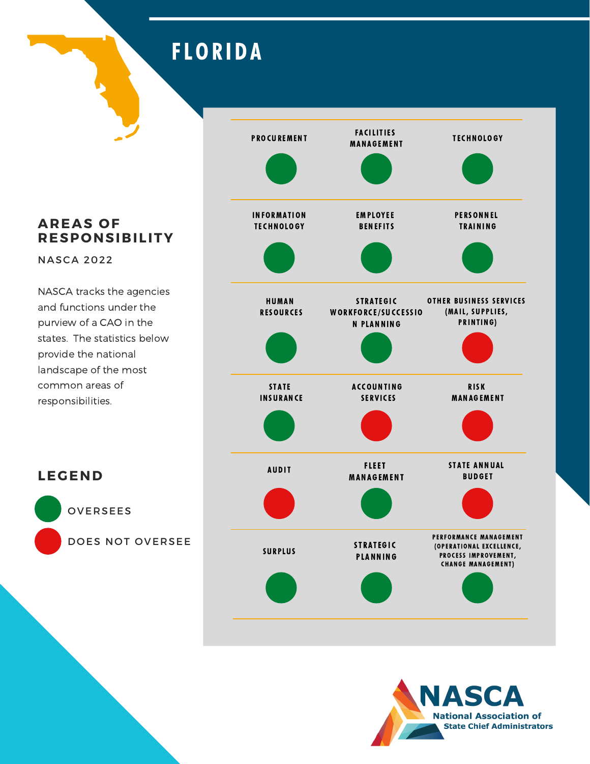# FLORIDA

## AREAS OF RESPONSIBILITY

NASCA 2022

NASCA tracks the agencies and functions under the purview of a CAO in the states. The statistics below provide the national landscape of the most common areas of responsibilities.

| Area | Status |
|---|---|
| Procurement | Oversees |
| Facilities Management | Oversees |
| Technology | Oversees |
| Information Technology | Oversees |
| Employee Benefits | Oversees |
| Personnel Training | Oversees |
| Human Resources | Oversees |
| Strategic Workforce/Succession Planning | Oversees |
| Other Business Services (Mail, Supplies, Printing) | Does Not Oversee |
| State Insurance | Oversees |
| Accounting Services | Does Not Oversee |
| Risk Management | Does Not Oversee |
| Audit | Does Not Oversee |
| Fleet Management | Oversees |
| State Annual Budget | Does Not Oversee |
| Surplus | Oversees |
| Strategic Planning | Oversees |
| Performance Management (Operational Excellence, Process Improvement, Change Management) | Oversees |

## LEGEND

- Green: OVERSEES
- Red: DOES NOT OVERSEE

NASCA
National Association of State Chief Administrators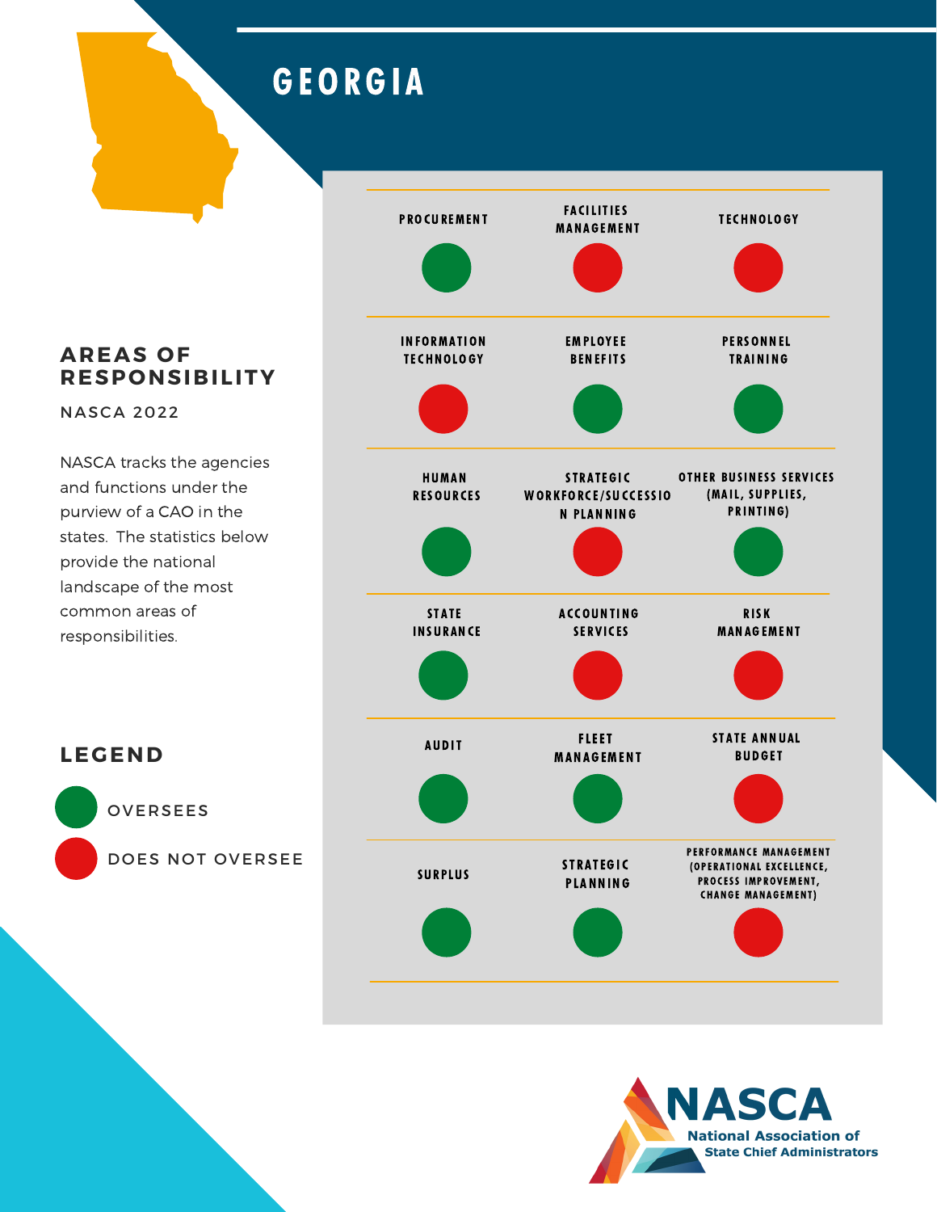# GEORGIA

## AREAS OF RESPONSIBILITY

NASCA 2022

NASCA tracks the agencies and functions under the purview of a CAO in the states. The statistics below provide the national landscape of the most common areas of responsibilities.

| Area | Status |
|---|---|
| PROCUREMENT | Oversees |
| FACILITIES MANAGEMENT | Does Not Oversee |
| TECHNOLOGY | Does Not Oversee |
| INFORMATION TECHNOLOGY | Does Not Oversee |
| EMPLOYEE BENEFITS | Oversees |
| PERSONNEL TRAINING | Oversees |
| HUMAN RESOURCES | Oversees |
| STRATEGIC WORKFORCE/SUCCESSION PLANNING | Does Not Oversee |
| OTHER BUSINESS SERVICES (MAIL, SUPPLIES, PRINTING) | Oversees |
| STATE INSURANCE | Oversees |
| ACCOUNTING SERVICES | Does Not Oversee |
| RISK MANAGEMENT | Does Not Oversee |
| AUDIT | Oversees |
| FLEET MANAGEMENT | Oversees |
| STATE ANNUAL BUDGET | Does Not Oversee |
| SURPLUS | Oversees |
| STRATEGIC PLANNING | Oversees |
| PERFORMANCE MANAGEMENT (OPERATIONAL EXCELLENCE, PROCESS IMPROVEMENT, CHANGE MANAGEMENT) | Does Not Oversee |

## LEGEND

- OVERSEES (green)
- DOES NOT OVERSEE (red)

NASCA
National Association of State Chief Administrators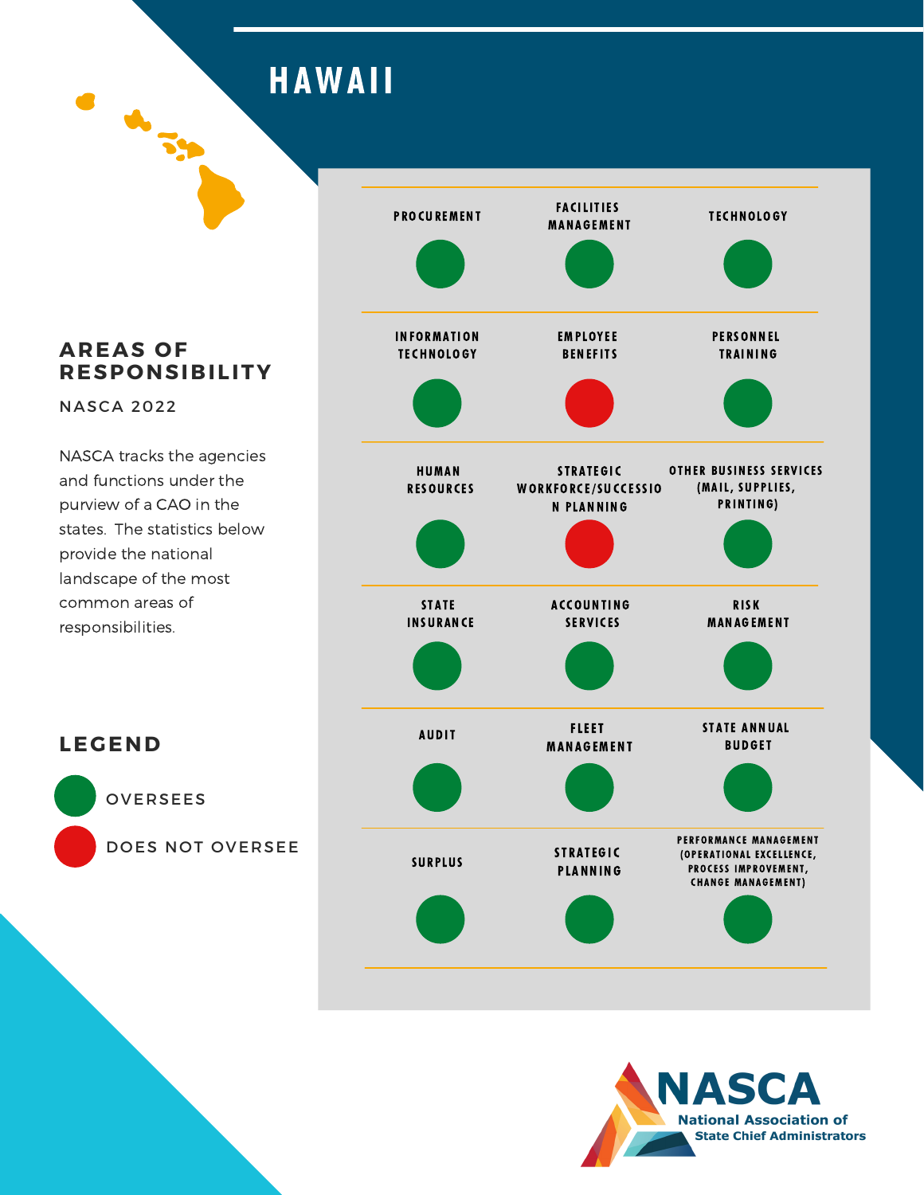# HAWAII

## AREAS OF RESPONSIBILITY

NASCA 2022

NASCA tracks the agencies and functions under the purview of a CAO in the states. The statistics below provide the national landscape of the most common areas of responsibilities.

| Area | Status | Area | Status | Area | Status |
|---|---|---|---|---|---|
| PROCUREMENT | Oversees | FACILITIES MANAGEMENT | Oversees | TECHNOLOGY | Oversees |
| INFORMATION TECHNOLOGY | Oversees | EMPLOYEE BENEFITS | Does Not Oversee | PERSONNEL TRAINING | Oversees |
| HUMAN RESOURCES | Oversees | STRATEGIC WORKFORCE/SUCCESSION PLANNING | Does Not Oversee | OTHER BUSINESS SERVICES (MAIL, SUPPLIES, PRINTING) | Oversees |
| STATE INSURANCE | Oversees | ACCOUNTING SERVICES | Oversees | RISK MANAGEMENT | Oversees |
| AUDIT | Oversees | FLEET MANAGEMENT | Oversees | STATE ANNUAL BUDGET | Oversees |
| SURPLUS | Oversees | STRATEGIC PLANNING | Oversees | PERFORMANCE MANAGEMENT (OPERATIONAL EXCELLENCE, PROCESS IMPROVEMENT, CHANGE MANAGEMENT) | Oversees |

## LEGEND

- OVERSEES
- DOES NOT OVERSEE

NASCA
National Association of State Chief Administrators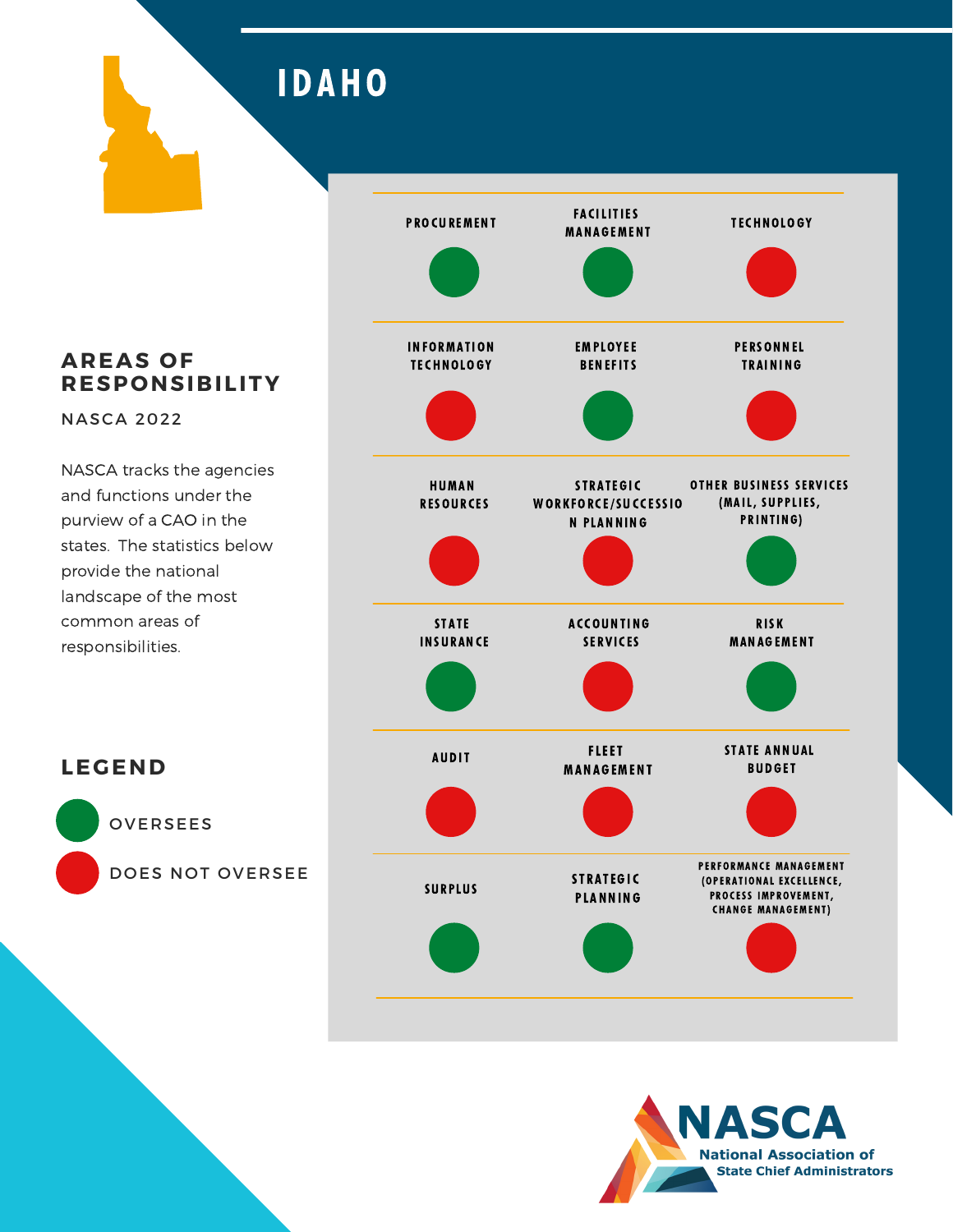# IDAHO

## AREAS OF RESPONSIBILITY

NASCA 2022

NASCA tracks the agencies and functions under the purview of a CAO in the states. The statistics below provide the national landscape of the most common areas of responsibilities.

## LEGEND

- OVERSEES (green)
- DOES NOT OVERSEE (red)

| Area | Status |
|---|---|
| PROCUREMENT | Oversees |
| FACILITIES MANAGEMENT | Oversees |
| TECHNOLOGY | Does Not Oversee |
| INFORMATION TECHNOLOGY | Does Not Oversee |
| EMPLOYEE BENEFITS | Oversees |
| PERSONNEL TRAINING | Does Not Oversee |
| HUMAN RESOURCES | Does Not Oversee |
| STRATEGIC WORKFORCE/SUCCESSION PLANNING | Does Not Oversee |
| OTHER BUSINESS SERVICES (MAIL, SUPPLIES, PRINTING) | Oversees |
| STATE INSURANCE | Oversees |
| ACCOUNTING SERVICES | Does Not Oversee |
| RISK MANAGEMENT | Oversees |
| AUDIT | Does Not Oversee |
| FLEET MANAGEMENT | Does Not Oversee |
| STATE ANNUAL BUDGET | Does Not Oversee |
| SURPLUS | Oversees |
| STRATEGIC PLANNING | Oversees |
| PERFORMANCE MANAGEMENT (OPERATIONAL EXCELLENCE, PROCESS IMPROVEMENT, CHANGE MANAGEMENT) | Does Not Oversee |

NASCA
National Association of State Chief Administrators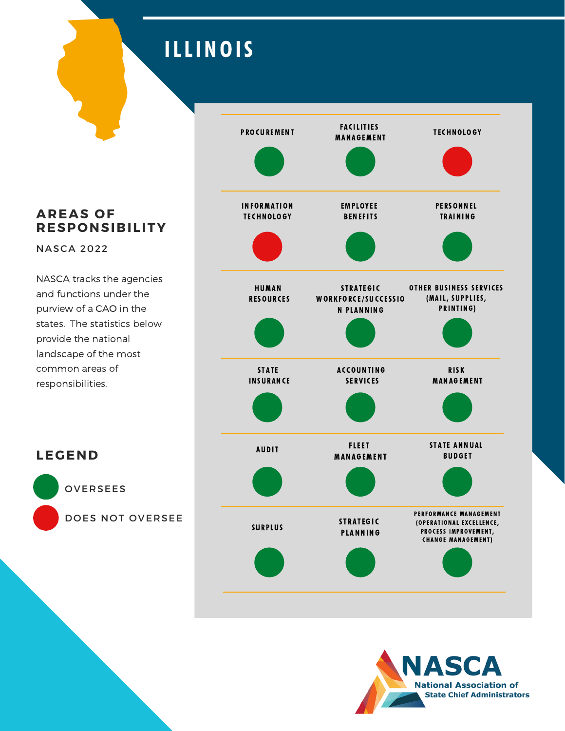# ILLINOIS

## AREAS OF RESPONSIBILITY

NASCA 2022

NASCA tracks the agencies and functions under the purview of a CAO in the states. The statistics below provide the national landscape of the most common areas of responsibilities.

| Area | Status |
|---|---|
| PROCUREMENT | Oversees |
| FACILITIES MANAGEMENT | Oversees |
| TECHNOLOGY | Does Not Oversee |
| INFORMATION TECHNOLOGY | Does Not Oversee |
| EMPLOYEE BENEFITS | Oversees |
| PERSONNEL TRAINING | Oversees |
| HUMAN RESOURCES | Oversees |
| STRATEGIC WORKFORCE/SUCCESSION PLANNING | Oversees |
| OTHER BUSINESS SERVICES (MAIL, SUPPLIES, PRINTING) | Oversees |
| STATE INSURANCE | Oversees |
| ACCOUNTING SERVICES | Oversees |
| RISK MANAGEMENT | Oversees |
| AUDIT | Oversees |
| FLEET MANAGEMENT | Oversees |
| STATE ANNUAL BUDGET | Oversees |
| SURPLUS | Oversees |
| STRATEGIC PLANNING | Oversees |
| PERFORMANCE MANAGEMENT (OPERATIONAL EXCELLENCE, PROCESS IMPROVEMENT, CHANGE MANAGEMENT) | Oversees |

## LEGEND

- OVERSEES (green)
- DOES NOT OVERSEE (red)

NASCA
National Association of State Chief Administrators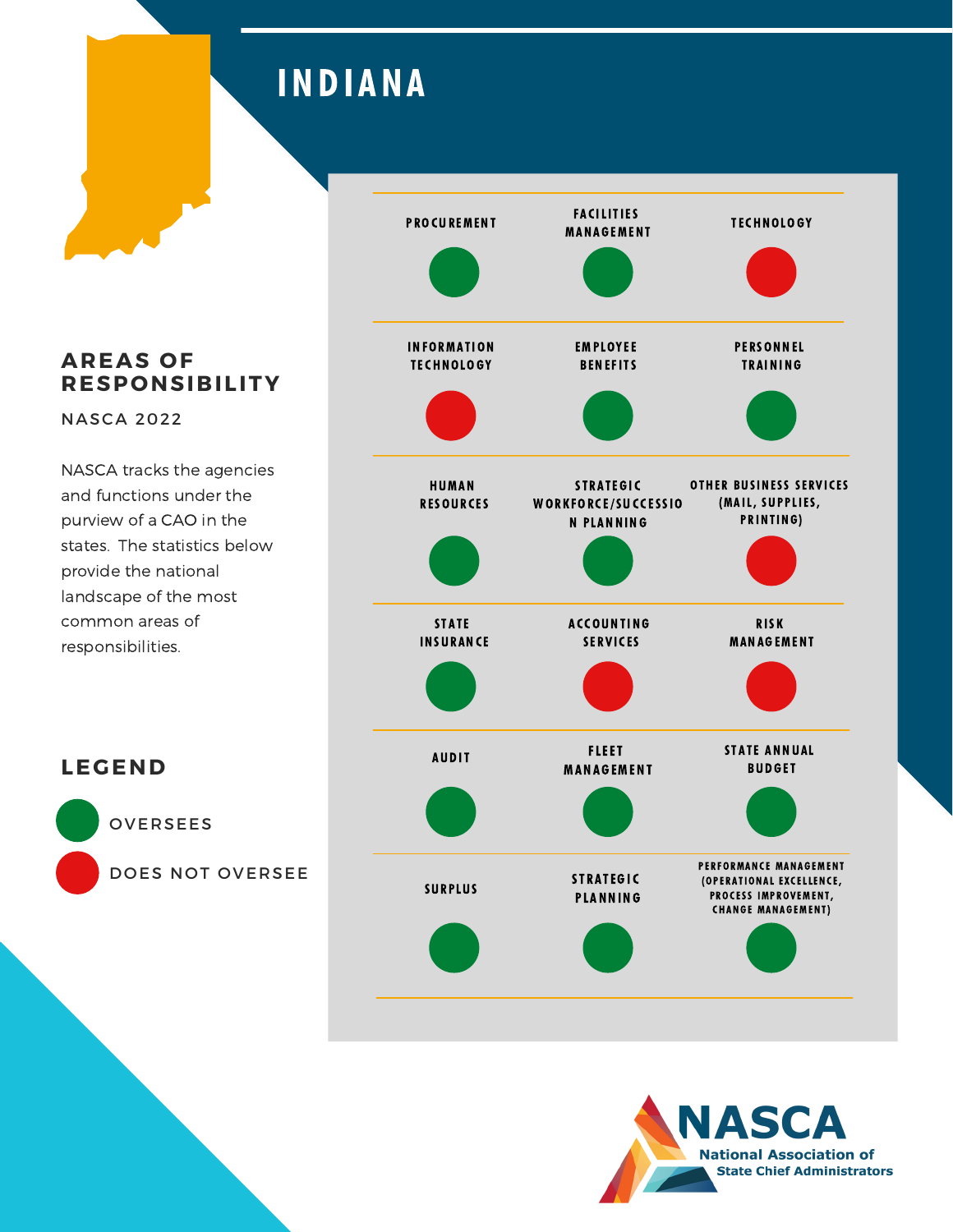# INDIANA

## AREAS OF RESPONSIBILITY

NASCA 2022

NASCA tracks the agencies and functions under the purview of a CAO in the states. The statistics below provide the national landscape of the most common areas of responsibilities.

| Area | Status |
|---|---|
| PROCUREMENT | Oversees |
| FACILITIES MANAGEMENT | Oversees |
| TECHNOLOGY | Does Not Oversee |
| INFORMATION TECHNOLOGY | Does Not Oversee |
| EMPLOYEE BENEFITS | Oversees |
| PERSONNEL TRAINING | Oversees |
| HUMAN RESOURCES | Oversees |
| STRATEGIC WORKFORCE/SUCCESSION PLANNING | Oversees |
| OTHER BUSINESS SERVICES (MAIL, SUPPLIES, PRINTING) | Does Not Oversee |
| STATE INSURANCE | Oversees |
| ACCOUNTING SERVICES | Does Not Oversee |
| RISK MANAGEMENT | Does Not Oversee |
| AUDIT | Oversees |
| FLEET MANAGEMENT | Oversees |
| STATE ANNUAL BUDGET | Oversees |
| SURPLUS | Oversees |
| STRATEGIC PLANNING | Oversees |
| PERFORMANCE MANAGEMENT (OPERATIONAL EXCELLENCE, PROCESS IMPROVEMENT, CHANGE MANAGEMENT) | Oversees |

## LEGEND

- OVERSEES (green)
- DOES NOT OVERSEE (red)

NASCA National Association of State Chief Administrators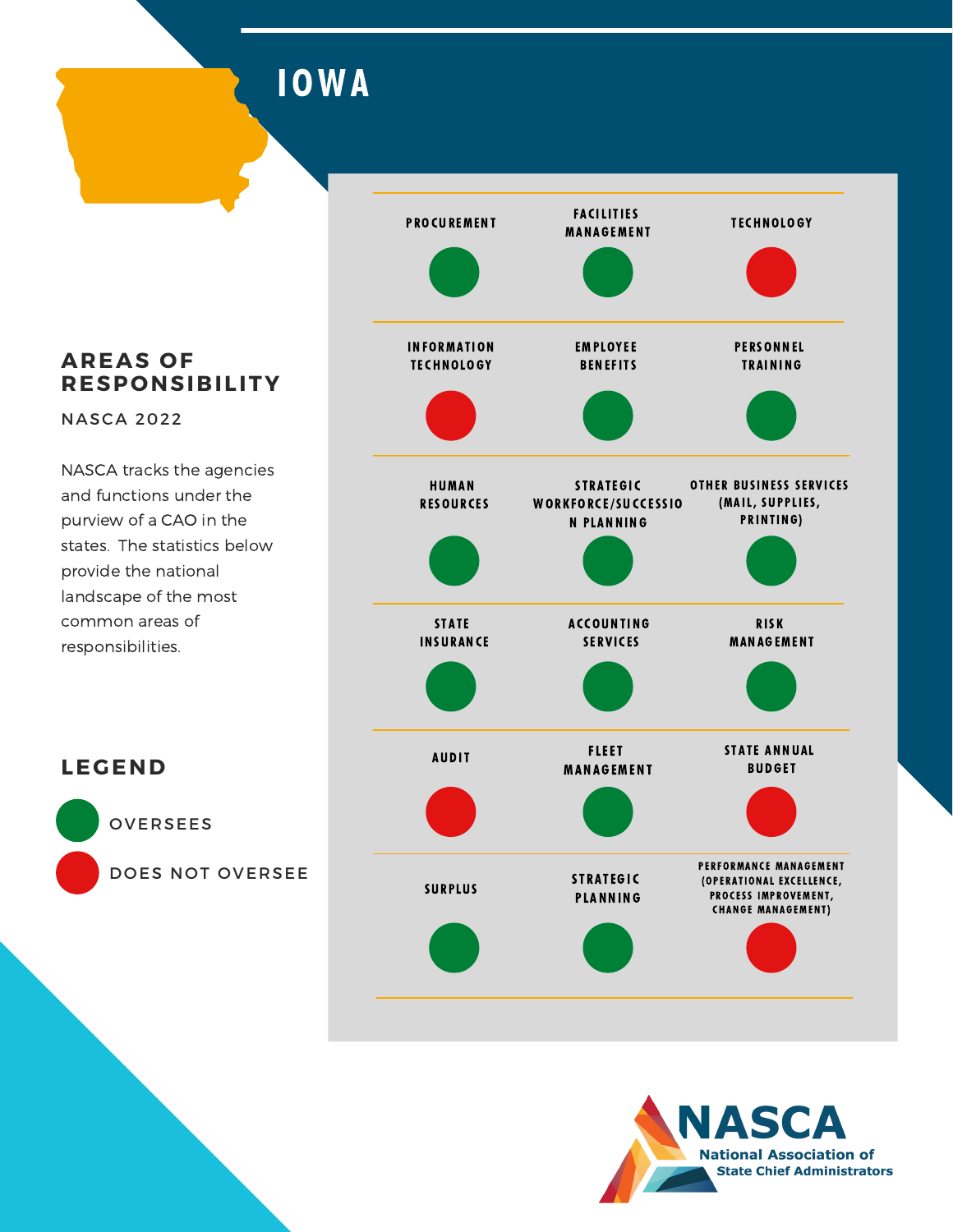# IOWA

## AREAS OF RESPONSIBILITY

NASCA 2022

NASCA tracks the agencies and functions under the purview of a CAO in the states. The statistics below provide the national landscape of the most common areas of responsibilities.

| Area | Status |
|---|---|
| PROCUREMENT | Oversees |
| FACILITIES MANAGEMENT | Oversees |
| TECHNOLOGY | Does Not Oversee |
| INFORMATION TECHNOLOGY | Does Not Oversee |
| EMPLOYEE BENEFITS | Oversees |
| PERSONNEL TRAINING | Oversees |
| HUMAN RESOURCES | Oversees |
| STRATEGIC WORKFORCE/SUCCESSION PLANNING | Oversees |
| OTHER BUSINESS SERVICES (MAIL, SUPPLIES, PRINTING) | Oversees |
| STATE INSURANCE | Oversees |
| ACCOUNTING SERVICES | Oversees |
| RISK MANAGEMENT | Oversees |
| AUDIT | Does Not Oversee |
| FLEET MANAGEMENT | Oversees |
| STATE ANNUAL BUDGET | Does Not Oversee |
| SURPLUS | Oversees |
| STRATEGIC PLANNING | Oversees |
| PERFORMANCE MANAGEMENT (OPERATIONAL EXCELLENCE, PROCESS IMPROVEMENT, CHANGE MANAGEMENT) | Does Not Oversee |

## LEGEND

- OVERSEES (green)
- DOES NOT OVERSEE (red)

NASCA
National Association of State Chief Administrators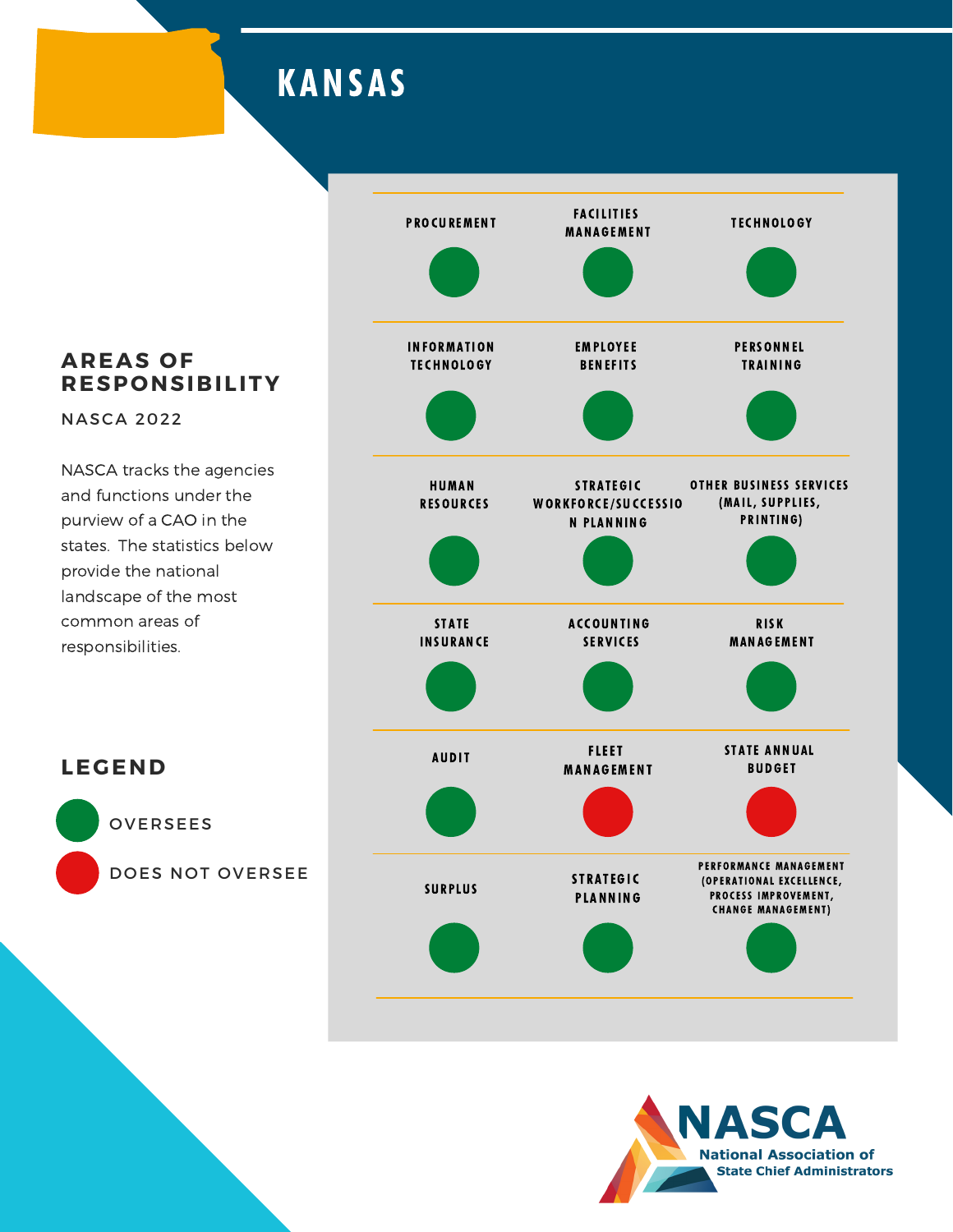# KANSAS

## AREAS OF RESPONSIBILITY

NASCA 2022

NASCA tracks the agencies and functions under the purview of a CAO in the states. The statistics below provide the national landscape of the most common areas of responsibilities.

| Area | Status |
|---|---|
| Procurement | Oversees |
| Facilities Management | Oversees |
| Technology | Oversees |
| Information Technology | Oversees |
| Employee Benefits | Oversees |
| Personnel Training | Oversees |
| Human Resources | Oversees |
| Strategic Workforce/Succession Planning | Oversees |
| Other Business Services (Mail, Supplies, Printing) | Oversees |
| State Insurance | Oversees |
| Accounting Services | Oversees |
| Risk Management | Oversees |
| Audit | Oversees |
| Fleet Management | Does Not Oversee |
| State Annual Budget | Does Not Oversee |
| Surplus | Oversees |
| Strategic Planning | Oversees |
| Performance Management (Operational Excellence, Process Improvement, Change Management) | Oversees |

## LEGEND

- OVERSEES (green)
- DOES NOT OVERSEE (red)

NASCA
National Association of State Chief Administrators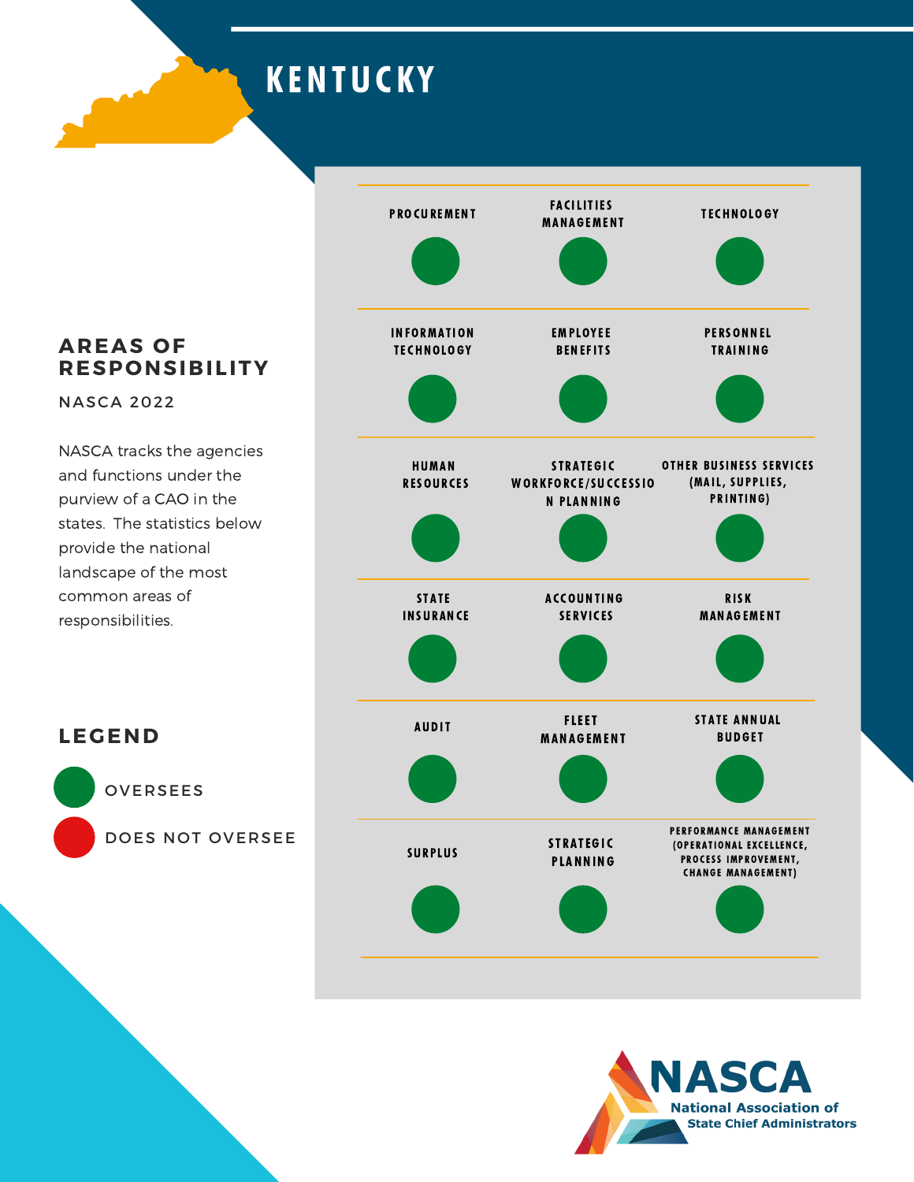# KENTUCKY

## AREAS OF RESPONSIBILITY

NASCA 2022

NASCA tracks the agencies and functions under the purview of a CAO in the states. The statistics below provide the national landscape of the most common areas of responsibilities.

| Area | Status |
| --- | --- |
| PROCUREMENT | Oversees |
| FACILITIES MANAGEMENT | Oversees |
| TECHNOLOGY | Oversees |
| INFORMATION TECHNOLOGY | Oversees |
| EMPLOYEE BENEFITS | Oversees |
| PERSONNEL TRAINING | Oversees |
| HUMAN RESOURCES | Oversees |
| STRATEGIC WORKFORCE/SUCCESSION PLANNING | Oversees |
| OTHER BUSINESS SERVICES (MAIL, SUPPLIES, PRINTING) | Oversees |
| STATE INSURANCE | Oversees |
| ACCOUNTING SERVICES | Oversees |
| RISK MANAGEMENT | Oversees |
| AUDIT | Oversees |
| FLEET MANAGEMENT | Oversees |
| STATE ANNUAL BUDGET | Oversees |
| SURPLUS | Oversees |
| STRATEGIC PLANNING | Oversees |
| PERFORMANCE MANAGEMENT (OPERATIONAL EXCELLENCE, PROCESS IMPROVEMENT, CHANGE MANAGEMENT) | Oversees |

## LEGEND

- OVERSEES
- DOES NOT OVERSEE

NASCA
National Association of State Chief Administrators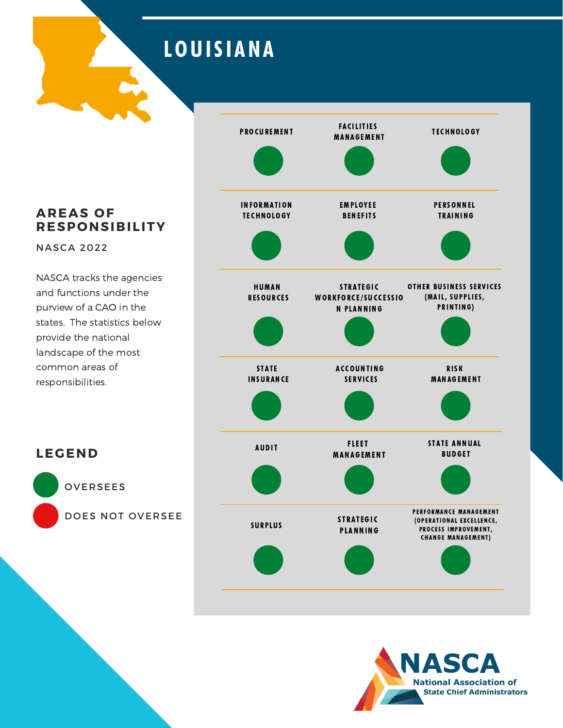# LOUISIANA

## AREAS OF RESPONSIBILITY

NASCA 2022

NASCA tracks the agencies and functions under the purview of a CAO in the states. The statistics below provide the national landscape of the most common areas of responsibilities.

| PROCUREMENT | FACILITIES MANAGEMENT | TECHNOLOGY |
|---|---|---|
| Oversees | Oversees | Oversees |
| **INFORMATION TECHNOLOGY** | **EMPLOYEE BENEFITS** | **PERSONNEL TRAINING** |
| Oversees | Oversees | Oversees |
| **HUMAN RESOURCES** | **STRATEGIC WORKFORCE/SUCCESSION PLANNING** | **OTHER BUSINESS SERVICES (MAIL, SUPPLIES, PRINTING)** |
| Oversees | Oversees | Oversees |
| **STATE INSURANCE** | **ACCOUNTING SERVICES** | **RISK MANAGEMENT** |
| Oversees | Oversees | Oversees |
| **AUDIT** | **FLEET MANAGEMENT** | **STATE ANNUAL BUDGET** |
| Oversees | Oversees | Oversees |
| **SURPLUS** | **STRATEGIC PLANNING** | **PERFORMANCE MANAGEMENT (OPERATIONAL EXCELLENCE, PROCESS IMPROVEMENT, CHANGE MANAGEMENT)** |
| Oversees | Oversees | Oversees |

## LEGEND

- OVERSEES
- DOES NOT OVERSEE

NASCA
National Association of State Chief Administrators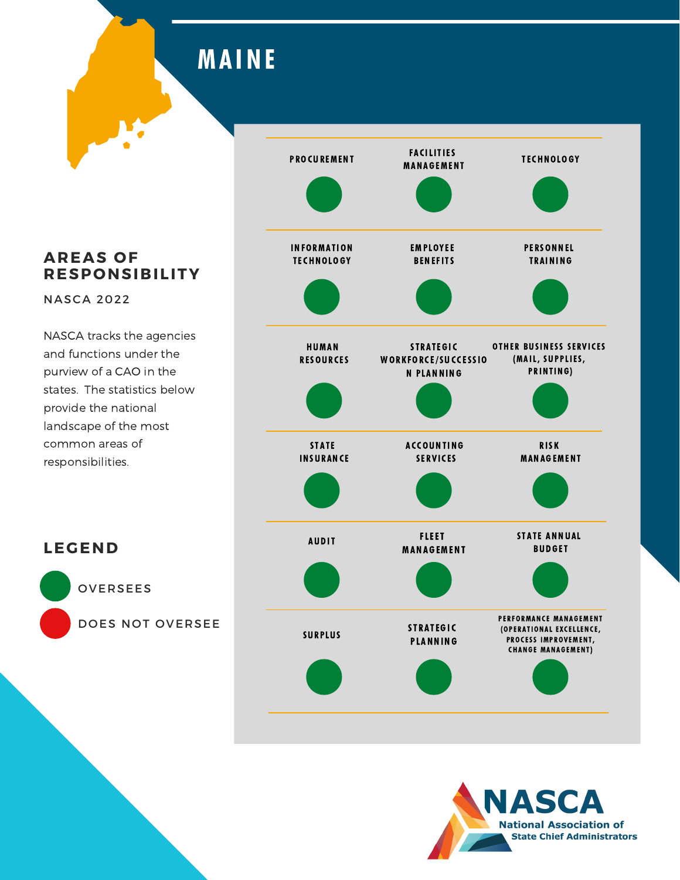# MAINE

## AREAS OF RESPONSIBILITY

NASCA 2022

NASCA tracks the agencies and functions under the purview of a CAO in the states. The statistics below provide the national landscape of the most common areas of responsibilities.

| Area | Status |
|---|---|
| PROCUREMENT | Oversees |
| FACILITIES MANAGEMENT | Oversees |
| TECHNOLOGY | Oversees |
| INFORMATION TECHNOLOGY | Oversees |
| EMPLOYEE BENEFITS | Oversees |
| PERSONNEL TRAINING | Oversees |
| HUMAN RESOURCES | Oversees |
| STRATEGIC WORKFORCE/SUCCESSION PLANNING | Oversees |
| OTHER BUSINESS SERVICES (MAIL, SUPPLIES, PRINTING) | Oversees |
| STATE INSURANCE | Oversees |
| ACCOUNTING SERVICES | Oversees |
| RISK MANAGEMENT | Oversees |
| AUDIT | Oversees |
| FLEET MANAGEMENT | Oversees |
| STATE ANNUAL BUDGET | Oversees |
| SURPLUS | Oversees |
| STRATEGIC PLANNING | Oversees |
| PERFORMANCE MANAGEMENT (OPERATIONAL EXCELLENCE, PROCESS IMPROVEMENT, CHANGE MANAGEMENT) | Oversees |

## LEGEND

- OVERSEES (green)
- DOES NOT OVERSEE (red)

NASCA
National Association of State Chief Administrators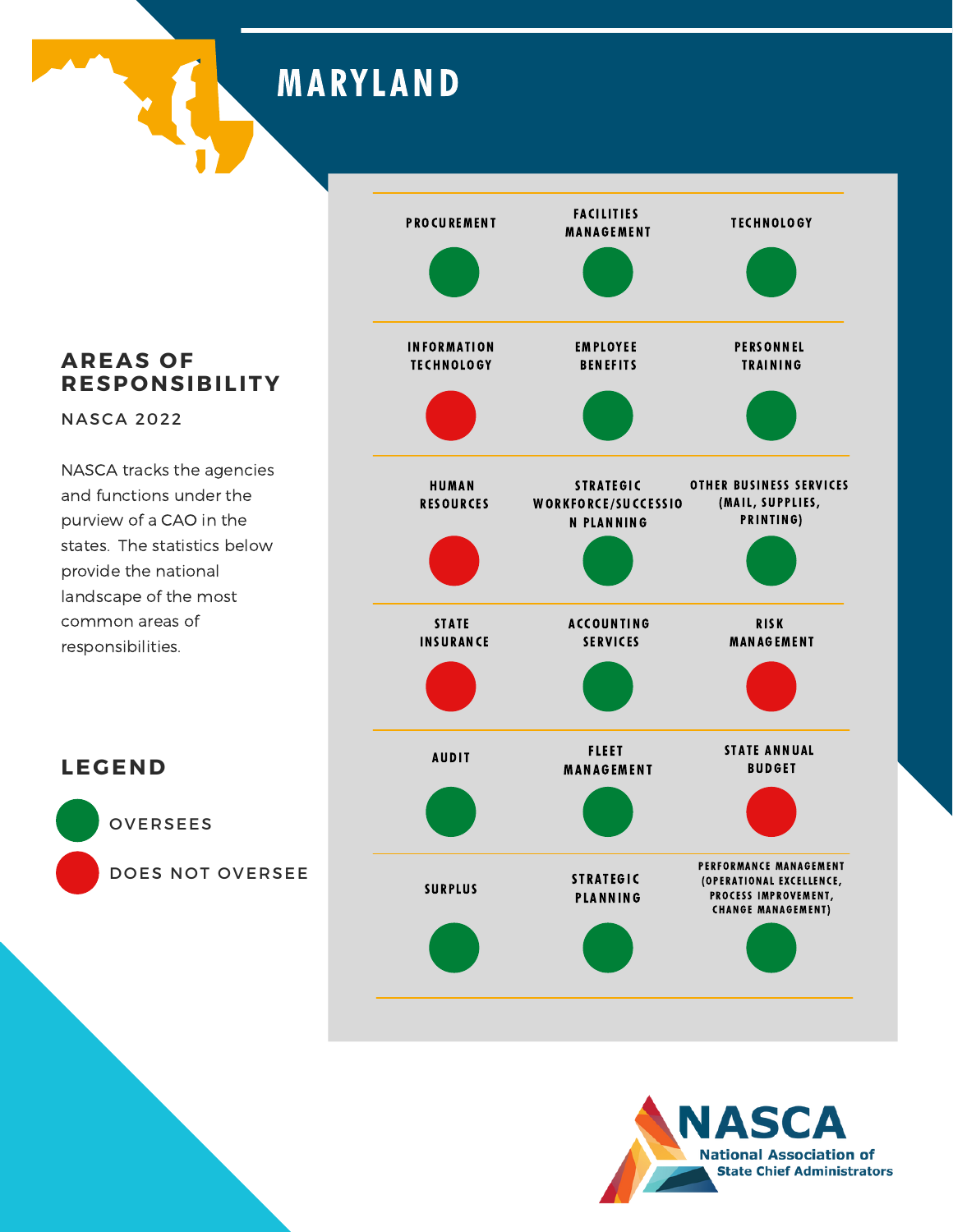# MARYLAND

## AREAS OF RESPONSIBILITY

NASCA 2022

NASCA tracks the agencies and functions under the purview of a CAO in the states. The statistics below provide the national landscape of the most common areas of responsibilities.

| Area | Status |
|---|---|
| PROCUREMENT | Oversees |
| FACILITIES MANAGEMENT | Oversees |
| TECHNOLOGY | Oversees |
| INFORMATION TECHNOLOGY | Does Not Oversee |
| EMPLOYEE BENEFITS | Oversees |
| PERSONNEL TRAINING | Oversees |
| HUMAN RESOURCES | Does Not Oversee |
| STRATEGIC WORKFORCE/SUCCESSION PLANNING | Oversees |
| OTHER BUSINESS SERVICES (MAIL, SUPPLIES, PRINTING) | Oversees |
| STATE INSURANCE | Does Not Oversee |
| ACCOUNTING SERVICES | Oversees |
| RISK MANAGEMENT | Does Not Oversee |
| AUDIT | Oversees |
| FLEET MANAGEMENT | Oversees |
| STATE ANNUAL BUDGET | Does Not Oversee |
| SURPLUS | Oversees |
| STRATEGIC PLANNING | Oversees |
| PERFORMANCE MANAGEMENT (OPERATIONAL EXCELLENCE, PROCESS IMPROVEMENT, CHANGE MANAGEMENT) | Oversees |

## LEGEND

- OVERSEES (green)
- DOES NOT OVERSEE (red)

NASCA
National Association of State Chief Administrators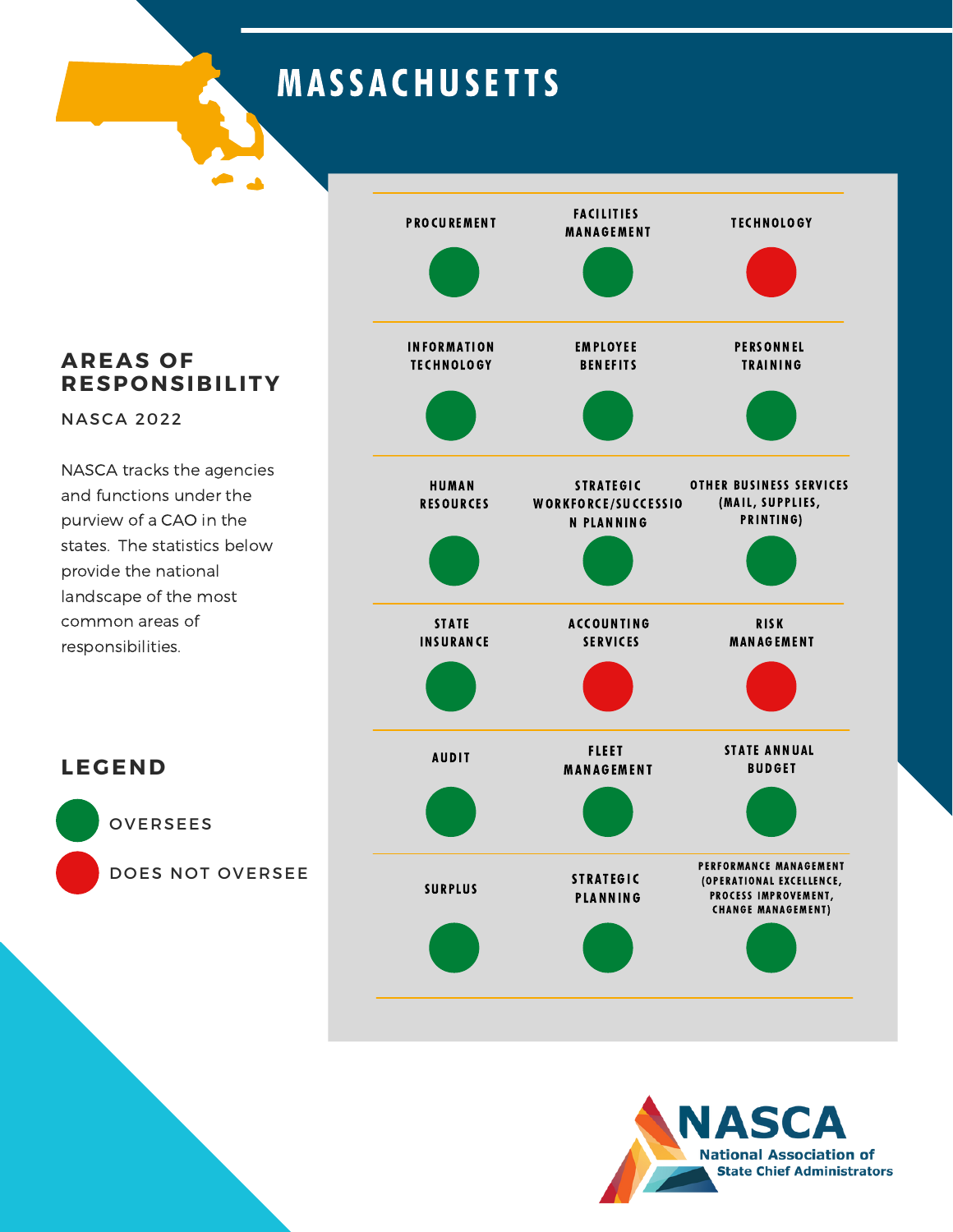# MASSACHUSETTS

## AREAS OF RESPONSIBILITY

NASCA 2022

NASCA tracks the agencies and functions under the purview of a CAO in the states. The statistics below provide the national landscape of the most common areas of responsibilities.

| Area | Status |
|---|---|
| PROCUREMENT | Oversees |
| FACILITIES MANAGEMENT | Oversees |
| TECHNOLOGY | Does Not Oversee |
| INFORMATION TECHNOLOGY | Oversees |
| EMPLOYEE BENEFITS | Oversees |
| PERSONNEL TRAINING | Oversees |
| HUMAN RESOURCES | Oversees |
| STRATEGIC WORKFORCE/SUCCESSION PLANNING | Oversees |
| OTHER BUSINESS SERVICES (MAIL, SUPPLIES, PRINTING) | Oversees |
| STATE INSURANCE | Oversees |
| ACCOUNTING SERVICES | Does Not Oversee |
| RISK MANAGEMENT | Does Not Oversee |
| AUDIT | Oversees |
| FLEET MANAGEMENT | Oversees |
| STATE ANNUAL BUDGET | Oversees |
| SURPLUS | Oversees |
| STRATEGIC PLANNING | Oversees |
| PERFORMANCE MANAGEMENT (OPERATIONAL EXCELLENCE, PROCESS IMPROVEMENT, CHANGE MANAGEMENT) | Oversees |

## LEGEND

- OVERSEES (green)
- DOES NOT OVERSEE (red)

NASCA
National Association of State Chief Administrators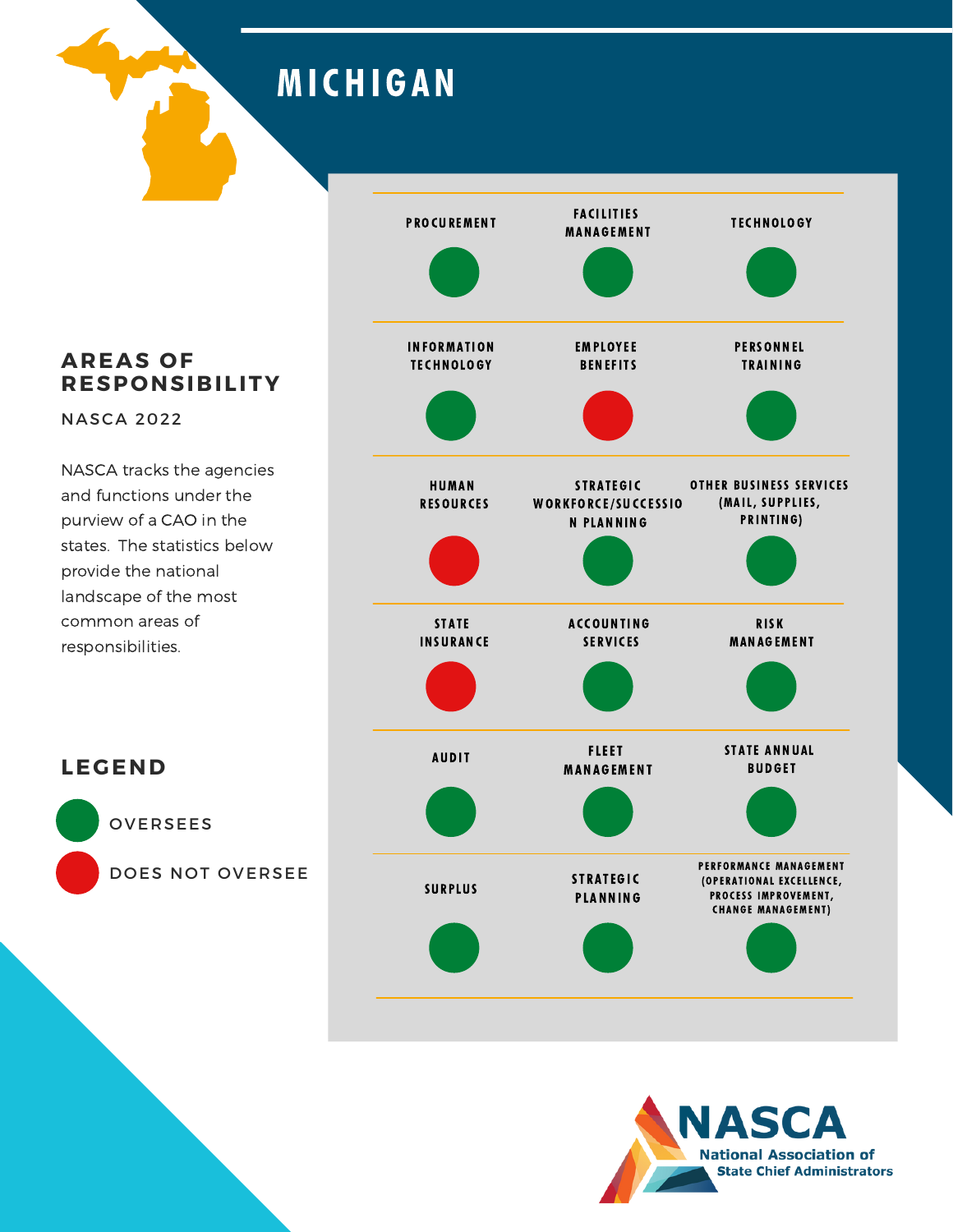# MICHIGAN

## AREAS OF RESPONSIBILITY

NASCA 2022

NASCA tracks the agencies and functions under the purview of a CAO in the states. The statistics below provide the national landscape of the most common areas of responsibilities.

| Area | Status |
|---|---|
| Procurement | Oversees |
| Facilities Management | Oversees |
| Technology | Oversees |
| Information Technology | Oversees |
| Employee Benefits | Does Not Oversee |
| Personnel Training | Oversees |
| Human Resources | Does Not Oversee |
| Strategic Workforce/Succession Planning | Oversees |
| Other Business Services (Mail, Supplies, Printing) | Oversees |
| State Insurance | Does Not Oversee |
| Accounting Services | Oversees |
| Risk Management | Oversees |
| Audit | Oversees |
| Fleet Management | Oversees |
| State Annual Budget | Oversees |
| Surplus | Oversees |
| Strategic Planning | Oversees |
| Performance Management (Operational Excellence, Process Improvement, Change Management) | Oversees |

## LEGEND

- Green: OVERSEES
- Red: DOES NOT OVERSEE

NASCA
National Association of State Chief Administrators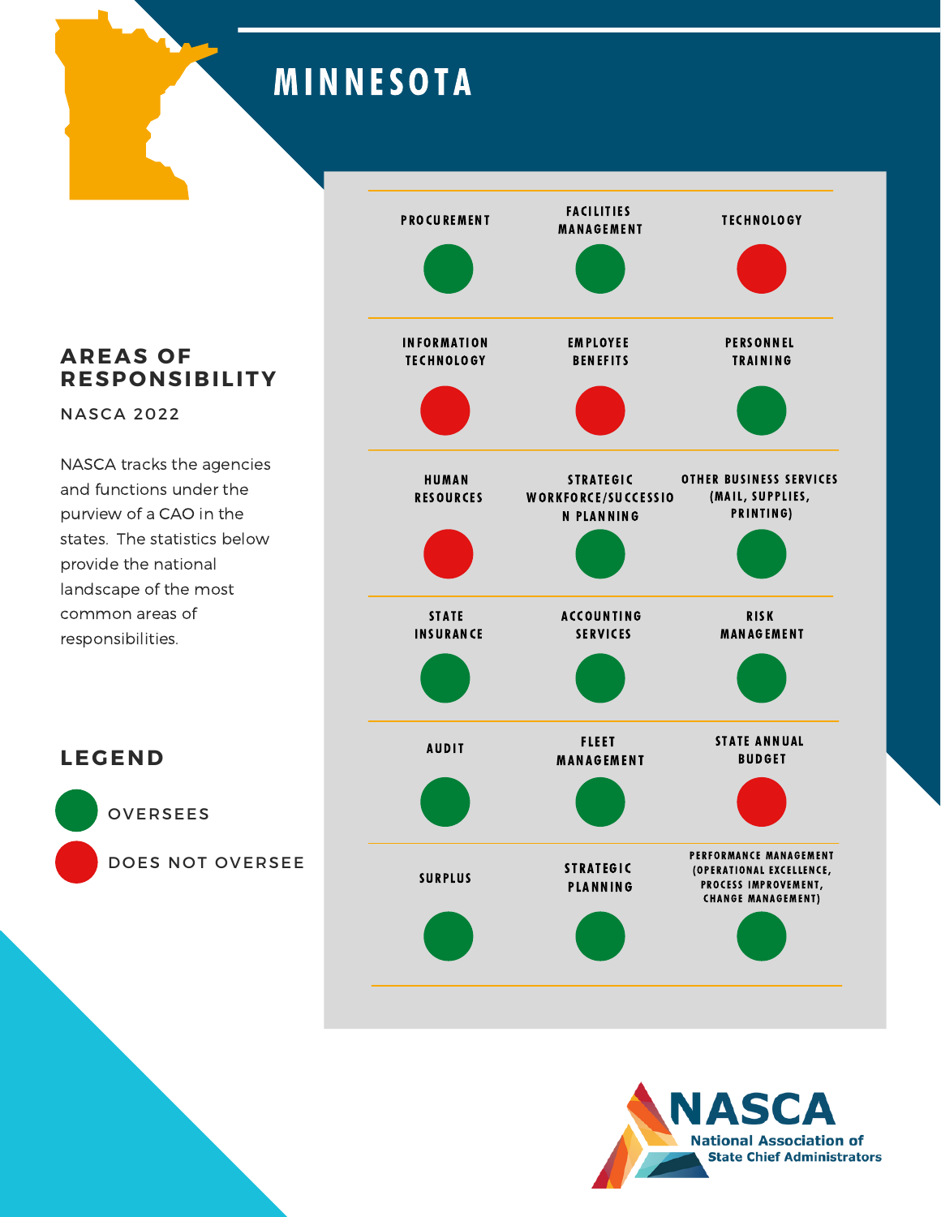# MINNESOTA

## AREAS OF RESPONSIBILITY

NASCA 2022

NASCA tracks the agencies and functions under the purview of a CAO in the states. The statistics below provide the national landscape of the most common areas of responsibilities.

| Area | Status |
| --- | --- |
| PROCUREMENT | Oversees |
| FACILITIES MANAGEMENT | Oversees |
| TECHNOLOGY | Does Not Oversee |
| INFORMATION TECHNOLOGY | Does Not Oversee |
| EMPLOYEE BENEFITS | Does Not Oversee |
| PERSONNEL TRAINING | Oversees |
| HUMAN RESOURCES | Does Not Oversee |
| STRATEGIC WORKFORCE/SUCCESSION PLANNING | Oversees |
| OTHER BUSINESS SERVICES (MAIL, SUPPLIES, PRINTING) | Oversees |
| STATE INSURANCE | Oversees |
| ACCOUNTING SERVICES | Oversees |
| RISK MANAGEMENT | Oversees |
| AUDIT | Oversees |
| FLEET MANAGEMENT | Oversees |
| STATE ANNUAL BUDGET | Does Not Oversee |
| SURPLUS | Oversees |
| STRATEGIC PLANNING | Oversees |
| PERFORMANCE MANAGEMENT (OPERATIONAL EXCELLENCE, PROCESS IMPROVEMENT, CHANGE MANAGEMENT) | Oversees |

## LEGEND

- OVERSEES (green)
- DOES NOT OVERSEE (red)

NASCA
National Association of State Chief Administrators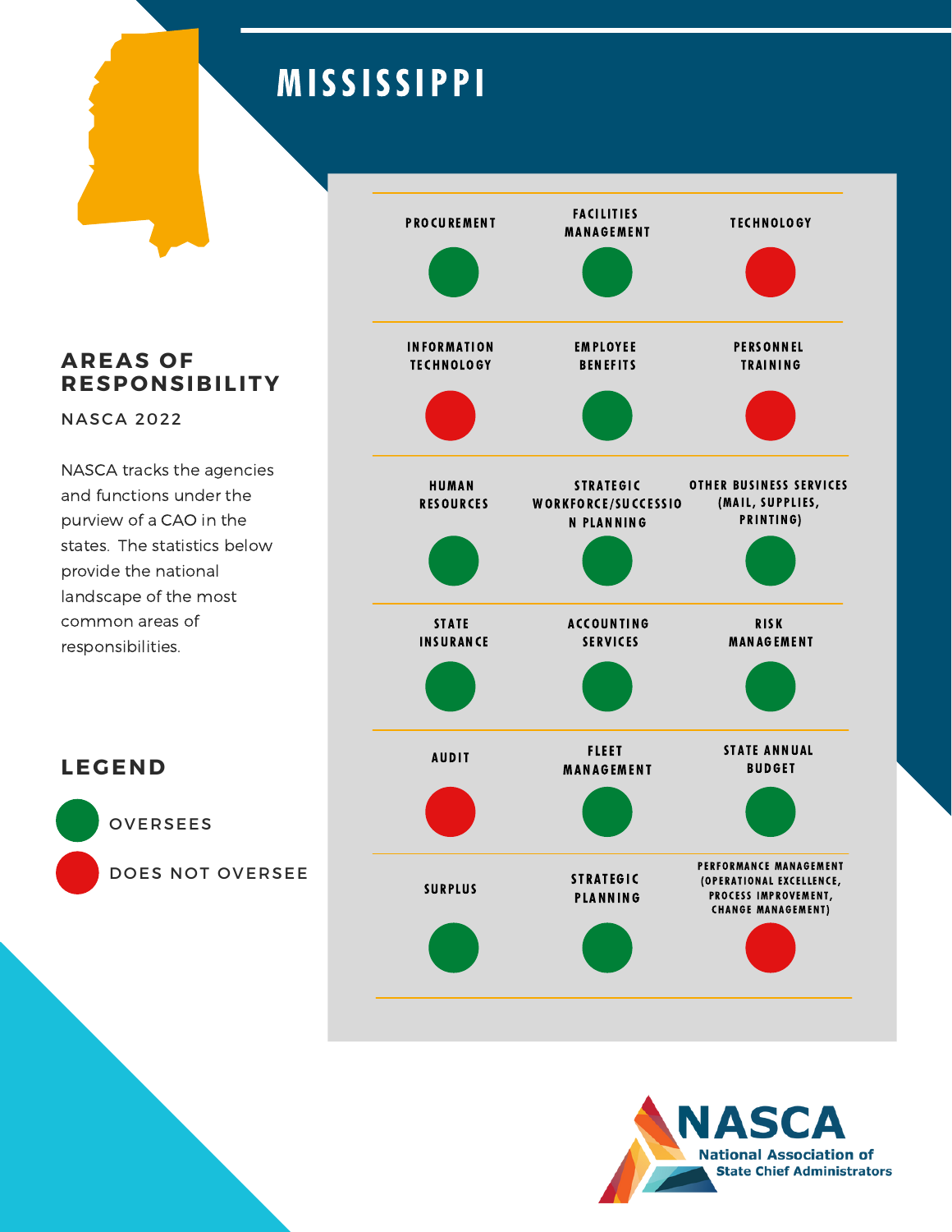# MISSISSIPPI

## AREAS OF RESPONSIBILITY

NASCA 2022

NASCA tracks the agencies and functions under the purview of a CAO in the states. The statistics below provide the national landscape of the most common areas of responsibilities.

| Area | Status |
|---|---|
| Procurement | Oversees |
| Facilities Management | Oversees |
| Technology | Does Not Oversee |
| Information Technology | Does Not Oversee |
| Employee Benefits | Oversees |
| Personnel Training | Does Not Oversee |
| Human Resources | Oversees |
| Strategic Workforce/Succession Planning | Oversees |
| Other Business Services (Mail, Supplies, Printing) | Oversees |
| State Insurance | Oversees |
| Accounting Services | Oversees |
| Risk Management | Oversees |
| Audit | Does Not Oversee |
| Fleet Management | Oversees |
| State Annual Budget | Oversees |
| Surplus | Oversees |
| Strategic Planning | Oversees |
| Performance Management (Operational Excellence, Process Improvement, Change Management) | Does Not Oversee |

## LEGEND

- OVERSEES (green)
- DOES NOT OVERSEE (red)

NASCA
National Association of State Chief Administrators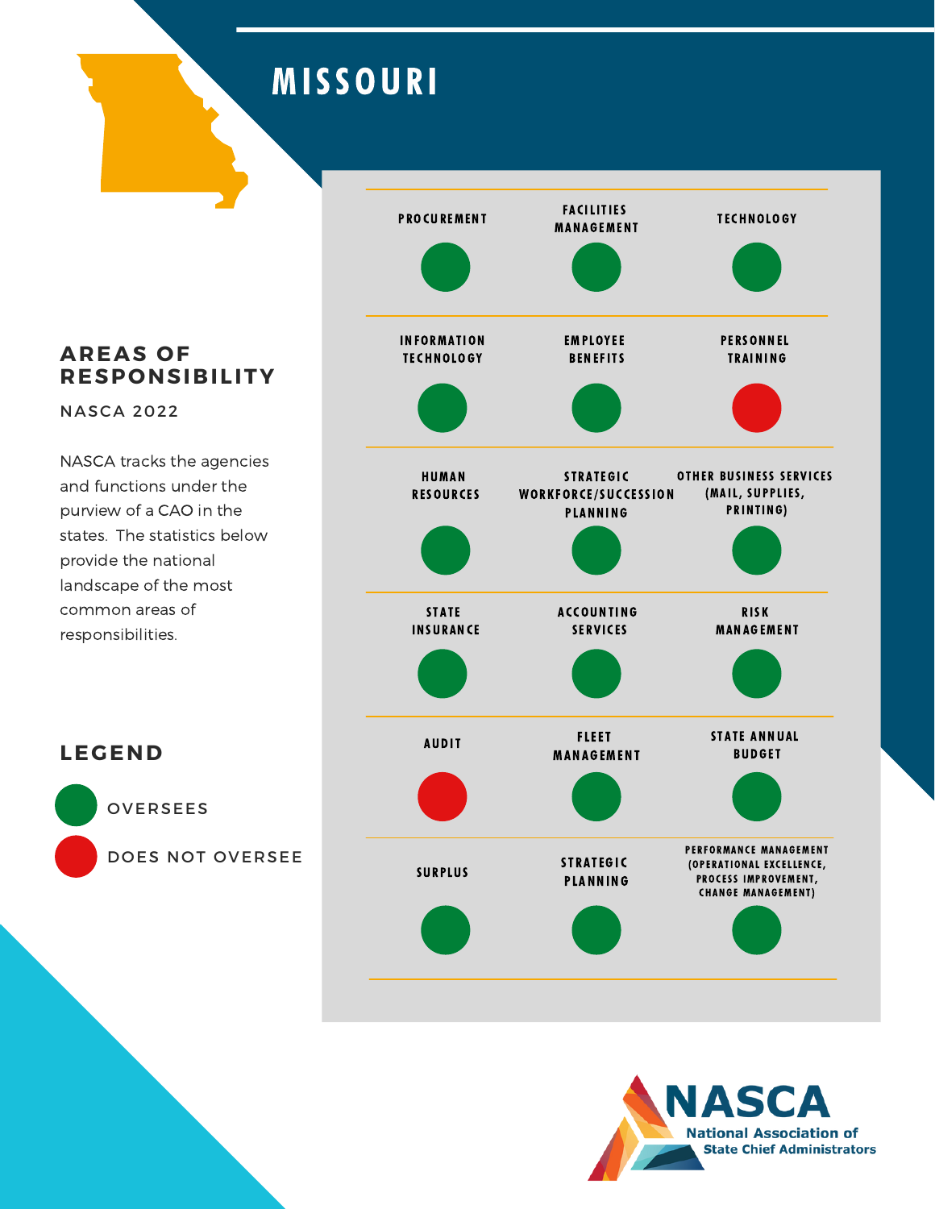# MISSOURI

## AREAS OF RESPONSIBILITY

NASCA 2022

NASCA tracks the agencies and functions under the purview of a CAO in the states. The statistics below provide the national landscape of the most common areas of responsibilities.

| Area | Status |
| --- | --- |
| PROCUREMENT | OVERSEES |
| FACILITIES MANAGEMENT | OVERSEES |
| TECHNOLOGY | OVERSEES |
| INFORMATION TECHNOLOGY | OVERSEES |
| EMPLOYEE BENEFITS | OVERSEES |
| PERSONNEL TRAINING | DOES NOT OVERSEE |
| HUMAN RESOURCES | OVERSEES |
| STRATEGIC WORKFORCE/SUCCESSION PLANNING | OVERSEES |
| OTHER BUSINESS SERVICES (MAIL, SUPPLIES, PRINTING) | OVERSEES |
| STATE INSURANCE | OVERSEES |
| ACCOUNTING SERVICES | OVERSEES |
| RISK MANAGEMENT | OVERSEES |
| AUDIT | DOES NOT OVERSEE |
| FLEET MANAGEMENT | OVERSEES |
| STATE ANNUAL BUDGET | OVERSEES |
| SURPLUS | OVERSEES |
| STRATEGIC PLANNING | OVERSEES |
| PERFORMANCE MANAGEMENT (OPERATIONAL EXCELLENCE, PROCESS IMPROVEMENT, CHANGE MANAGEMENT) | OVERSEES |

## LEGEND

- OVERSEES
- DOES NOT OVERSEE

NASCA
National Association of State Chief Administrators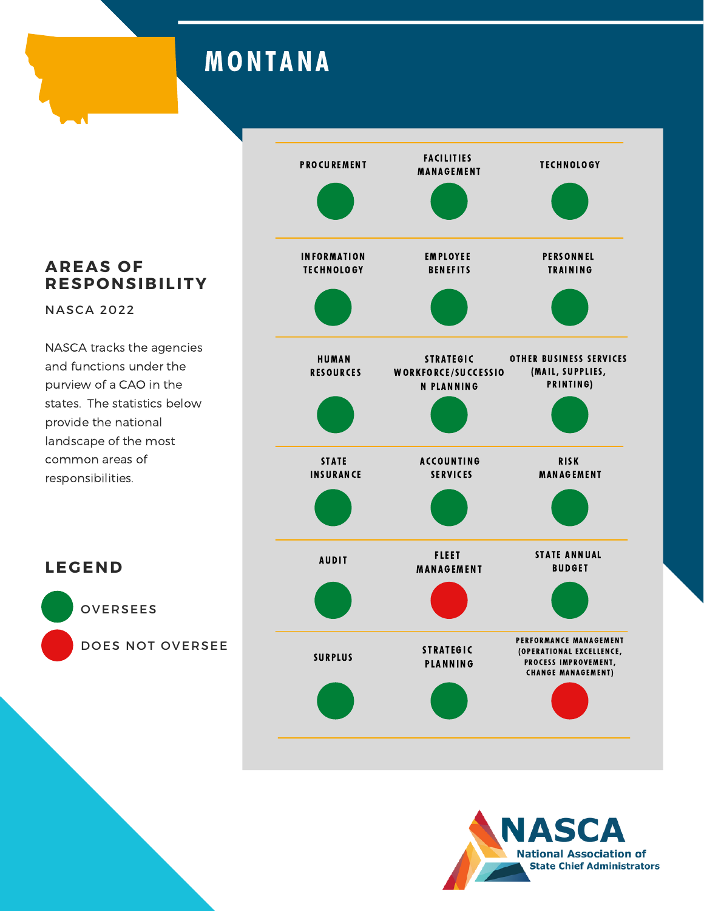# MONTANA

## AREAS OF RESPONSIBILITY

NASCA 2022

NASCA tracks the agencies and functions under the purview of a CAO in the states. The statistics below provide the national landscape of the most common areas of responsibilities.

| Area | Status |
|---|---|
| PROCUREMENT | OVERSEES |
| FACILITIES MANAGEMENT | OVERSEES |
| TECHNOLOGY | OVERSEES |
| INFORMATION TECHNOLOGY | OVERSEES |
| EMPLOYEE BENEFITS | OVERSEES |
| PERSONNEL TRAINING | OVERSEES |
| HUMAN RESOURCES | OVERSEES |
| STRATEGIC WORKFORCE/SUCCESSION PLANNING | OVERSEES |
| OTHER BUSINESS SERVICES (MAIL, SUPPLIES, PRINTING) | OVERSEES |
| STATE INSURANCE | OVERSEES |
| ACCOUNTING SERVICES | OVERSEES |
| RISK MANAGEMENT | OVERSEES |
| AUDIT | OVERSEES |
| FLEET MANAGEMENT | DOES NOT OVERSEE |
| STATE ANNUAL BUDGET | OVERSEES |
| SURPLUS | OVERSEES |
| STRATEGIC PLANNING | OVERSEES |
| PERFORMANCE MANAGEMENT (OPERATIONAL EXCELLENCE, PROCESS IMPROVEMENT, CHANGE MANAGEMENT) | DOES NOT OVERSEE |

## LEGEND

- OVERSEES (green)
- DOES NOT OVERSEE (red)

NASCA
National Association of State Chief Administrators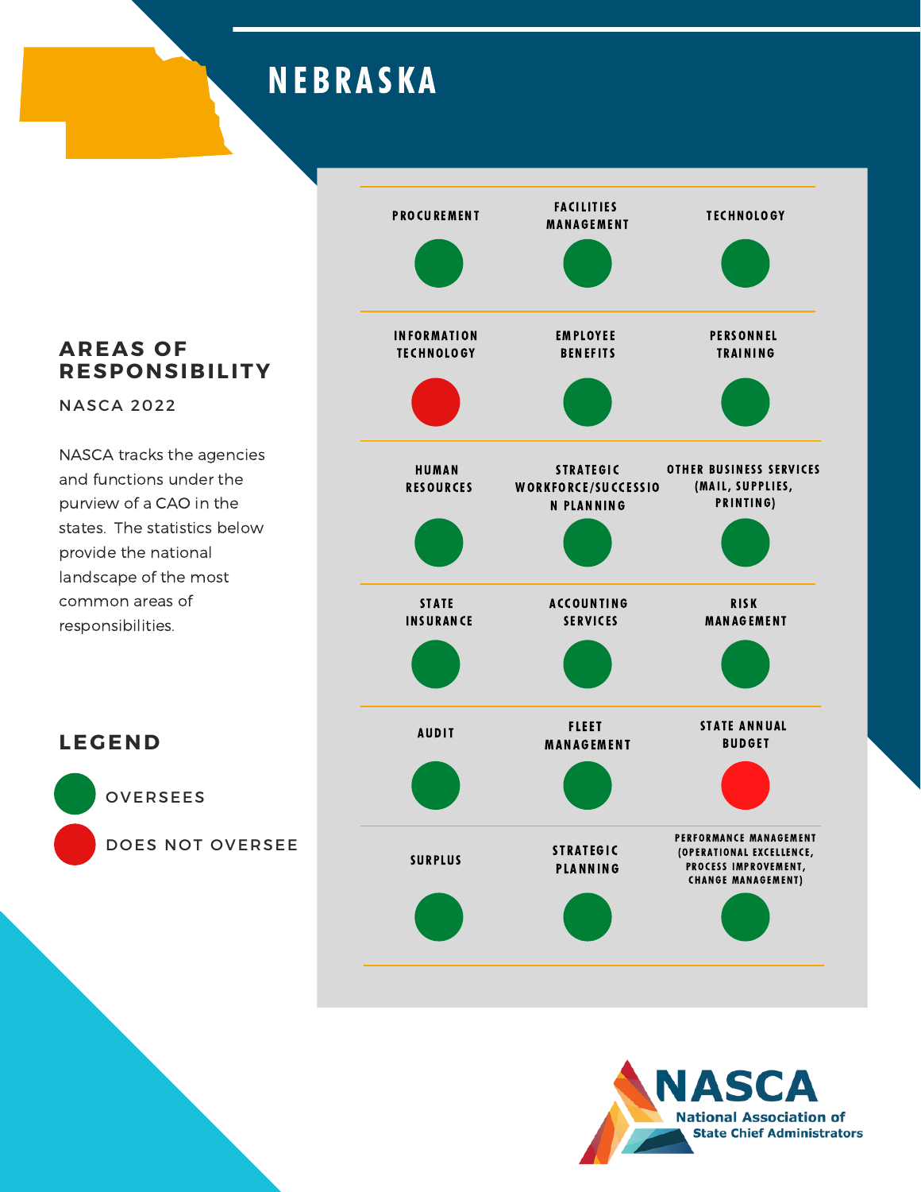# NEBRASKA

## AREAS OF RESPONSIBILITY

NASCA 2022

NASCA tracks the agencies and functions under the purview of a CAO in the states. The statistics below provide the national landscape of the most common areas of responsibilities.

| Area | Status |
|---|---|
| PROCUREMENT | Oversees |
| FACILITIES MANAGEMENT | Oversees |
| TECHNOLOGY | Oversees |
| INFORMATION TECHNOLOGY | Does Not Oversee |
| EMPLOYEE BENEFITS | Oversees |
| PERSONNEL TRAINING | Oversees |
| HUMAN RESOURCES | Oversees |
| STRATEGIC WORKFORCE/SUCCESSION PLANNING | Oversees |
| OTHER BUSINESS SERVICES (MAIL, SUPPLIES, PRINTING) | Oversees |
| STATE INSURANCE | Oversees |
| ACCOUNTING SERVICES | Oversees |
| RISK MANAGEMENT | Oversees |
| AUDIT | Oversees |
| FLEET MANAGEMENT | Oversees |
| STATE ANNUAL BUDGET | Does Not Oversee |
| SURPLUS | Oversees |
| STRATEGIC PLANNING | Oversees |
| PERFORMANCE MANAGEMENT (OPERATIONAL EXCELLENCE, PROCESS IMPROVEMENT, CHANGE MANAGEMENT) | Oversees |

## LEGEND

- OVERSEES (green)
- DOES NOT OVERSEE (red)

NASCA
National Association of State Chief Administrators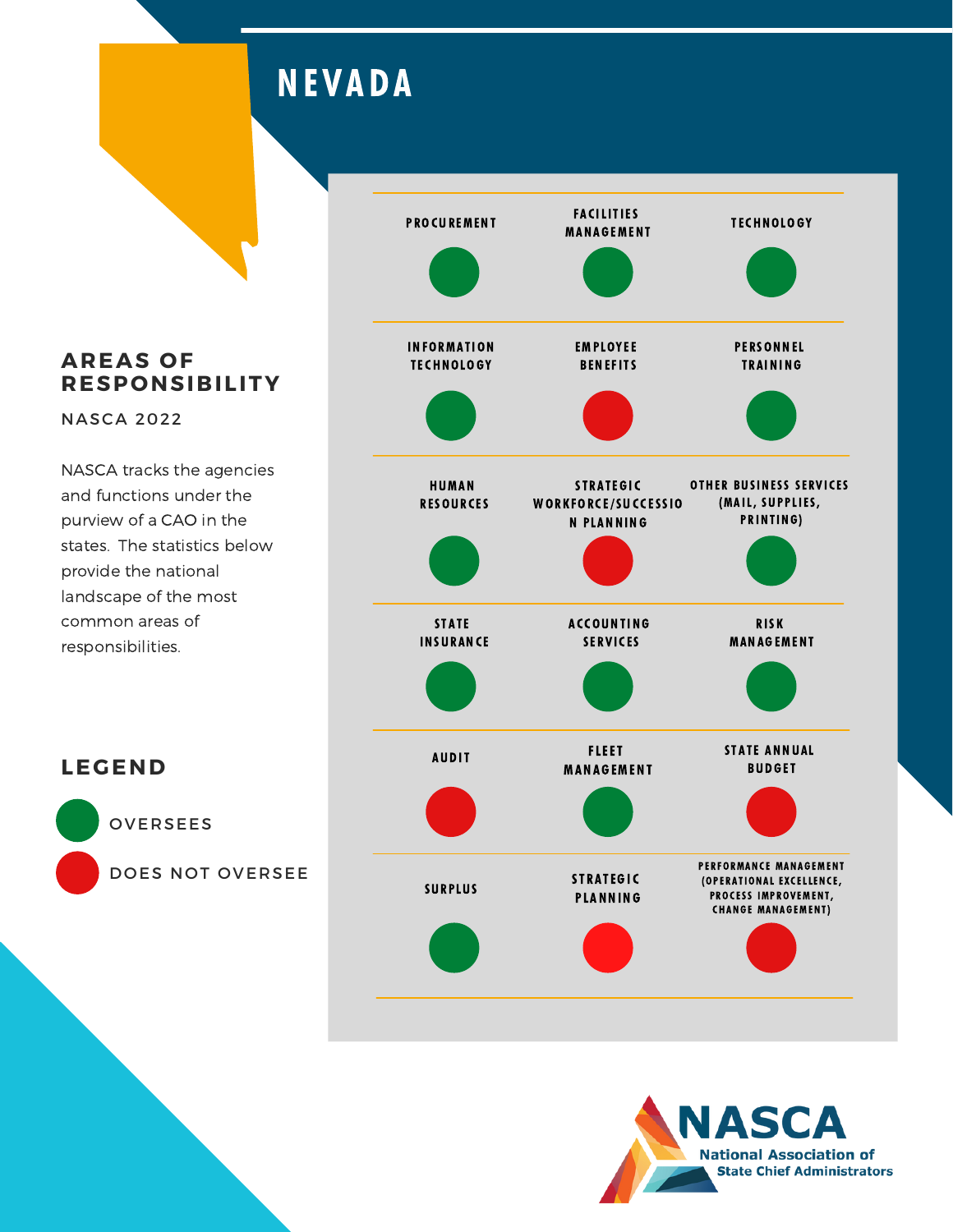# NEVADA

## AREAS OF RESPONSIBILITY

NASCA 2022

NASCA tracks the agencies and functions under the purview of a CAO in the states. The statistics below provide the national landscape of the most common areas of responsibilities.

| Area | Status |
| --- | --- |
| PROCUREMENT | Oversees |
| FACILITIES MANAGEMENT | Oversees |
| TECHNOLOGY | Oversees |
| INFORMATION TECHNOLOGY | Oversees |
| EMPLOYEE BENEFITS | Does Not Oversee |
| PERSONNEL TRAINING | Oversees |
| HUMAN RESOURCES | Oversees |
| STRATEGIC WORKFORCE/SUCCESSION PLANNING | Does Not Oversee |
| OTHER BUSINESS SERVICES (MAIL, SUPPLIES, PRINTING) | Oversees |
| STATE INSURANCE | Oversees |
| ACCOUNTING SERVICES | Oversees |
| RISK MANAGEMENT | Oversees |
| AUDIT | Does Not Oversee |
| FLEET MANAGEMENT | Oversees |
| STATE ANNUAL BUDGET | Does Not Oversee |
| SURPLUS | Oversees |
| STRATEGIC PLANNING | Does Not Oversee |
| PERFORMANCE MANAGEMENT (OPERATIONAL EXCELLENCE, PROCESS IMPROVEMENT, CHANGE MANAGEMENT) | Does Not Oversee |

## LEGEND

- OVERSEES (green)
- DOES NOT OVERSEE (red)

NASCA
National Association of State Chief Administrators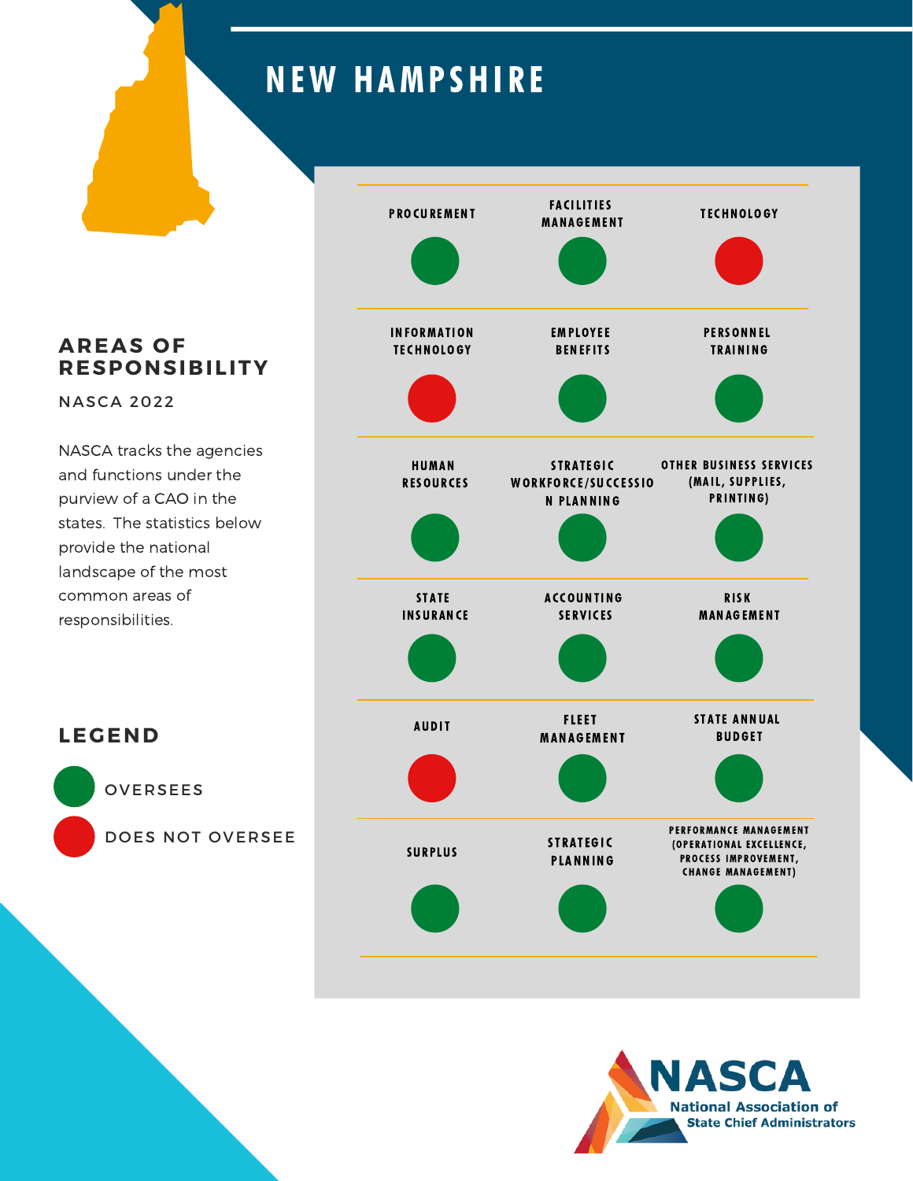# NEW HAMPSHIRE

## AREAS OF RESPONSIBILITY

NASCA 2022

NASCA tracks the agencies and functions under the purview of a CAO in the states. The statistics below provide the national landscape of the most common areas of responsibilities.

| Area | Status |
|---|---|
| PROCUREMENT | Oversees |
| FACILITIES MANAGEMENT | Oversees |
| TECHNOLOGY | Does Not Oversee |
| INFORMATION TECHNOLOGY | Does Not Oversee |
| EMPLOYEE BENEFITS | Oversees |
| PERSONNEL TRAINING | Oversees |
| HUMAN RESOURCES | Oversees |
| STRATEGIC WORKFORCE/SUCCESSION PLANNING | Oversees |
| OTHER BUSINESS SERVICES (MAIL, SUPPLIES, PRINTING) | Oversees |
| STATE INSURANCE | Oversees |
| ACCOUNTING SERVICES | Oversees |
| RISK MANAGEMENT | Oversees |
| AUDIT | Does Not Oversee |
| FLEET MANAGEMENT | Oversees |
| STATE ANNUAL BUDGET | Oversees |
| SURPLUS | Oversees |
| STRATEGIC PLANNING | Oversees |
| PERFORMANCE MANAGEMENT (OPERATIONAL EXCELLENCE, PROCESS IMPROVEMENT, CHANGE MANAGEMENT) | Oversees |

## LEGEND

- OVERSEES (green)
- DOES NOT OVERSEE (red)

NASCA
National Association of State Chief Administrators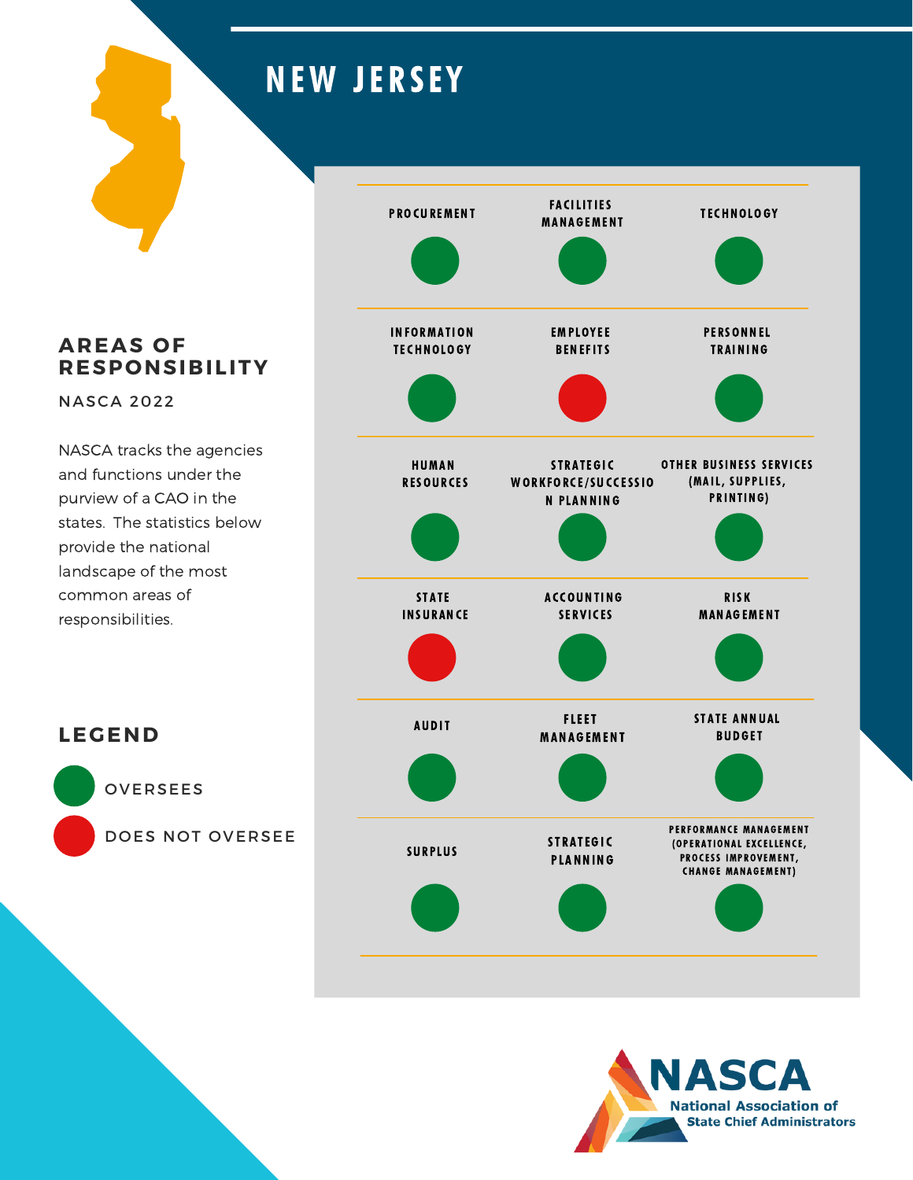# NEW JERSEY

## AREAS OF RESPONSIBILITY

NASCA 2022

NASCA tracks the agencies and functions under the purview of a CAO in the states. The statistics below provide the national landscape of the most common areas of responsibilities.

| | | |
|---|---|---|
| PROCUREMENT: Oversees | FACILITIES MANAGEMENT: Oversees | TECHNOLOGY: Oversees |
| INFORMATION TECHNOLOGY: Oversees | EMPLOYEE BENEFITS: Does Not Oversee | PERSONNEL TRAINING: Oversees |
| HUMAN RESOURCES: Oversees | STRATEGIC WORKFORCE/SUCCESSION PLANNING: Oversees | OTHER BUSINESS SERVICES (MAIL, SUPPLIES, PRINTING): Oversees |
| STATE INSURANCE: Does Not Oversee | ACCOUNTING SERVICES: Oversees | RISK MANAGEMENT: Oversees |
| AUDIT: Oversees | FLEET MANAGEMENT: Oversees | STATE ANNUAL BUDGET: Oversees |
| SURPLUS: Oversees | STRATEGIC PLANNING: Oversees | PERFORMANCE MANAGEMENT (OPERATIONAL EXCELLENCE, PROCESS IMPROVEMENT, CHANGE MANAGEMENT): Oversees |

## LEGEND

- OVERSEES (green)
- DOES NOT OVERSEE (red)

NASCA
National Association of State Chief Administrators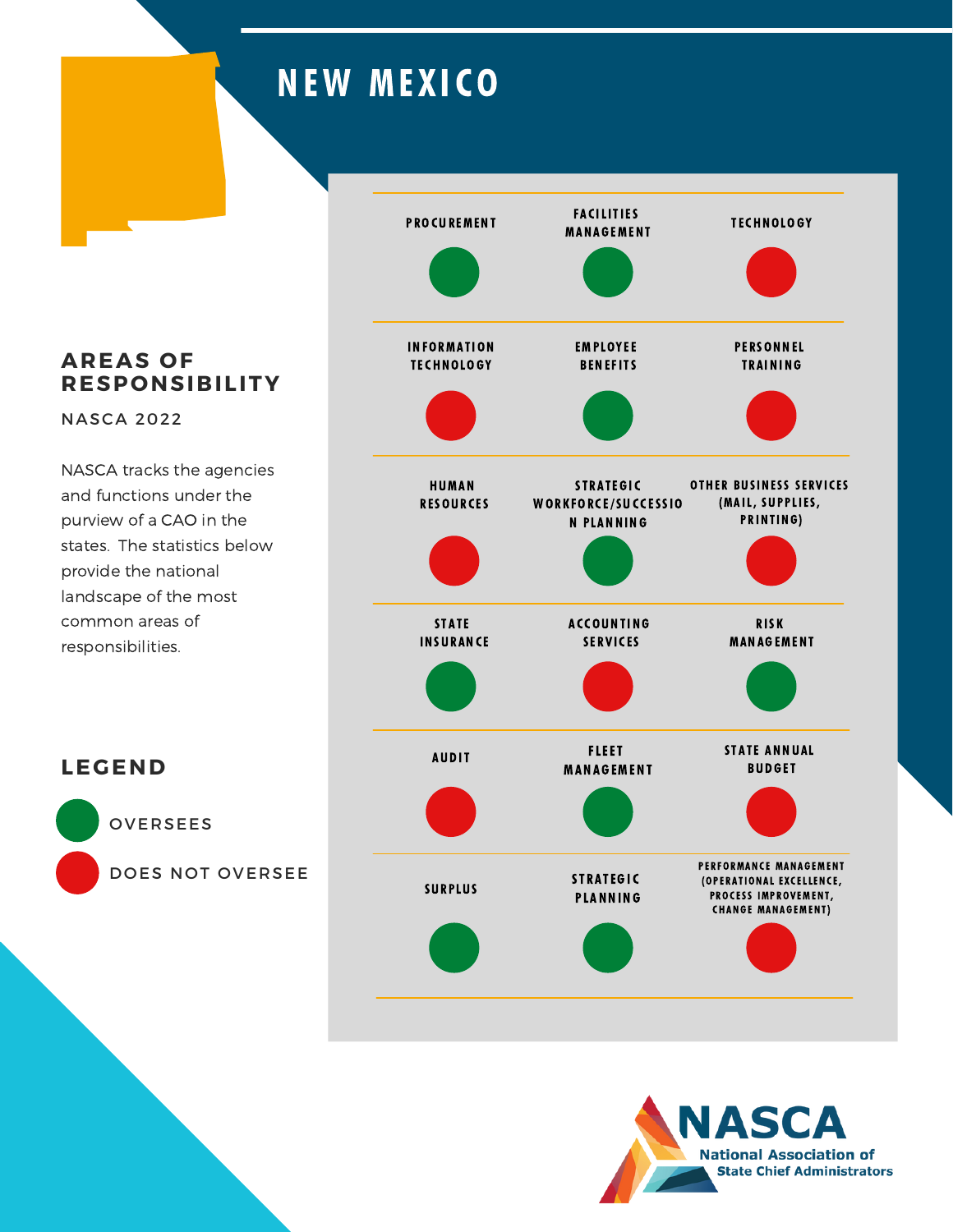# NEW MEXICO

## AREAS OF RESPONSIBILITY

NASCA 2022

NASCA tracks the agencies and functions under the purview of a CAO in the states. The statistics below provide the national landscape of the most common areas of responsibilities.

| Area | Status |
| --- | --- |
| PROCUREMENT | Oversees |
| FACILITIES MANAGEMENT | Oversees |
| TECHNOLOGY | Does Not Oversee |
| INFORMATION TECHNOLOGY | Does Not Oversee |
| EMPLOYEE BENEFITS | Oversees |
| PERSONNEL TRAINING | Does Not Oversee |
| HUMAN RESOURCES | Does Not Oversee |
| STRATEGIC WORKFORCE/SUCCESSION PLANNING | Oversees |
| OTHER BUSINESS SERVICES (MAIL, SUPPLIES, PRINTING) | Does Not Oversee |
| STATE INSURANCE | Oversees |
| ACCOUNTING SERVICES | Does Not Oversee |
| RISK MANAGEMENT | Oversees |
| AUDIT | Does Not Oversee |
| FLEET MANAGEMENT | Oversees |
| STATE ANNUAL BUDGET | Does Not Oversee |
| SURPLUS | Oversees |
| STRATEGIC PLANNING | Oversees |
| PERFORMANCE MANAGEMENT (OPERATIONAL EXCELLENCE, PROCESS IMPROVEMENT, CHANGE MANAGEMENT) | Does Not Oversee |

## LEGEND

- OVERSEES (green)
- DOES NOT OVERSEE (red)

NASCA
National Association of State Chief Administrators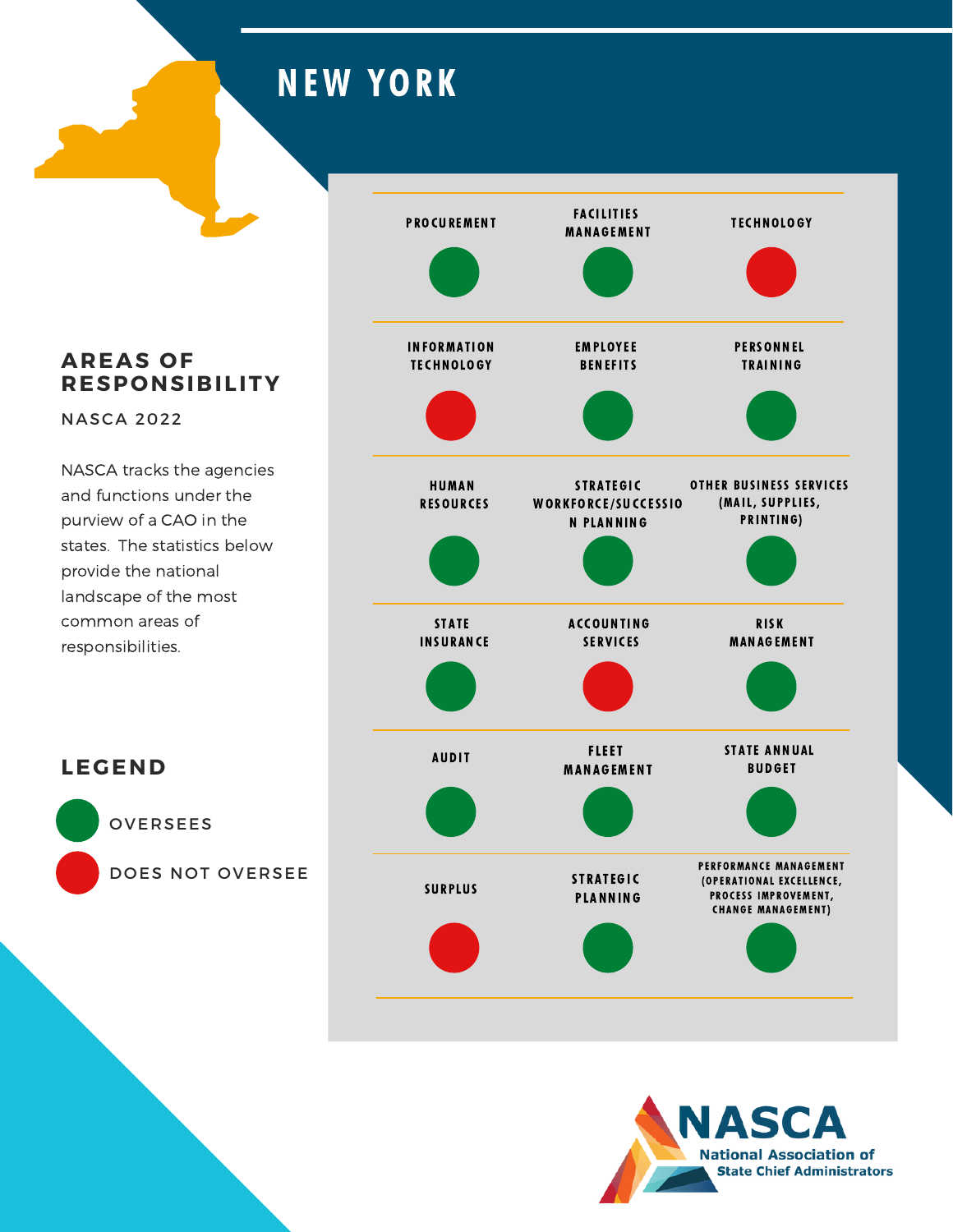# NEW YORK

## AREAS OF RESPONSIBILITY

NASCA 2022

NASCA tracks the agencies and functions under the purview of a CAO in the states. The statistics below provide the national landscape of the most common areas of responsibilities.

| Area of Responsibility | Status |
|---|---|
| PROCUREMENT | Oversees |
| FACILITIES MANAGEMENT | Oversees |
| TECHNOLOGY | Does Not Oversee |
| INFORMATION TECHNOLOGY | Does Not Oversee |
| EMPLOYEE BENEFITS | Oversees |
| PERSONNEL TRAINING | Oversees |
| HUMAN RESOURCES | Oversees |
| STRATEGIC WORKFORCE/SUCCESSION PLANNING | Oversees |
| OTHER BUSINESS SERVICES (MAIL, SUPPLIES, PRINTING) | Oversees |
| STATE INSURANCE | Oversees |
| ACCOUNTING SERVICES | Does Not Oversee |
| RISK MANAGEMENT | Oversees |
| AUDIT | Oversees |
| FLEET MANAGEMENT | Oversees |
| STATE ANNUAL BUDGET | Oversees |
| SURPLUS | Does Not Oversee |
| STRATEGIC PLANNING | Oversees |
| PERFORMANCE MANAGEMENT (OPERATIONAL EXCELLENCE, PROCESS IMPROVEMENT, CHANGE MANAGEMENT) | Oversees |

## LEGEND

- OVERSEES (green)
- DOES NOT OVERSEE (red)

NASCA
National Association of State Chief Administrators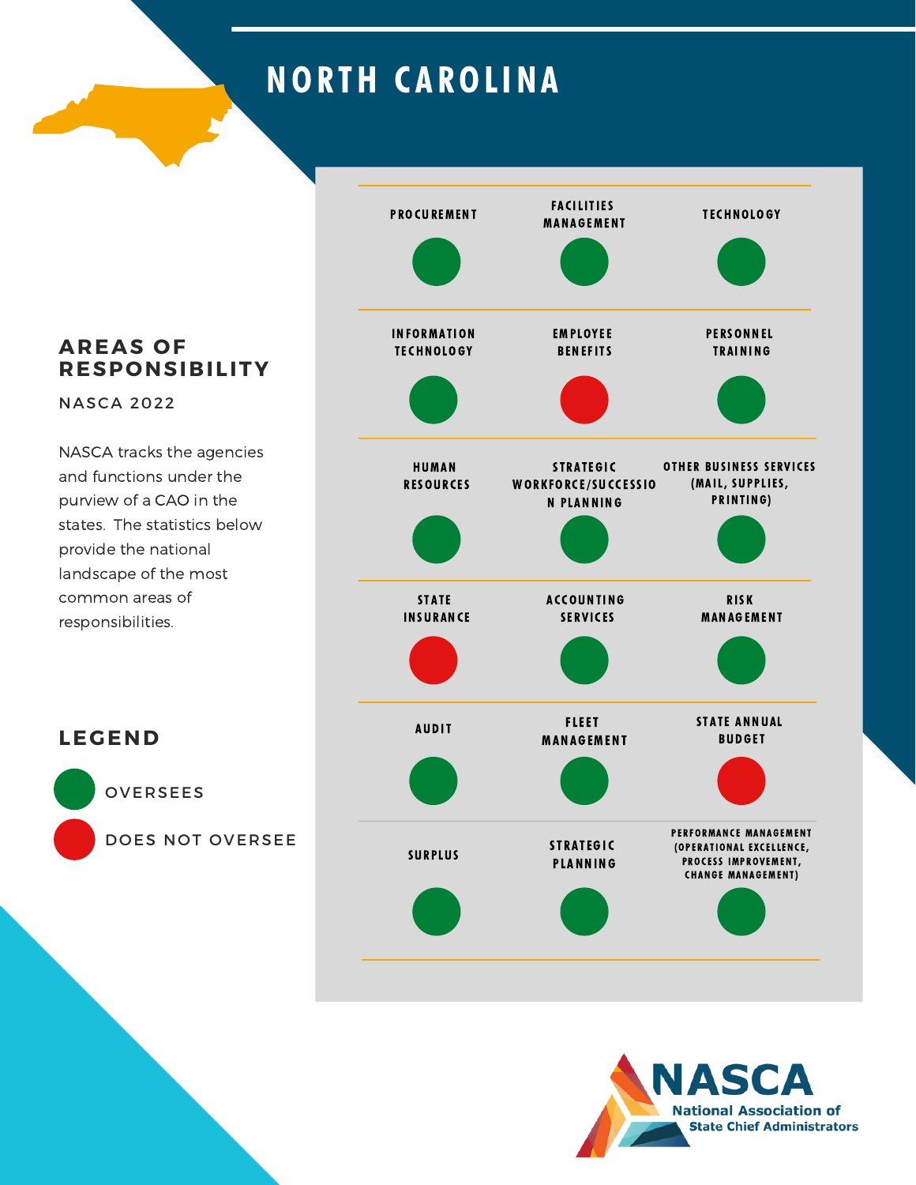# NORTH CAROLINA

## AREAS OF RESPONSIBILITY

NASCA 2022

NASCA tracks the agencies and functions under the purview of a CAO in the states. The statistics below provide the national landscape of the most common areas of responsibilities.

| Area | Status |
| --- | --- |
| Procurement | Oversees |
| Facilities Management | Oversees |
| Technology | Oversees |
| Information Technology | Oversees |
| Employee Benefits | Does Not Oversee |
| Personnel Training | Oversees |
| Human Resources | Oversees |
| Strategic Workforce/Succession Planning | Oversees |
| Other Business Services (Mail, Supplies, Printing) | Oversees |
| State Insurance | Does Not Oversee |
| Accounting Services | Oversees |
| Risk Management | Oversees |
| Audit | Oversees |
| Fleet Management | Oversees |
| State Annual Budget | Does Not Oversee |
| Surplus | Oversees |
| Strategic Planning | Oversees |
| Performance Management (Operational Excellence, Process Improvement, Change Management) | Oversees |

## LEGEND

- Green: OVERSEES
- Red: DOES NOT OVERSEE

NASCA
National Association of State Chief Administrators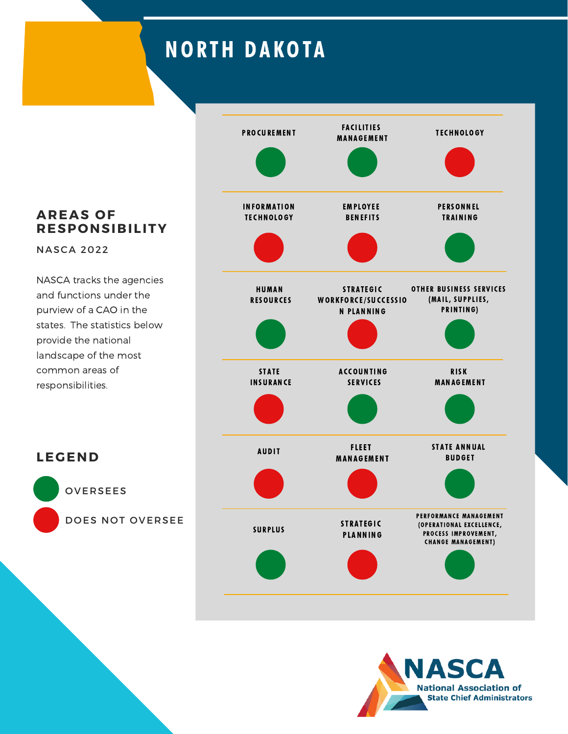# NORTH DAKOTA

## AREAS OF RESPONSIBILITY

NASCA 2022

NASCA tracks the agencies and functions under the purview of a CAO in the states. The statistics below provide the national landscape of the most common areas of responsibilities.

| Area | Status |
| --- | --- |
| PROCUREMENT | Oversees |
| FACILITIES MANAGEMENT | Oversees |
| TECHNOLOGY | Does Not Oversee |
| INFORMATION TECHNOLOGY | Does Not Oversee |
| EMPLOYEE BENEFITS | Does Not Oversee |
| PERSONNEL TRAINING | Oversees |
| HUMAN RESOURCES | Oversees |
| STRATEGIC WORKFORCE/SUCCESSION PLANNING | Does Not Oversee |
| OTHER BUSINESS SERVICES (MAIL, SUPPLIES, PRINTING) | Oversees |
| STATE INSURANCE | Does Not Oversee |
| ACCOUNTING SERVICES | Oversees |
| RISK MANAGEMENT | Oversees |
| AUDIT | Does Not Oversee |
| FLEET MANAGEMENT | Does Not Oversee |
| STATE ANNUAL BUDGET | Oversees |
| SURPLUS | Oversees |
| STRATEGIC PLANNING | Does Not Oversee |
| PERFORMANCE MANAGEMENT (OPERATIONAL EXCELLENCE, PROCESS IMPROVEMENT, CHANGE MANAGEMENT) | Oversees |

## LEGEND

- OVERSEES (green)
- DOES NOT OVERSEE (red)

NASCA
National Association of State Chief Administrators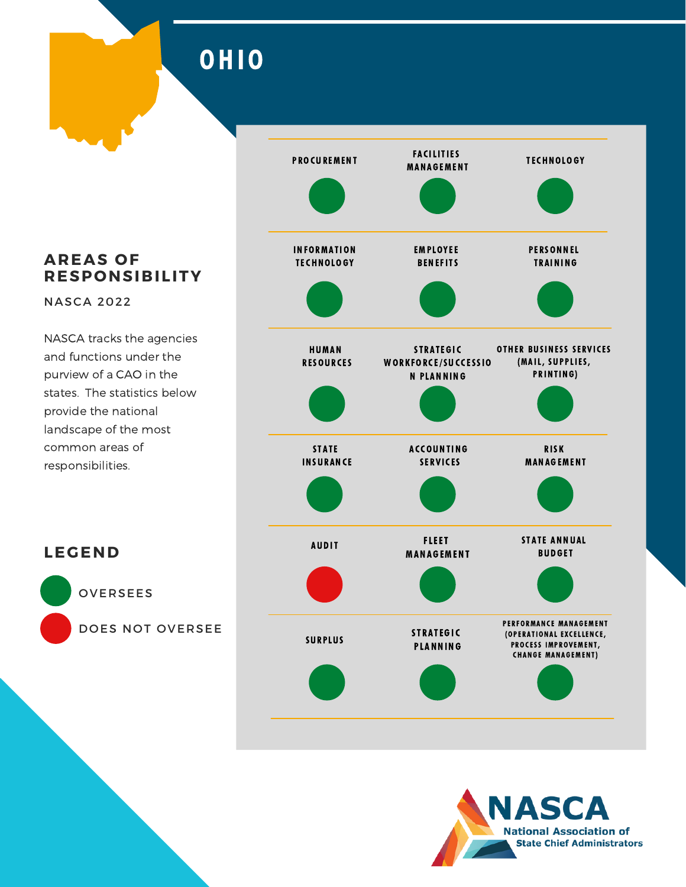# OHIO

## AREAS OF RESPONSIBILITY

NASCA 2022

NASCA tracks the agencies and functions under the purview of a CAO in the states. The statistics below provide the national landscape of the most common areas of responsibilities.

| Area | Status |
| --- | --- |
| PROCUREMENT | Oversees |
| FACILITIES MANAGEMENT | Oversees |
| TECHNOLOGY | Oversees |
| INFORMATION TECHNOLOGY | Oversees |
| EMPLOYEE BENEFITS | Oversees |
| PERSONNEL TRAINING | Oversees |
| HUMAN RESOURCES | Oversees |
| STRATEGIC WORKFORCE/SUCCESSION PLANNING | Oversees |
| OTHER BUSINESS SERVICES (MAIL, SUPPLIES, PRINTING) | Oversees |
| STATE INSURANCE | Oversees |
| ACCOUNTING SERVICES | Oversees |
| RISK MANAGEMENT | Oversees |
| AUDIT | Does Not Oversee |
| FLEET MANAGEMENT | Oversees |
| STATE ANNUAL BUDGET | Oversees |
| SURPLUS | Oversees |
| STRATEGIC PLANNING | Oversees |
| PERFORMANCE MANAGEMENT (OPERATIONAL EXCELLENCE, PROCESS IMPROVEMENT, CHANGE MANAGEMENT) | Oversees |

## LEGEND

- OVERSEES (green)
- DOES NOT OVERSEE (red)

NASCA
National Association of State Chief Administrators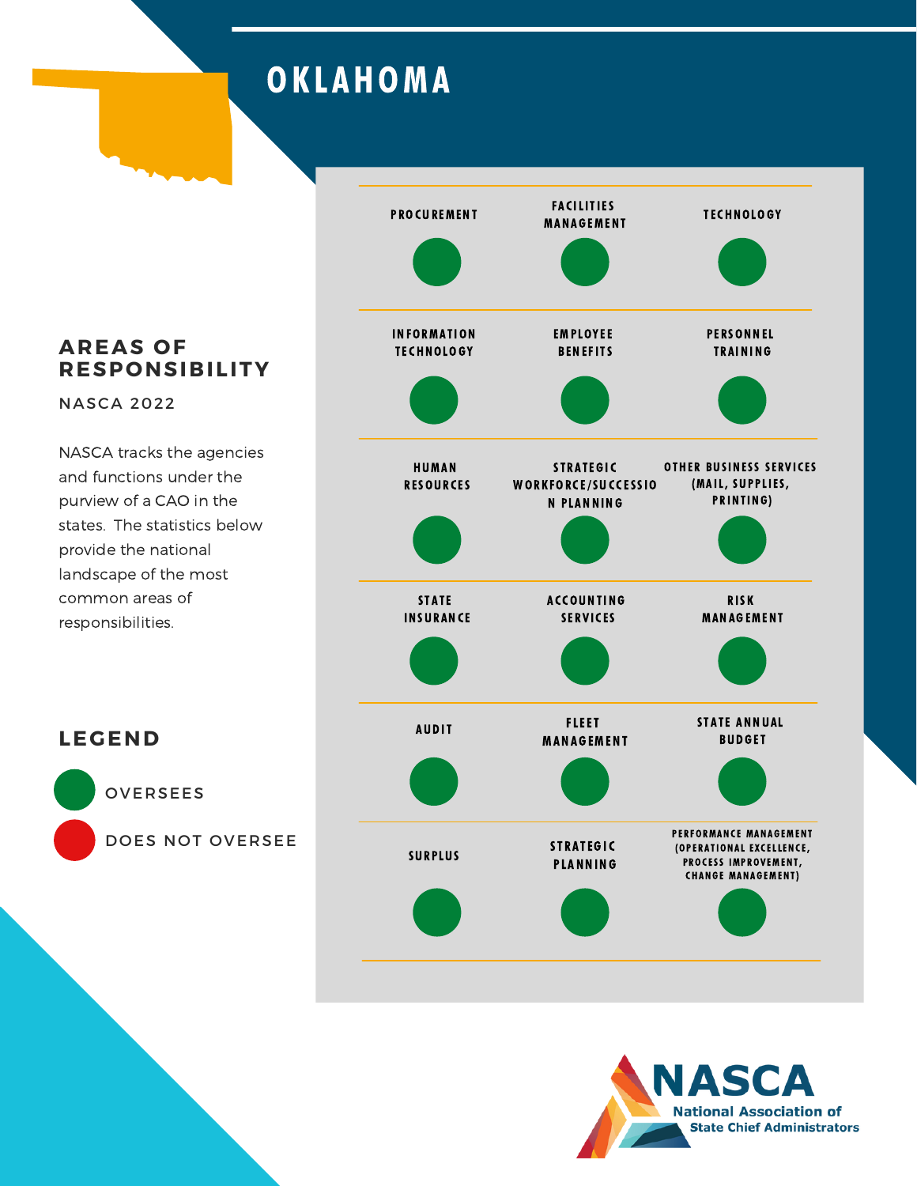# OKLAHOMA

## AREAS OF RESPONSIBILITY

NASCA 2022

NASCA tracks the agencies and functions under the purview of a CAO in the states. The statistics below provide the national landscape of the most common areas of responsibilities.

| Area | Status |
| --- | --- |
| PROCUREMENT | Oversees |
| FACILITIES MANAGEMENT | Oversees |
| TECHNOLOGY | Oversees |
| INFORMATION TECHNOLOGY | Oversees |
| EMPLOYEE BENEFITS | Oversees |
| PERSONNEL TRAINING | Oversees |
| HUMAN RESOURCES | Oversees |
| STRATEGIC WORKFORCE/SUCCESSION PLANNING | Oversees |
| OTHER BUSINESS SERVICES (MAIL, SUPPLIES, PRINTING) | Oversees |
| STATE INSURANCE | Oversees |
| ACCOUNTING SERVICES | Oversees |
| RISK MANAGEMENT | Oversees |
| AUDIT | Oversees |
| FLEET MANAGEMENT | Oversees |
| STATE ANNUAL BUDGET | Oversees |
| SURPLUS | Oversees |
| STRATEGIC PLANNING | Oversees |
| PERFORMANCE MANAGEMENT (OPERATIONAL EXCELLENCE, PROCESS IMPROVEMENT, CHANGE MANAGEMENT) | Oversees |

## LEGEND

- OVERSEES (green)
- DOES NOT OVERSEE (red)

NASCA
National Association of State Chief Administrators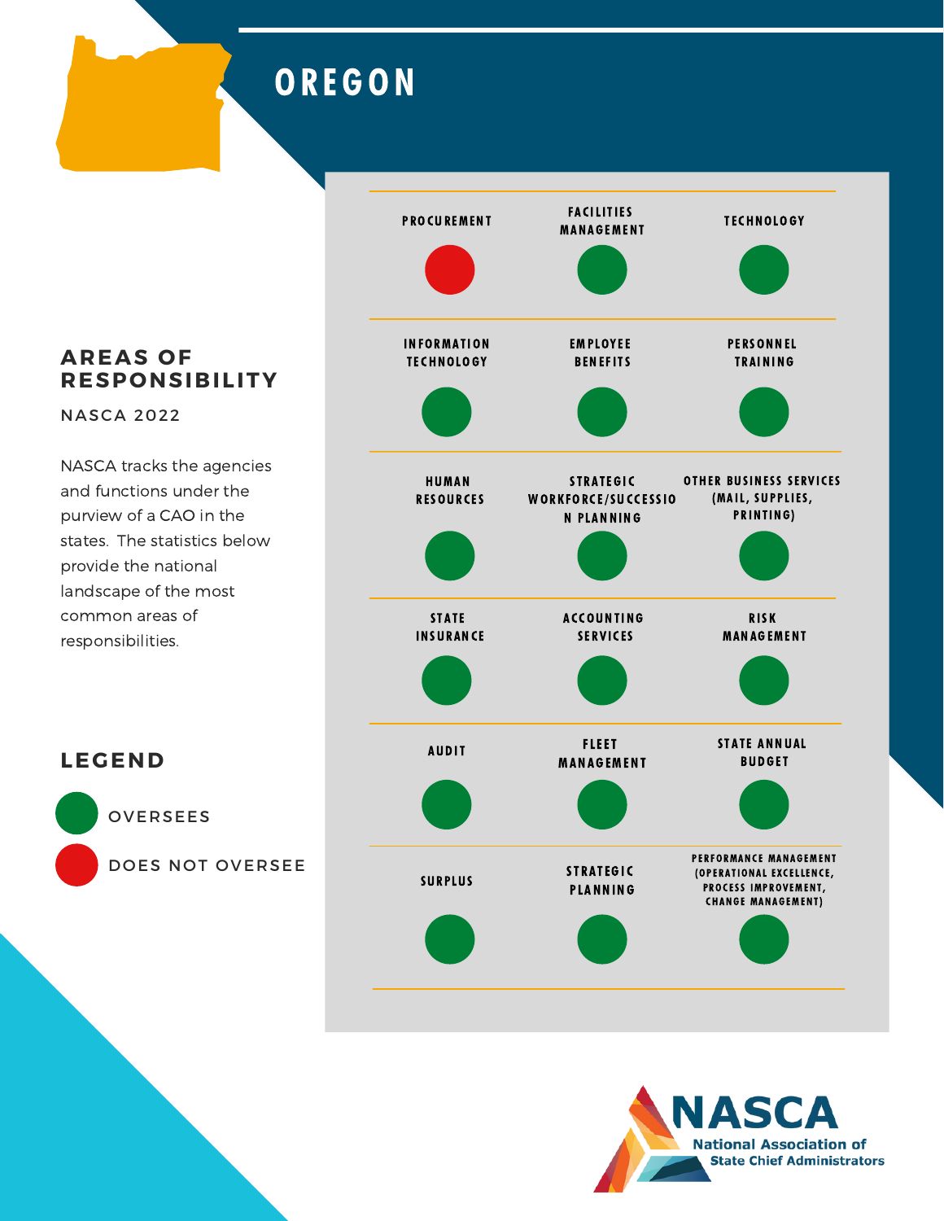# OREGON

## AREAS OF RESPONSIBILITY

NASCA 2022

NASCA tracks the agencies and functions under the purview of a CAO in the states. The statistics below provide the national landscape of the most common areas of responsibilities.

| Area | Status |
| --- | --- |
| PROCUREMENT | DOES NOT OVERSEE |
| FACILITIES MANAGEMENT | OVERSEES |
| TECHNOLOGY | OVERSEES |
| INFORMATION TECHNOLOGY | OVERSEES |
| EMPLOYEE BENEFITS | OVERSEES |
| PERSONNEL TRAINING | OVERSEES |
| HUMAN RESOURCES | OVERSEES |
| STRATEGIC WORKFORCE/SUCCESSION PLANNING | OVERSEES |
| OTHER BUSINESS SERVICES (MAIL, SUPPLIES, PRINTING) | OVERSEES |
| STATE INSURANCE | OVERSEES |
| ACCOUNTING SERVICES | OVERSEES |
| RISK MANAGEMENT | OVERSEES |
| AUDIT | OVERSEES |
| FLEET MANAGEMENT | OVERSEES |
| STATE ANNUAL BUDGET | OVERSEES |
| SURPLUS | OVERSEES |
| STRATEGIC PLANNING | OVERSEES |
| PERFORMANCE MANAGEMENT (OPERATIONAL EXCELLENCE, PROCESS IMPROVEMENT, CHANGE MANAGEMENT) | OVERSEES |

## LEGEND

- OVERSEES (green)
- DOES NOT OVERSEE (red)

NASCA
National Association of State Chief Administrators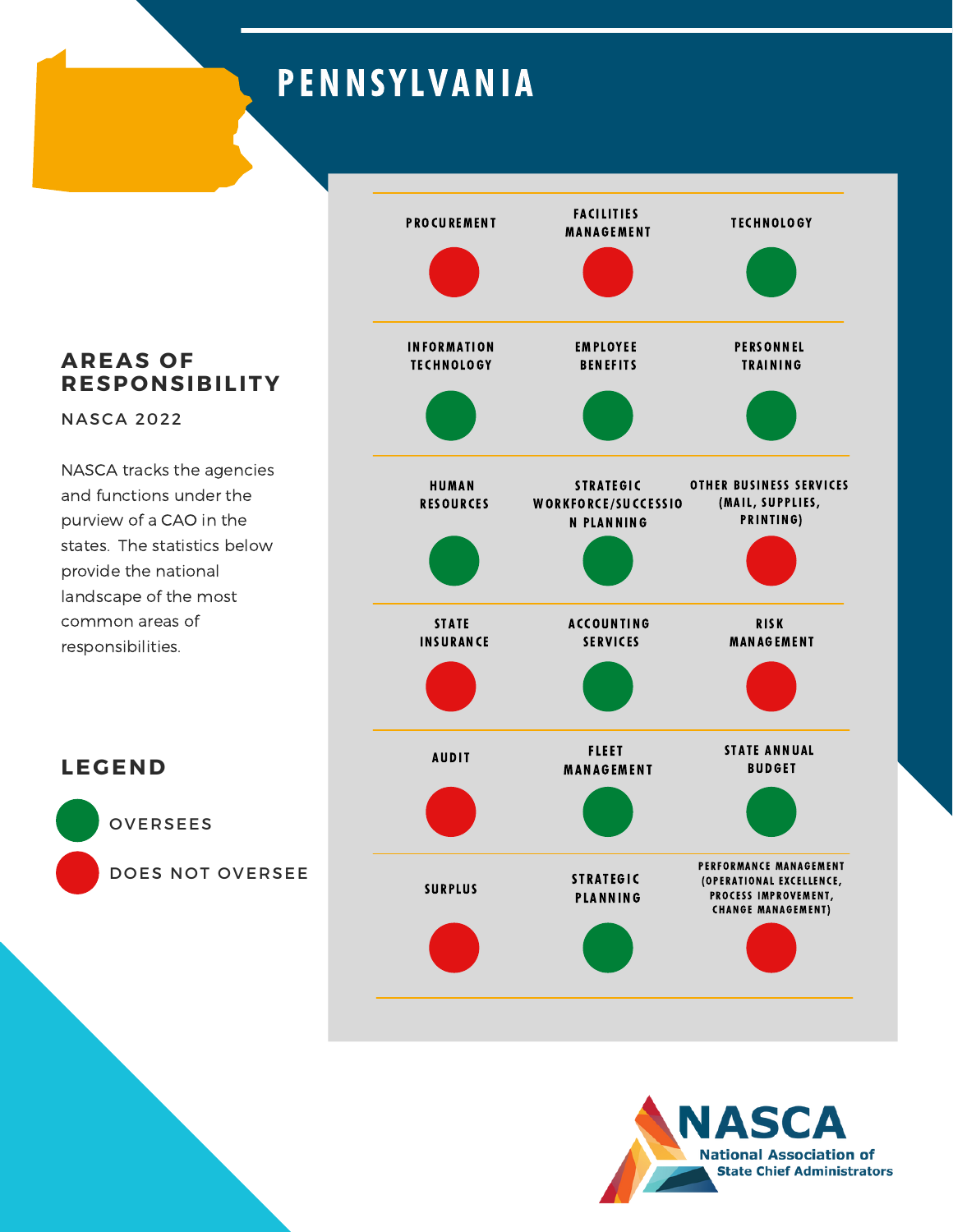# PENNSYLVANIA

## AREAS OF RESPONSIBILITY

NASCA 2022

NASCA tracks the agencies and functions under the purview of a CAO in the states. The statistics below provide the national landscape of the most common areas of responsibilities.

| Area of Responsibility | Status |
| --- | --- |
| Procurement | Does Not Oversee |
| Facilities Management | Does Not Oversee |
| Technology | Oversees |
| Information Technology | Oversees |
| Employee Benefits | Oversees |
| Personnel Training | Oversees |
| Human Resources | Oversees |
| Strategic Workforce/Succession Planning | Oversees |
| Other Business Services (Mail, Supplies, Printing) | Does Not Oversee |
| State Insurance | Does Not Oversee |
| Accounting Services | Oversees |
| Risk Management | Does Not Oversee |
| Audit | Does Not Oversee |
| Fleet Management | Oversees |
| State Annual Budget | Oversees |
| Surplus | Does Not Oversee |
| Strategic Planning | Oversees |
| Performance Management (Operational Excellence, Process Improvement, Change Management) | Does Not Oversee |

## LEGEND

- Green: OVERSEES
- Red: DOES NOT OVERSEE

NASCA
National Association of State Chief Administrators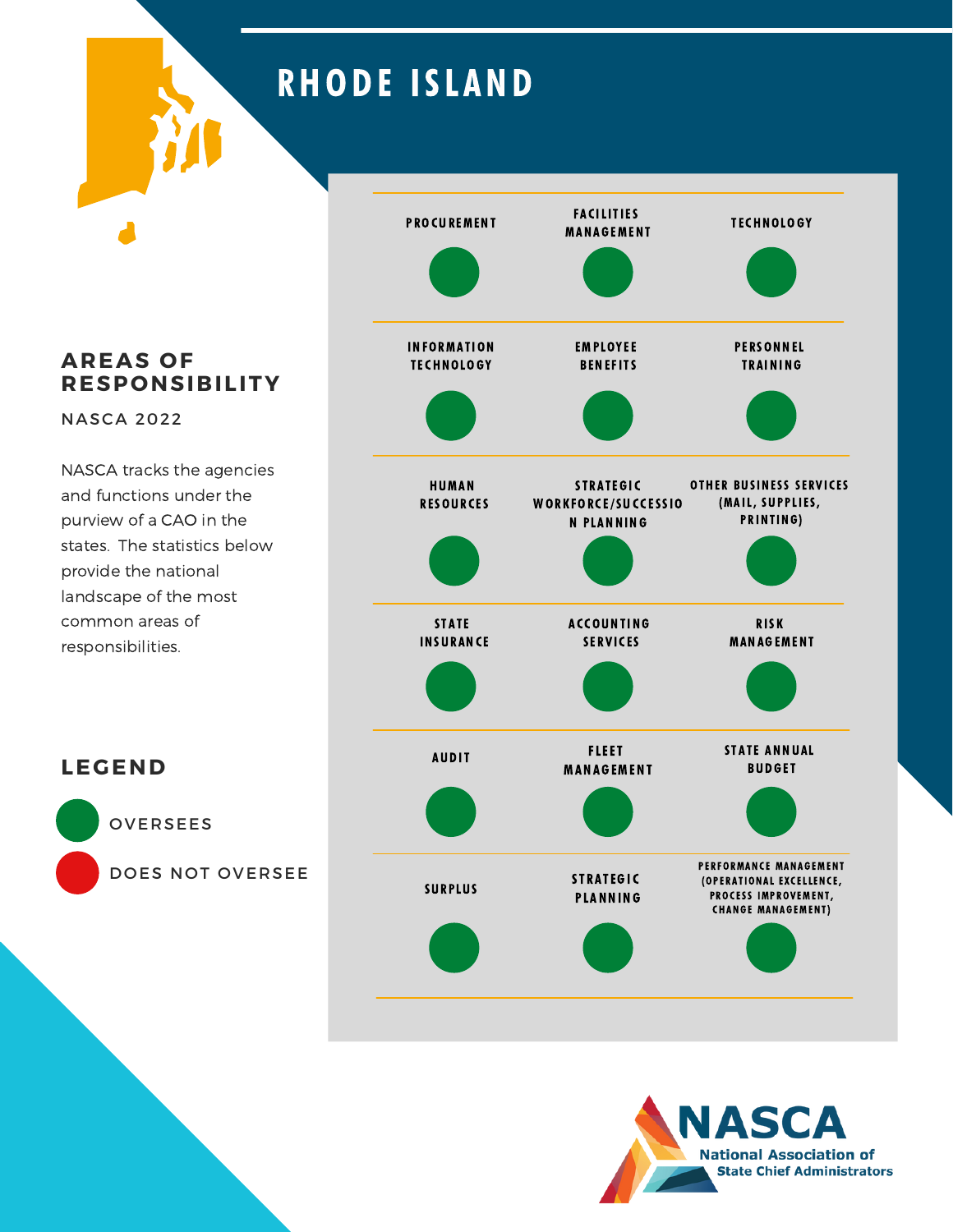# RHODE ISLAND

## AREAS OF RESPONSIBILITY

NASCA 2022

NASCA tracks the agencies and functions under the purview of a CAO in the states. The statistics below provide the national landscape of the most common areas of responsibilities.

| Area | Status | Area | Status | Area | Status |
|---|---|---|---|---|---|
| PROCUREMENT | Oversees | FACILITIES MANAGEMENT | Oversees | TECHNOLOGY | Oversees |
| INFORMATION TECHNOLOGY | Oversees | EMPLOYEE BENEFITS | Oversees | PERSONNEL TRAINING | Oversees |
| HUMAN RESOURCES | Oversees | STRATEGIC WORKFORCE/SUCCESSION PLANNING | Oversees | OTHER BUSINESS SERVICES (MAIL, SUPPLIES, PRINTING) | Oversees |
| STATE INSURANCE | Oversees | ACCOUNTING SERVICES | Oversees | RISK MANAGEMENT | Oversees |
| AUDIT | Oversees | FLEET MANAGEMENT | Oversees | STATE ANNUAL BUDGET | Oversees |
| SURPLUS | Oversees | STRATEGIC PLANNING | Oversees | PERFORMANCE MANAGEMENT (OPERATIONAL EXCELLENCE, PROCESS IMPROVEMENT, CHANGE MANAGEMENT) | Oversees |

## LEGEND

- OVERSEES (green)
- DOES NOT OVERSEE (red)

NASCA
National Association of State Chief Administrators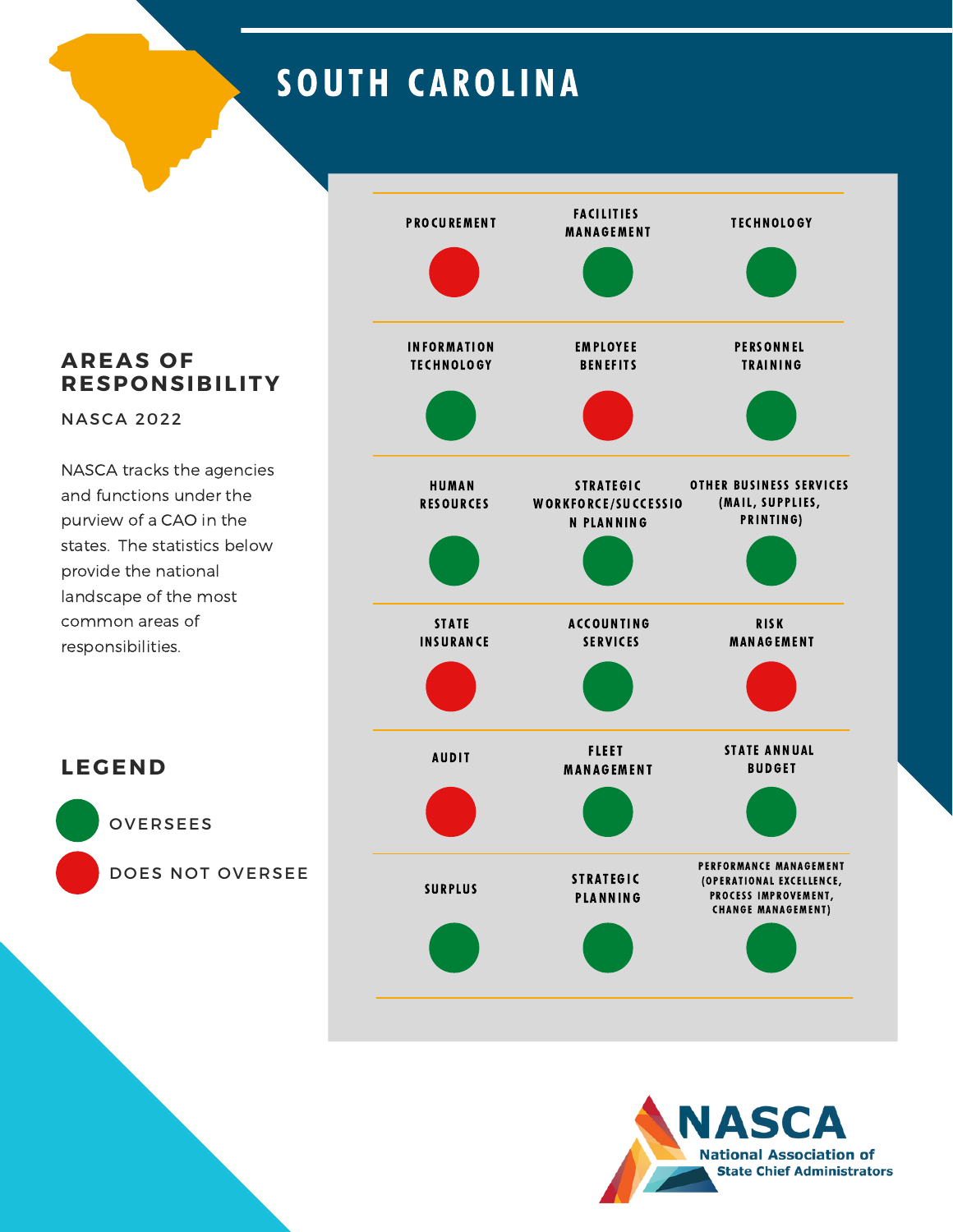# SOUTH CAROLINA

## AREAS OF RESPONSIBILITY

NASCA 2022

NASCA tracks the agencies and functions under the purview of a CAO in the states. The statistics below provide the national landscape of the most common areas of responsibilities.

| Area | Status |
| --- | --- |
| PROCUREMENT | Does Not Oversee |
| FACILITIES MANAGEMENT | Oversees |
| TECHNOLOGY | Oversees |
| INFORMATION TECHNOLOGY | Oversees |
| EMPLOYEE BENEFITS | Does Not Oversee |
| PERSONNEL TRAINING | Oversees |
| HUMAN RESOURCES | Oversees |
| STRATEGIC WORKFORCE/SUCCESSION PLANNING | Oversees |
| OTHER BUSINESS SERVICES (MAIL, SUPPLIES, PRINTING) | Oversees |
| STATE INSURANCE | Does Not Oversee |
| ACCOUNTING SERVICES | Oversees |
| RISK MANAGEMENT | Does Not Oversee |
| AUDIT | Does Not Oversee |
| FLEET MANAGEMENT | Oversees |
| STATE ANNUAL BUDGET | Oversees |
| SURPLUS | Oversees |
| STRATEGIC PLANNING | Oversees |
| PERFORMANCE MANAGEMENT (OPERATIONAL EXCELLENCE, PROCESS IMPROVEMENT, CHANGE MANAGEMENT) | Oversees |

## LEGEND

- OVERSEES (green)
- DOES NOT OVERSEE (red)

NASCA
National Association of State Chief Administrators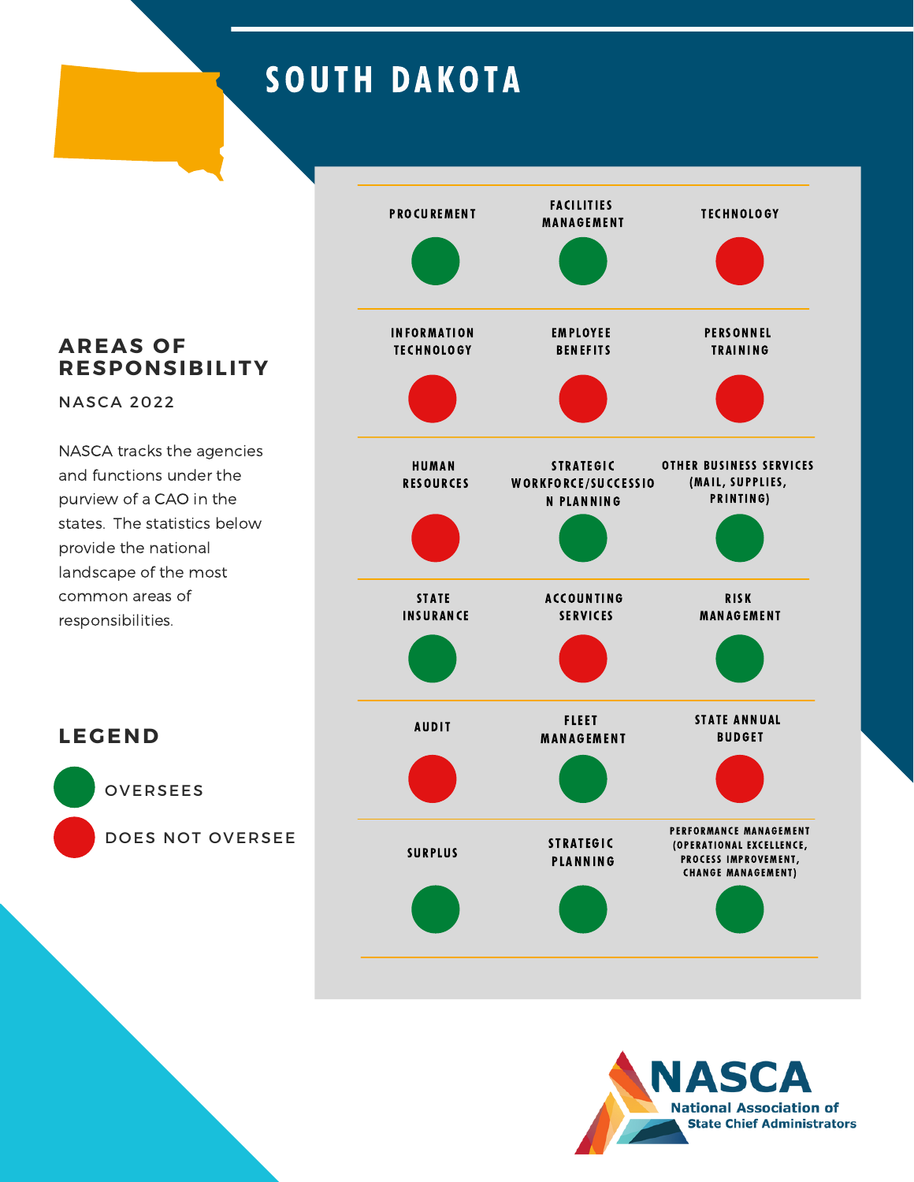# SOUTH DAKOTA

## AREAS OF RESPONSIBILITY

NASCA 2022

NASCA tracks the agencies and functions under the purview of a CAO in the states. The statistics below provide the national landscape of the most common areas of responsibilities.

| Area | Status |
|---|---|
| PROCUREMENT | Oversees |
| FACILITIES MANAGEMENT | Oversees |
| TECHNOLOGY | Does Not Oversee |
| INFORMATION TECHNOLOGY | Does Not Oversee |
| EMPLOYEE BENEFITS | Does Not Oversee |
| PERSONNEL TRAINING | Does Not Oversee |
| HUMAN RESOURCES | Does Not Oversee |
| STRATEGIC WORKFORCE/SUCCESSION PLANNING | Oversees |
| OTHER BUSINESS SERVICES (MAIL, SUPPLIES, PRINTING) | Oversees |
| STATE INSURANCE | Oversees |
| ACCOUNTING SERVICES | Does Not Oversee |
| RISK MANAGEMENT | Oversees |
| AUDIT | Does Not Oversee |
| FLEET MANAGEMENT | Oversees |
| STATE ANNUAL BUDGET | Does Not Oversee |
| SURPLUS | Oversees |
| STRATEGIC PLANNING | Oversees |
| PERFORMANCE MANAGEMENT (OPERATIONAL EXCELLENCE, PROCESS IMPROVEMENT, CHANGE MANAGEMENT) | Oversees |

## LEGEND

- OVERSEES (green)
- DOES NOT OVERSEE (red)

NASCA
National Association of State Chief Administrators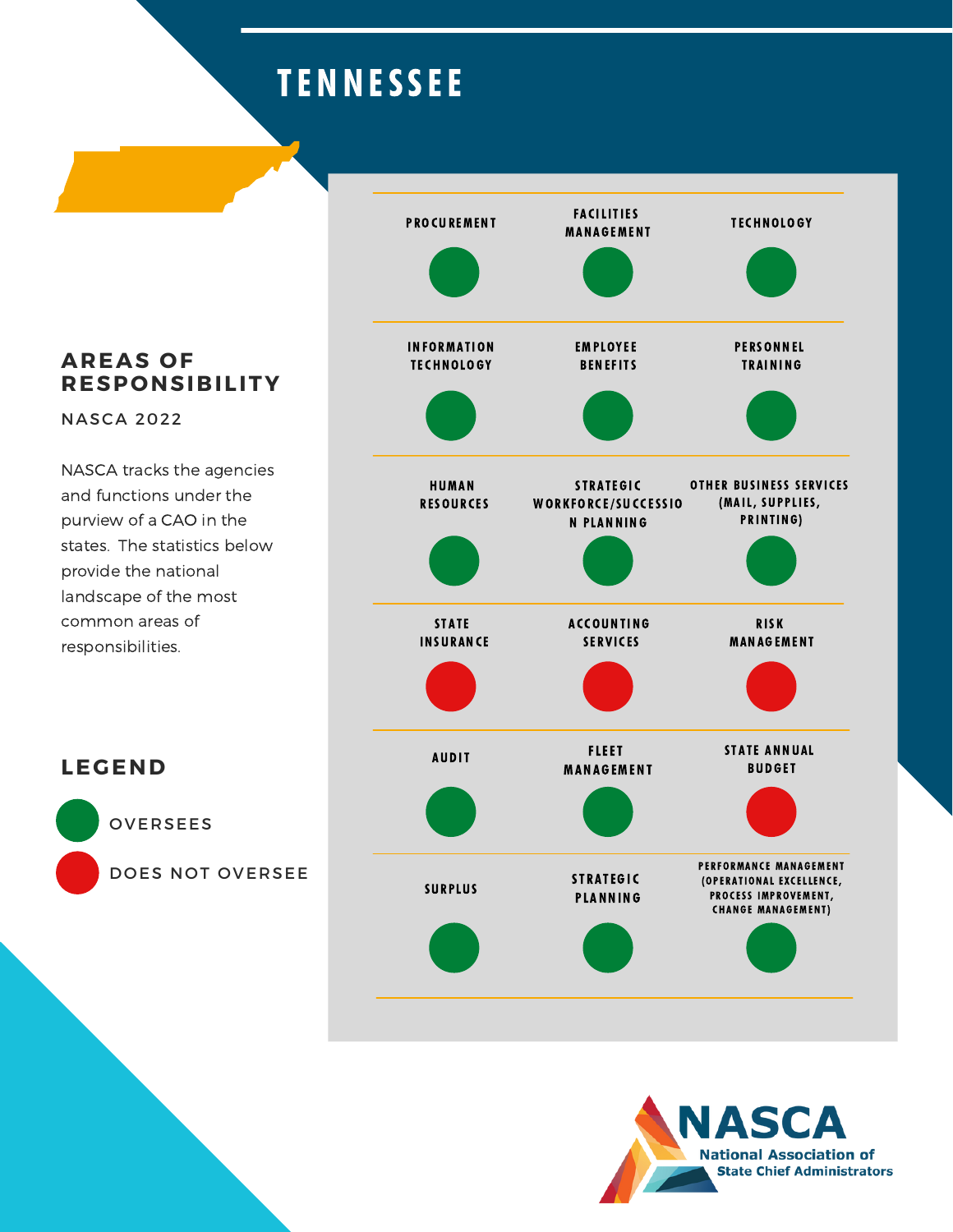# TENNESSEE

## AREAS OF RESPONSIBILITY

NASCA 2022

NASCA tracks the agencies and functions under the purview of a CAO in the states. The statistics below provide the national landscape of the most common areas of responsibilities.

| Area | Status |
|---|---|
| PROCUREMENT | Oversees |
| FACILITIES MANAGEMENT | Oversees |
| TECHNOLOGY | Oversees |
| INFORMATION TECHNOLOGY | Oversees |
| EMPLOYEE BENEFITS | Oversees |
| PERSONNEL TRAINING | Oversees |
| HUMAN RESOURCES | Oversees |
| STRATEGIC WORKFORCE/SUCCESSION PLANNING | Oversees |
| OTHER BUSINESS SERVICES (MAIL, SUPPLIES, PRINTING) | Oversees |
| STATE INSURANCE | Does Not Oversee |
| ACCOUNTING SERVICES | Does Not Oversee |
| RISK MANAGEMENT | Does Not Oversee |
| AUDIT | Oversees |
| FLEET MANAGEMENT | Oversees |
| STATE ANNUAL BUDGET | Does Not Oversee |
| SURPLUS | Oversees |
| STRATEGIC PLANNING | Oversees |
| PERFORMANCE MANAGEMENT (OPERATIONAL EXCELLENCE, PROCESS IMPROVEMENT, CHANGE MANAGEMENT) | Oversees |

## LEGEND

- OVERSEES (green)
- DOES NOT OVERSEE (red)

NASCA
National Association of State Chief Administrators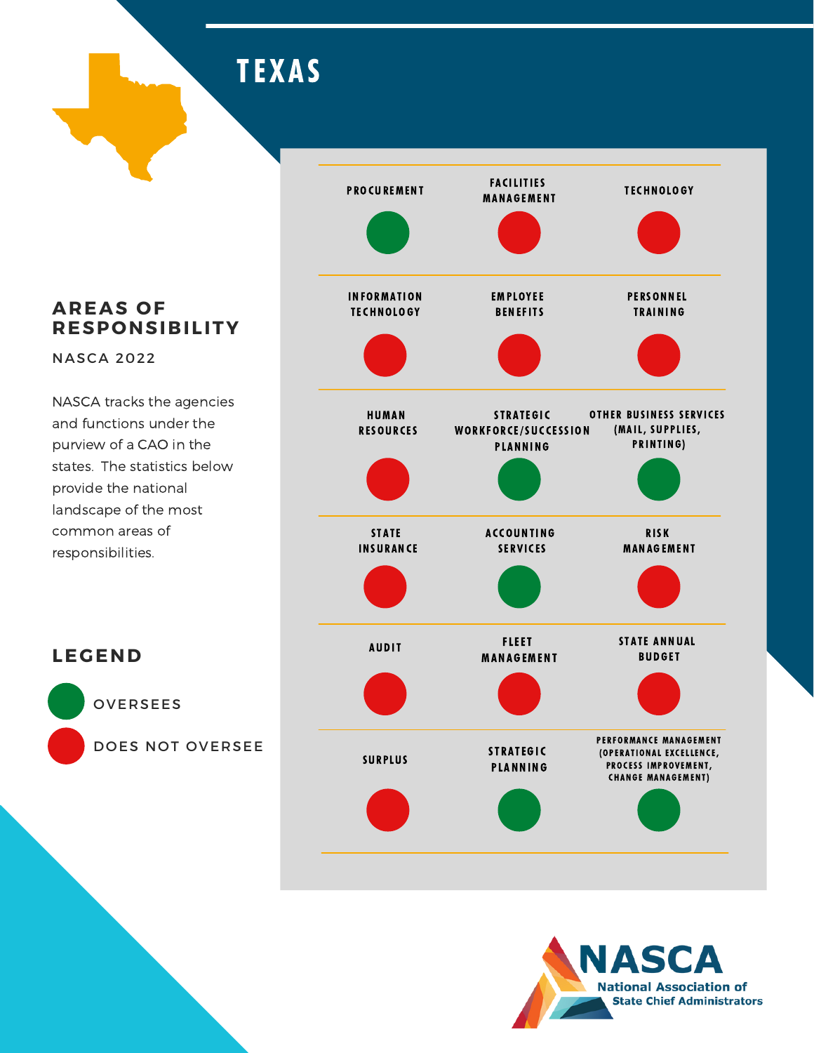# TEXAS

## AREAS OF RESPONSIBILITY

NASCA 2022

NASCA tracks the agencies and functions under the purview of a CAO in the states. The statistics below provide the national landscape of the most common areas of responsibilities.

| Area | Status |
| --- | --- |
| Procurement | Oversees |
| Facilities Management | Does Not Oversee |
| Technology | Does Not Oversee |
| Information Technology | Does Not Oversee |
| Employee Benefits | Does Not Oversee |
| Personnel Training | Does Not Oversee |
| Human Resources | Does Not Oversee |
| Strategic Workforce/Succession Planning | Oversees |
| Other Business Services (Mail, Supplies, Printing) | Oversees |
| State Insurance | Does Not Oversee |
| Accounting Services | Oversees |
| Risk Management | Does Not Oversee |
| Audit | Does Not Oversee |
| Fleet Management | Does Not Oversee |
| State Annual Budget | Does Not Oversee |
| Surplus | Does Not Oversee |
| Strategic Planning | Oversees |
| Performance Management (Operational Excellence, Process Improvement, Change Management) | Oversees |

## LEGEND

- Green: OVERSEES
- Red: DOES NOT OVERSEE

NASCA
National Association of State Chief Administrators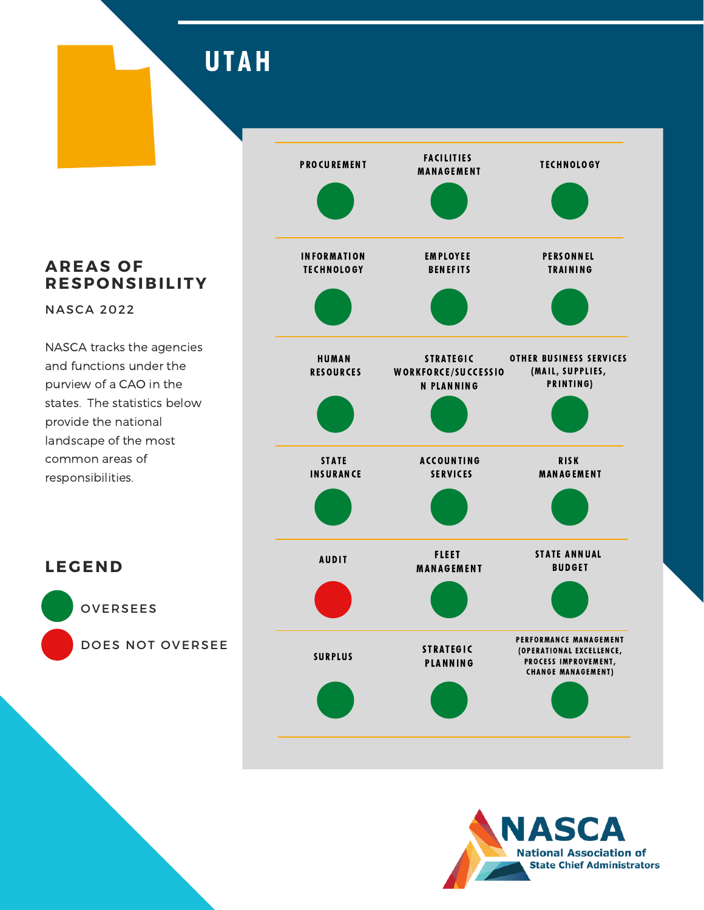# UTAH

## AREAS OF RESPONSIBILITY

NASCA 2022

NASCA tracks the agencies and functions under the purview of a CAO in the states. The statistics below provide the national landscape of the most common areas of responsibilities.

| Area | Status | Area | Status | Area | Status |
|---|---|---|---|---|---|
| PROCUREMENT | Oversees | FACILITIES MANAGEMENT | Oversees | TECHNOLOGY | Oversees |
| INFORMATION TECHNOLOGY | Oversees | EMPLOYEE BENEFITS | Oversees | PERSONNEL TRAINING | Oversees |
| HUMAN RESOURCES | Oversees | STRATEGIC WORKFORCE/SUCCESSION PLANNING | Oversees | OTHER BUSINESS SERVICES (MAIL, SUPPLIES, PRINTING) | Oversees |
| STATE INSURANCE | Oversees | ACCOUNTING SERVICES | Oversees | RISK MANAGEMENT | Oversees |
| AUDIT | Does Not Oversee | FLEET MANAGEMENT | Oversees | STATE ANNUAL BUDGET | Oversees |
| SURPLUS | Oversees | STRATEGIC PLANNING | Oversees | PERFORMANCE MANAGEMENT (OPERATIONAL EXCELLENCE, PROCESS IMPROVEMENT, CHANGE MANAGEMENT) | Oversees |

## LEGEND

- OVERSEES (green)
- DOES NOT OVERSEE (red)

NASCA
National Association of State Chief Administrators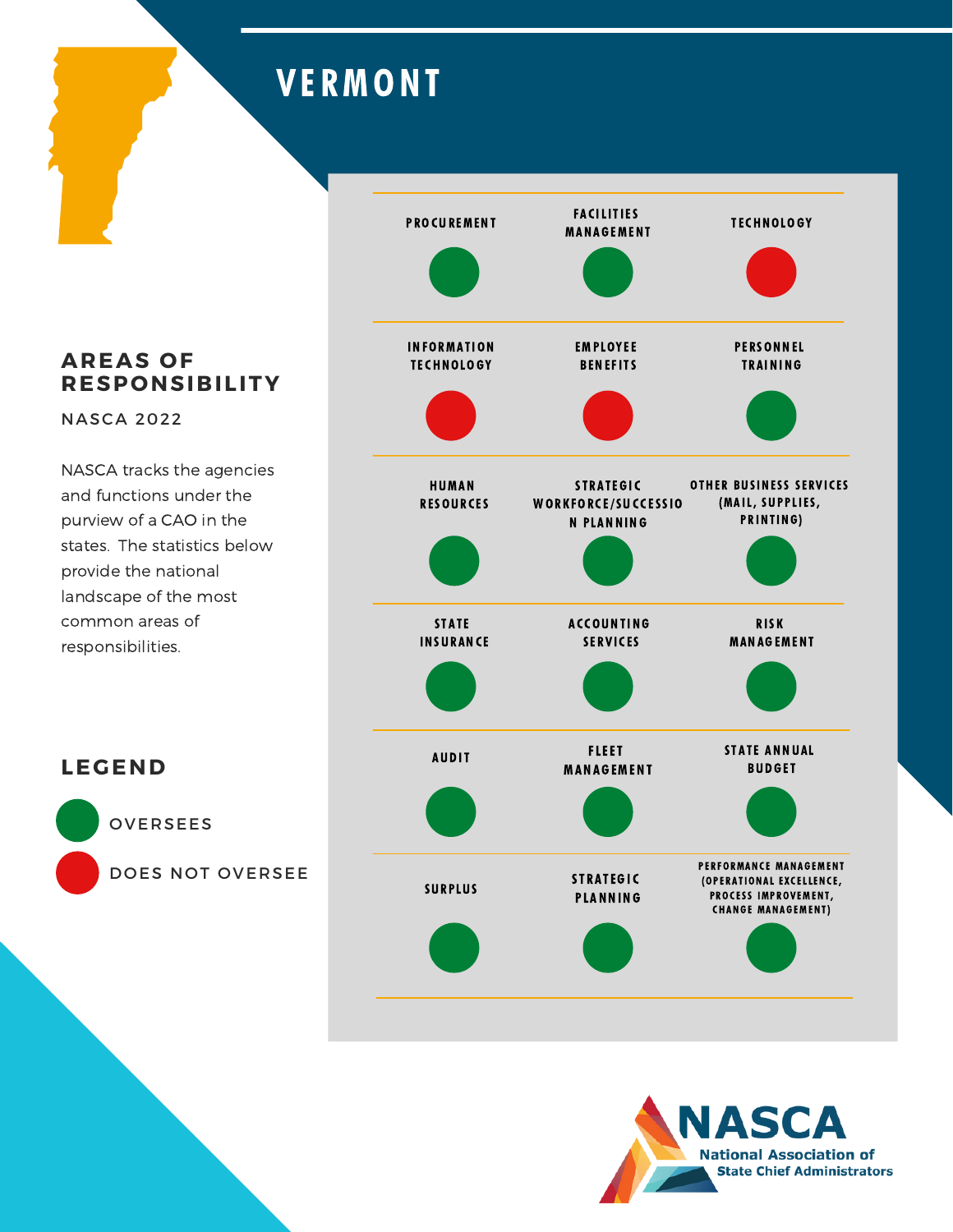# VERMONT

## AREAS OF RESPONSIBILITY

NASCA 2022

NASCA tracks the agencies and functions under the purview of a CAO in the states. The statistics below provide the national landscape of the most common areas of responsibilities.

| Area | Status |
|---|---|
| PROCUREMENT | Oversees |
| FACILITIES MANAGEMENT | Oversees |
| TECHNOLOGY | Does Not Oversee |
| INFORMATION TECHNOLOGY | Does Not Oversee |
| EMPLOYEE BENEFITS | Does Not Oversee |
| PERSONNEL TRAINING | Oversees |
| HUMAN RESOURCES | Oversees |
| STRATEGIC WORKFORCE/SUCCESSION PLANNING | Oversees |
| OTHER BUSINESS SERVICES (MAIL, SUPPLIES, PRINTING) | Oversees |
| STATE INSURANCE | Oversees |
| ACCOUNTING SERVICES | Oversees |
| RISK MANAGEMENT | Oversees |
| AUDIT | Oversees |
| FLEET MANAGEMENT | Oversees |
| STATE ANNUAL BUDGET | Oversees |
| SURPLUS | Oversees |
| STRATEGIC PLANNING | Oversees |
| PERFORMANCE MANAGEMENT (OPERATIONAL EXCELLENCE, PROCESS IMPROVEMENT, CHANGE MANAGEMENT) | Oversees |

## LEGEND

- OVERSEES (green)
- DOES NOT OVERSEE (red)

NASCA
National Association of State Chief Administrators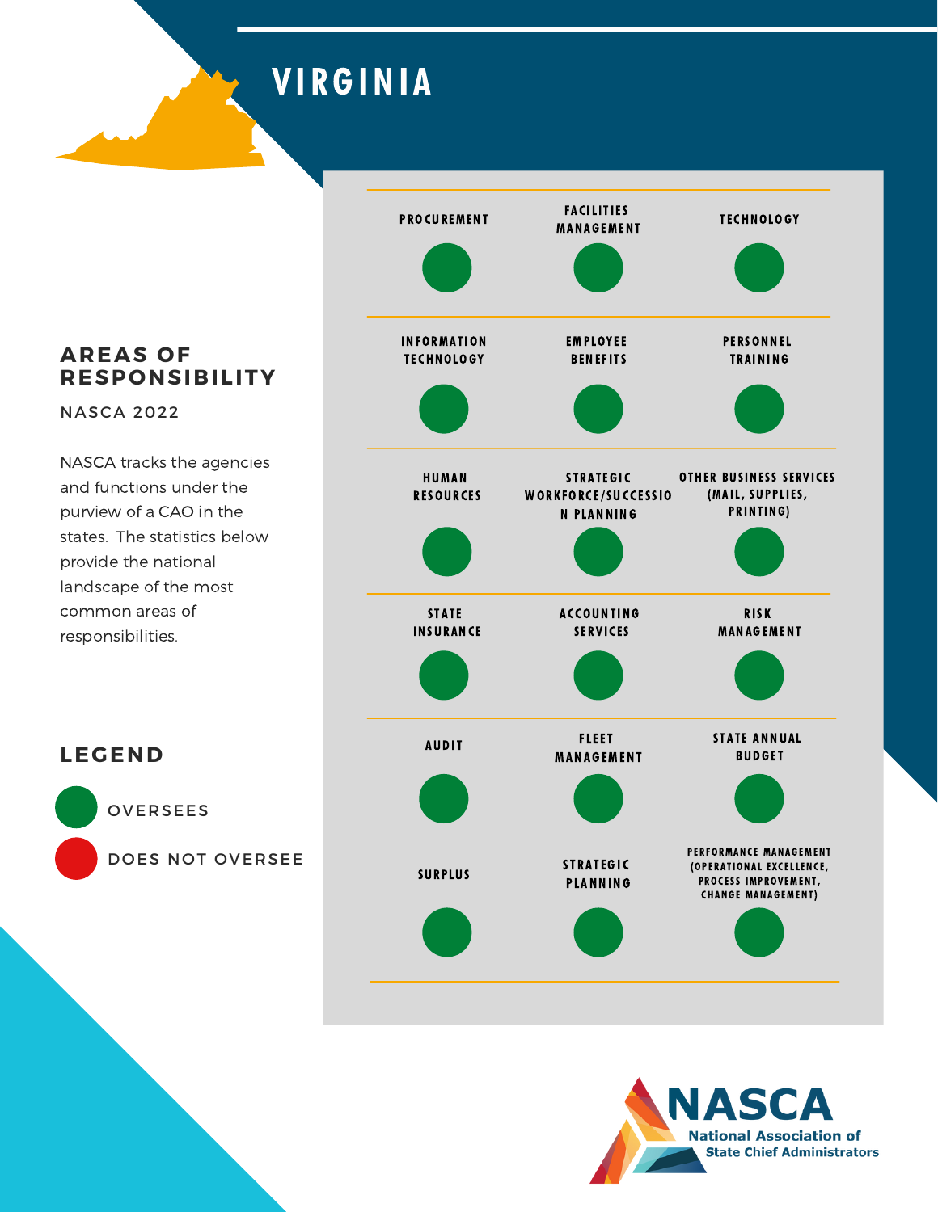# VIRGINIA

## AREAS OF RESPONSIBILITY

NASCA 2022

NASCA tracks the agencies and functions under the purview of a CAO in the states. The statistics below provide the national landscape of the most common areas of responsibilities.

## LEGEND

- OVERSEES (green)
- DOES NOT OVERSEE (red)

| Area | Status | Area | Status | Area | Status |
|---|---|---|---|---|---|
| PROCUREMENT | Oversees | FACILITIES MANAGEMENT | Oversees | TECHNOLOGY | Oversees |
| INFORMATION TECHNOLOGY | Oversees | EMPLOYEE BENEFITS | Oversees | PERSONNEL TRAINING | Oversees |
| HUMAN RESOURCES | Oversees | STRATEGIC WORKFORCE/SUCCESSION PLANNING | Oversees | OTHER BUSINESS SERVICES (MAIL, SUPPLIES, PRINTING) | Oversees |
| STATE INSURANCE | Oversees | ACCOUNTING SERVICES | Oversees | RISK MANAGEMENT | Oversees |
| AUDIT | Oversees | FLEET MANAGEMENT | Oversees | STATE ANNUAL BUDGET | Oversees |
| SURPLUS | Oversees | STRATEGIC PLANNING | Oversees | PERFORMANCE MANAGEMENT (OPERATIONAL EXCELLENCE, PROCESS IMPROVEMENT, CHANGE MANAGEMENT) | Oversees |

NASCA
National Association of State Chief Administrators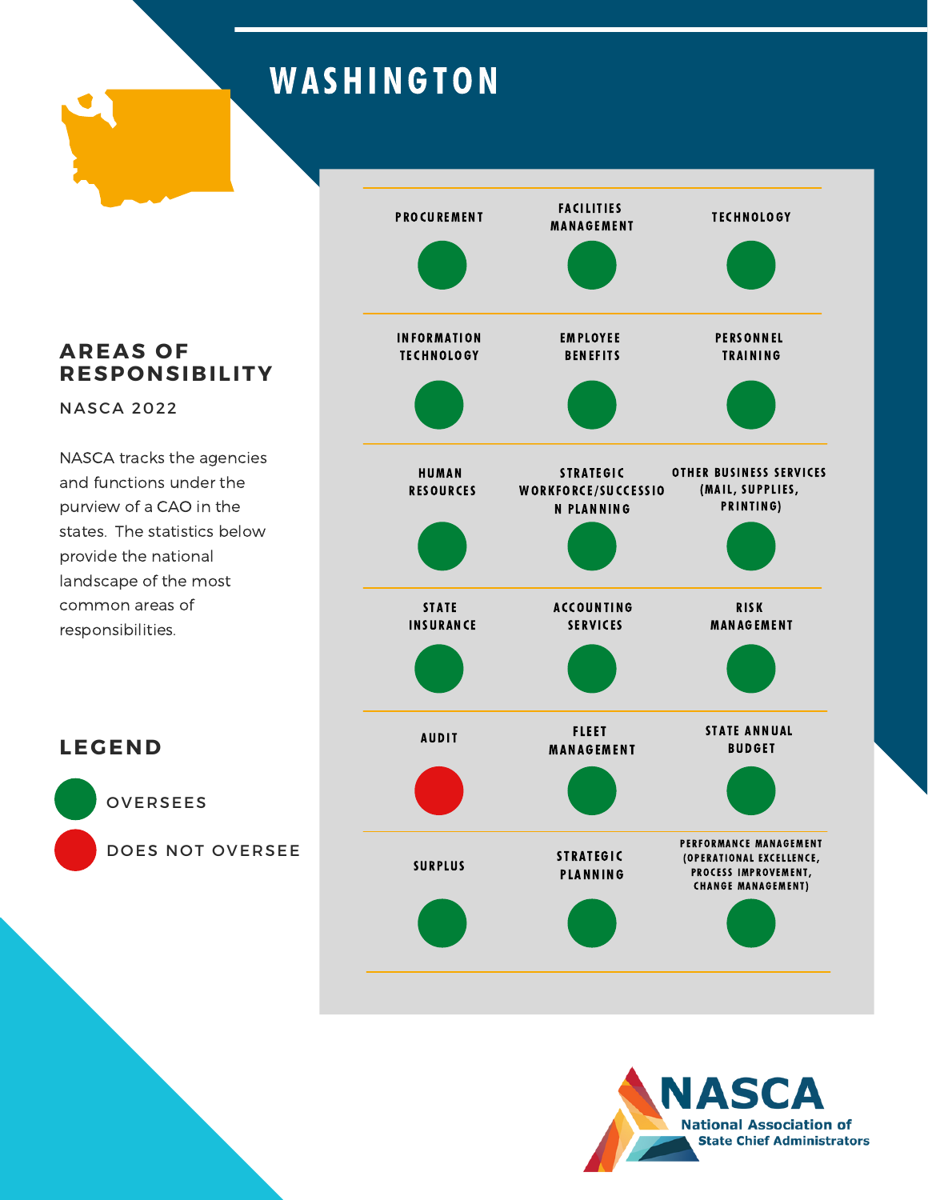# WASHINGTON

## AREAS OF RESPONSIBILITY

NASCA 2022

NASCA tracks the agencies and functions under the purview of a CAO in the states. The statistics below provide the national landscape of the most common areas of responsibilities.

| Area | Status |
|---|---|
| PROCUREMENT | Oversees |
| FACILITIES MANAGEMENT | Oversees |
| TECHNOLOGY | Oversees |
| INFORMATION TECHNOLOGY | Oversees |
| EMPLOYEE BENEFITS | Oversees |
| PERSONNEL TRAINING | Oversees |
| HUMAN RESOURCES | Oversees |
| STRATEGIC WORKFORCE/SUCCESSION PLANNING | Oversees |
| OTHER BUSINESS SERVICES (MAIL, SUPPLIES, PRINTING) | Oversees |
| STATE INSURANCE | Oversees |
| ACCOUNTING SERVICES | Oversees |
| RISK MANAGEMENT | Oversees |
| AUDIT | Does Not Oversee |
| FLEET MANAGEMENT | Oversees |
| STATE ANNUAL BUDGET | Oversees |
| SURPLUS | Oversees |
| STRATEGIC PLANNING | Oversees |
| PERFORMANCE MANAGEMENT (OPERATIONAL EXCELLENCE, PROCESS IMPROVEMENT, CHANGE MANAGEMENT) | Oversees |

## LEGEND

- OVERSEES (green)
- DOES NOT OVERSEE (red)

NASCA
National Association of State Chief Administrators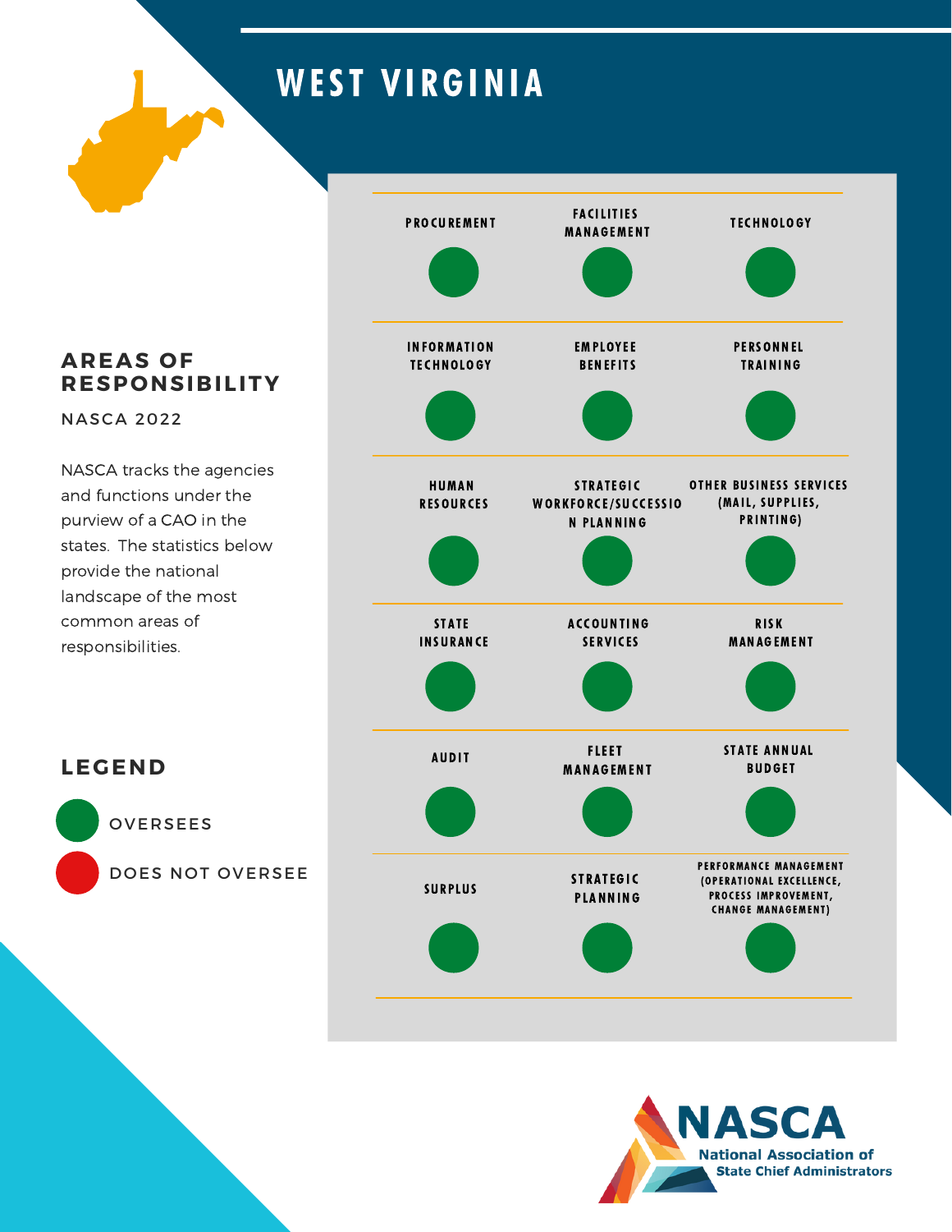# WEST VIRGINIA

## AREAS OF RESPONSIBILITY

NASCA 2022

NASCA tracks the agencies and functions under the purview of a CAO in the states. The statistics below provide the national landscape of the most common areas of responsibilities.

| Area | Status |
| --- | --- |
| PROCUREMENT | OVERSEES |
| FACILITIES MANAGEMENT | OVERSEES |
| TECHNOLOGY | OVERSEES |
| INFORMATION TECHNOLOGY | OVERSEES |
| EMPLOYEE BENEFITS | OVERSEES |
| PERSONNEL TRAINING | OVERSEES |
| HUMAN RESOURCES | OVERSEES |
| STRATEGIC WORKFORCE/SUCCESSION PLANNING | OVERSEES |
| OTHER BUSINESS SERVICES (MAIL, SUPPLIES, PRINTING) | OVERSEES |
| STATE INSURANCE | OVERSEES |
| ACCOUNTING SERVICES | OVERSEES |
| RISK MANAGEMENT | OVERSEES |
| AUDIT | OVERSEES |
| FLEET MANAGEMENT | OVERSEES |
| STATE ANNUAL BUDGET | OVERSEES |
| SURPLUS | OVERSEES |
| STRATEGIC PLANNING | OVERSEES |
| PERFORMANCE MANAGEMENT (OPERATIONAL EXCELLENCE, PROCESS IMPROVEMENT, CHANGE MANAGEMENT) | OVERSEES |

## LEGEND

- OVERSEES (green)
- DOES NOT OVERSEE (red)

NASCA
National Association of State Chief Administrators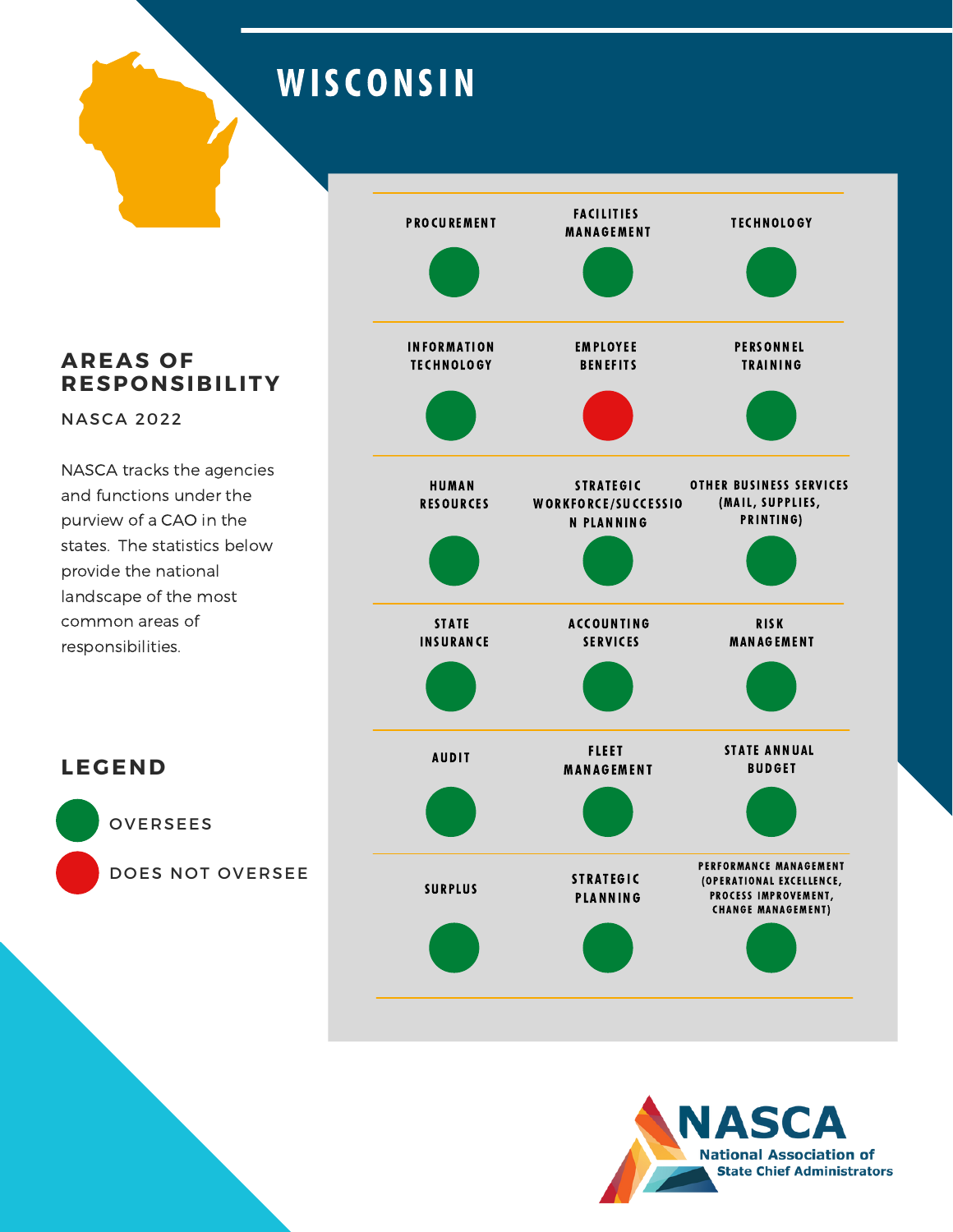# WISCONSIN

## AREAS OF RESPONSIBILITY

NASCA 2022

NASCA tracks the agencies and functions under the purview of a CAO in the states. The statistics below provide the national landscape of the most common areas of responsibilities.

| Area | Status |
|---|---|
| Procurement | Oversees |
| Facilities Management | Oversees |
| Technology | Oversees |
| Information Technology | Oversees |
| Employee Benefits | Does Not Oversee |
| Personnel Training | Oversees |
| Human Resources | Oversees |
| Strategic Workforce/Succession Planning | Oversees |
| Other Business Services (Mail, Supplies, Printing) | Oversees |
| State Insurance | Oversees |
| Accounting Services | Oversees |
| Risk Management | Oversees |
| Audit | Oversees |
| Fleet Management | Oversees |
| State Annual Budget | Oversees |
| Surplus | Oversees |
| Strategic Planning | Oversees |
| Performance Management (Operational Excellence, Process Improvement, Change Management) | Oversees |

## LEGEND

- OVERSEES (green)
- DOES NOT OVERSEE (red)

NASCA
National Association of State Chief Administrators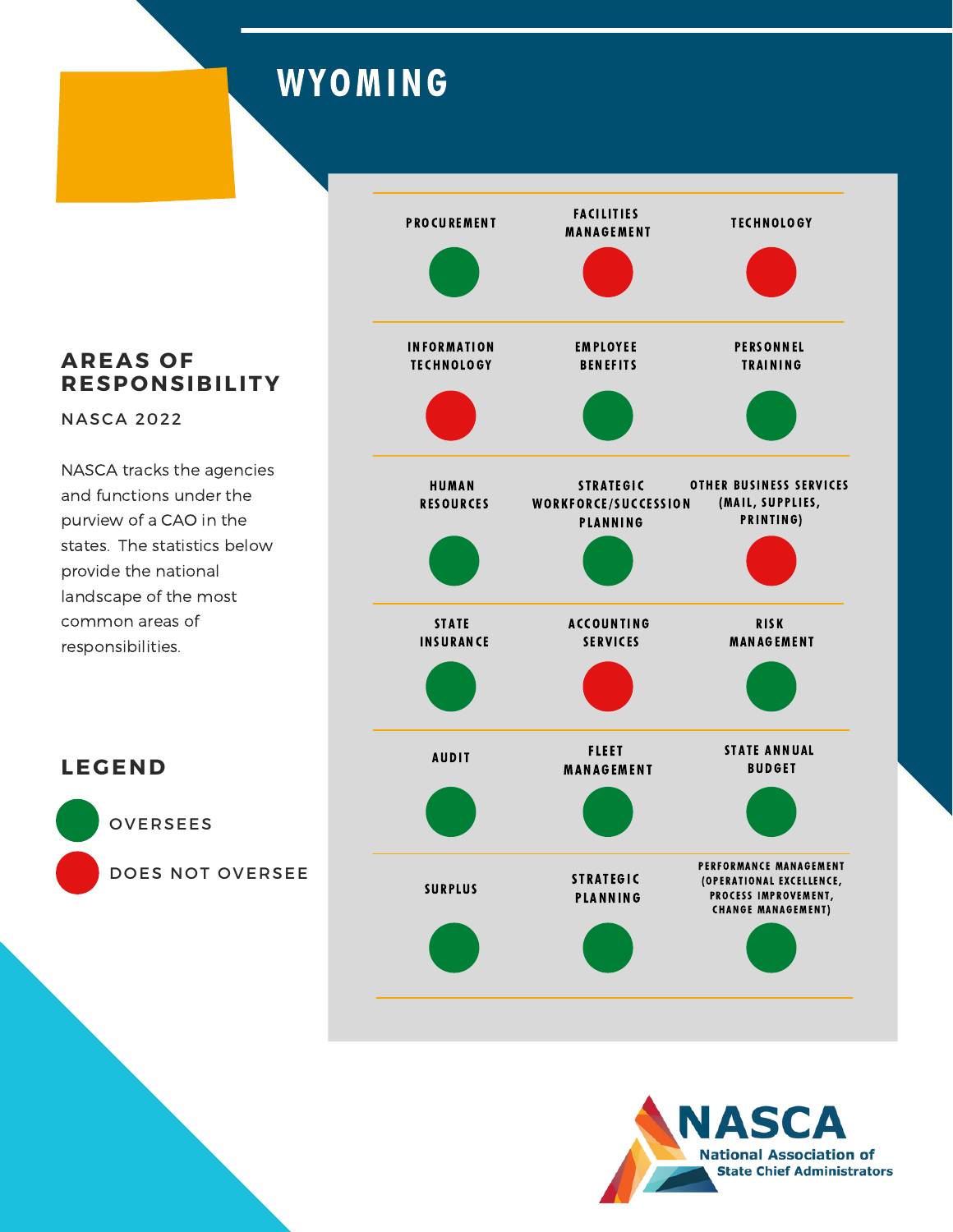# WYOMING

## AREAS OF RESPONSIBILITY

NASCA 2022

NASCA tracks the agencies and functions under the purview of a CAO in the states. The statistics below provide the national landscape of the most common areas of responsibilities.

| | | |
|---|---|---|
| PROCUREMENT: Oversees | FACILITIES MANAGEMENT: Does not oversee | TECHNOLOGY: Does not oversee |
| INFORMATION TECHNOLOGY: Does not oversee | EMPLOYEE BENEFITS: Oversees | PERSONNEL TRAINING: Oversees |
| HUMAN RESOURCES: Oversees | STRATEGIC WORKFORCE/SUCCESSION PLANNING: Oversees | OTHER BUSINESS SERVICES (MAIL, SUPPLIES, PRINTING): Does not oversee |
| STATE INSURANCE: Oversees | ACCOUNTING SERVICES: Does not oversee | RISK MANAGEMENT: Oversees |
| AUDIT: Oversees | FLEET MANAGEMENT: Oversees | STATE ANNUAL BUDGET: Oversees |
| SURPLUS: Oversees | STRATEGIC PLANNING: Oversees | PERFORMANCE MANAGEMENT (OPERATIONAL EXCELLENCE, PROCESS IMPROVEMENT, CHANGE MANAGEMENT): Oversees |

## LEGEND

- OVERSEES
- DOES NOT OVERSEE

NASCA
National Association of State Chief Administrators